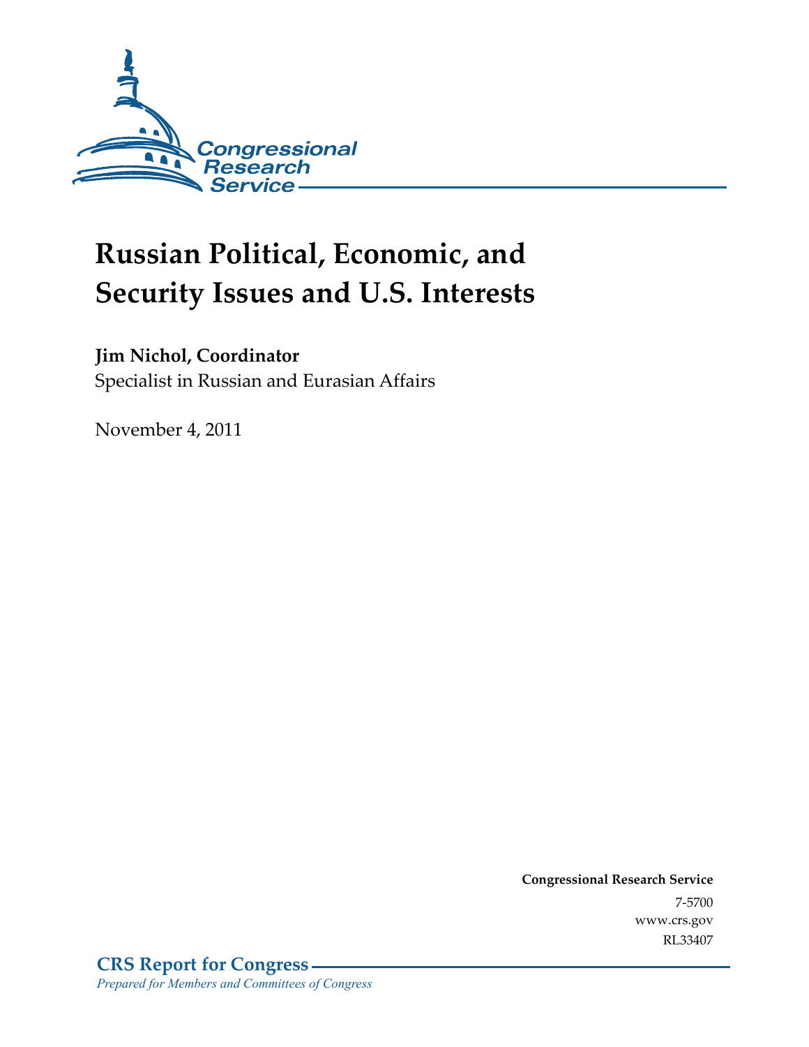Congressional Research Service

# Russian Political, Economic, and Security Issues and U.S. Interests

**Jim Nichol, Coordinator**

Specialist in Russian and Eurasian Affairs

November 4, 2011

**Congressional Research Service**

7-5700

www.crs.gov

RL33407

**CRS Report for Congress**

*Prepared for Members and Committees of Congress*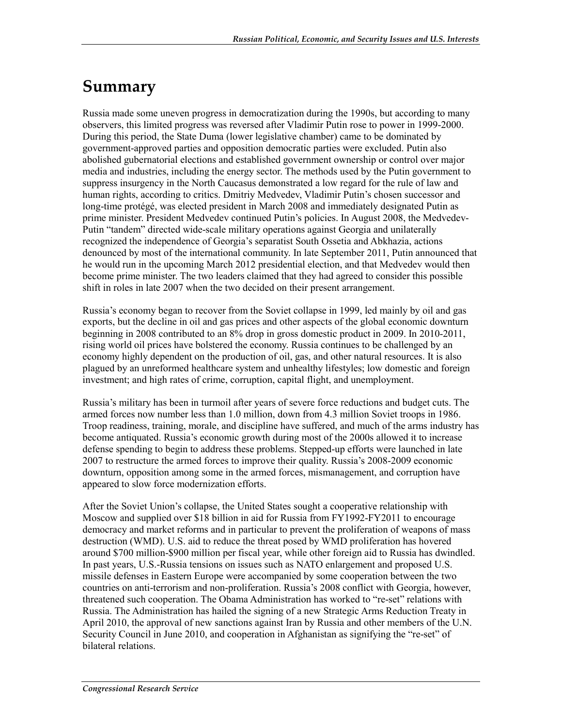# Summary

Russia made some uneven progress in democratization during the 1990s, but according to many observers, this limited progress was reversed after Vladimir Putin rose to power in 1999-2000. During this period, the State Duma (lower legislative chamber) came to be dominated by government-approved parties and opposition democratic parties were excluded. Putin also abolished gubernatorial elections and established government ownership or control over major media and industries, including the energy sector. The methods used by the Putin government to suppress insurgency in the North Caucasus demonstrated a low regard for the rule of law and human rights, according to critics. Dmitriy Medvedev, Vladimir Putin's chosen successor and long-time protégé, was elected president in March 2008 and immediately designated Putin as prime minister. President Medvedev continued Putin's policies. In August 2008, the Medvedev-Putin "tandem" directed wide-scale military operations against Georgia and unilaterally recognized the independence of Georgia's separatist South Ossetia and Abkhazia, actions denounced by most of the international community. In late September 2011, Putin announced that he would run in the upcoming March 2012 presidential election, and that Medvedev would then become prime minister. The two leaders claimed that they had agreed to consider this possible shift in roles in late 2007 when the two decided on their present arrangement.

Russia's economy began to recover from the Soviet collapse in 1999, led mainly by oil and gas exports, but the decline in oil and gas prices and other aspects of the global economic downturn beginning in 2008 contributed to an 8% drop in gross domestic product in 2009. In 2010-2011, rising world oil prices have bolstered the economy. Russia continues to be challenged by an economy highly dependent on the production of oil, gas, and other natural resources. It is also plagued by an unreformed healthcare system and unhealthy lifestyles; low domestic and foreign investment; and high rates of crime, corruption, capital flight, and unemployment.

Russia's military has been in turmoil after years of severe force reductions and budget cuts. The armed forces now number less than 1.0 million, down from 4.3 million Soviet troops in 1986. Troop readiness, training, morale, and discipline have suffered, and much of the arms industry has become antiquated. Russia's economic growth during most of the 2000s allowed it to increase defense spending to begin to address these problems. Stepped-up efforts were launched in late 2007 to restructure the armed forces to improve their quality. Russia's 2008-2009 economic downturn, opposition among some in the armed forces, mismanagement, and corruption have appeared to slow force modernization efforts.

After the Soviet Union's collapse, the United States sought a cooperative relationship with Moscow and supplied over $18 billion in aid for Russia from FY1992-FY2011 to encourage democracy and market reforms and in particular to prevent the proliferation of weapons of mass destruction (WMD). U.S. aid to reduce the threat posed by WMD proliferation has hovered around $700 million-$900 million per fiscal year, while other foreign aid to Russia has dwindled. In past years, U.S.-Russia tensions on issues such as NATO enlargement and proposed U.S. missile defenses in Eastern Europe were accompanied by some cooperation between the two countries on anti-terrorism and non-proliferation. Russia's 2008 conflict with Georgia, however, threatened such cooperation. The Obama Administration has worked to "re-set" relations with Russia. The Administration has hailed the signing of a new Strategic Arms Reduction Treaty in April 2010, the approval of new sanctions against Iran by Russia and other members of the U.N. Security Council in June 2010, and cooperation in Afghanistan as signifying the "re-set" of bilateral relations.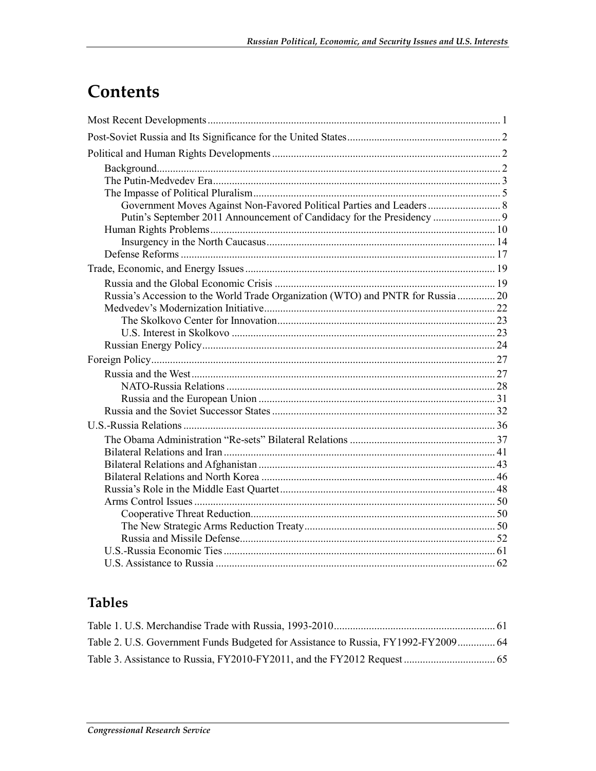# Contents

Most Recent Developments ............................................................................................................ 1

Post-Soviet Russia and Its Significance for the United States......................................................... 2

Political and Human Rights Developments .................................................................................... 2

- Background............................................................................................................................... 2
- The Putin-Medvedev Era.......................................................................................................... 3
- The Impasse of Political Pluralism........................................................................................... 5
  - Government Moves Against Non-Favored Political Parties and Leaders ........................... 8
  - Putin's September 2011 Announcement of Candidacy for the Presidency ......................... 9
- Human Rights Problems......................................................................................................... 10
  - Insurgency in the North Caucasus.................................................................................... 14
- Defense Reforms .................................................................................................................... 17

Trade, Economic, and Energy Issues ............................................................................................ 19

- Russia and the Global Economic Crisis ................................................................................. 19
- Russia's Accession to the World Trade Organization (WTO) and PNTR for Russia .............. 20
- Medvedev's Modernization Initiative..................................................................................... 22
  - The Skolkovo Center for Innovation................................................................................ 23
  - U.S. Interest in Skolkovo ................................................................................................. 23
- Russian Energy Policy............................................................................................................ 24

Foreign Policy.............................................................................................................................. 27

- Russia and the West................................................................................................................ 27
  - NATO-Russia Relations ................................................................................................... 28
  - Russia and the European Union ....................................................................................... 31
- Russia and the Soviet Successor States .................................................................................. 32

U.S.-Russia Relations ................................................................................................................... 36

- The Obama Administration "Re-sets" Bilateral Relations ...................................................... 37
- Bilateral Relations and Iran .................................................................................................... 41
- Bilateral Relations and Afghanistan ....................................................................................... 43
- Bilateral Relations and North Korea ...................................................................................... 46
- Russia's Role in the Middle East Quartet................................................................................ 48
- Arms Control Issues ............................................................................................................... 50
  - Cooperative Threat Reduction.......................................................................................... 50
  - The New Strategic Arms Reduction Treaty...................................................................... 50
  - Russia and Missile Defense.............................................................................................. 52
- U.S.-Russia Economic Ties .................................................................................................... 61
- U.S. Assistance to Russia ....................................................................................................... 62

## Tables

Table 1. U.S. Merchandise Trade with Russia, 1993-2010........................................................... 61

Table 2. U.S. Government Funds Budgeted for Assistance to Russia, FY1992-FY2009.............. 64

Table 3. Assistance to Russia, FY2010-FY2011, and the FY2012 Request ................................. 65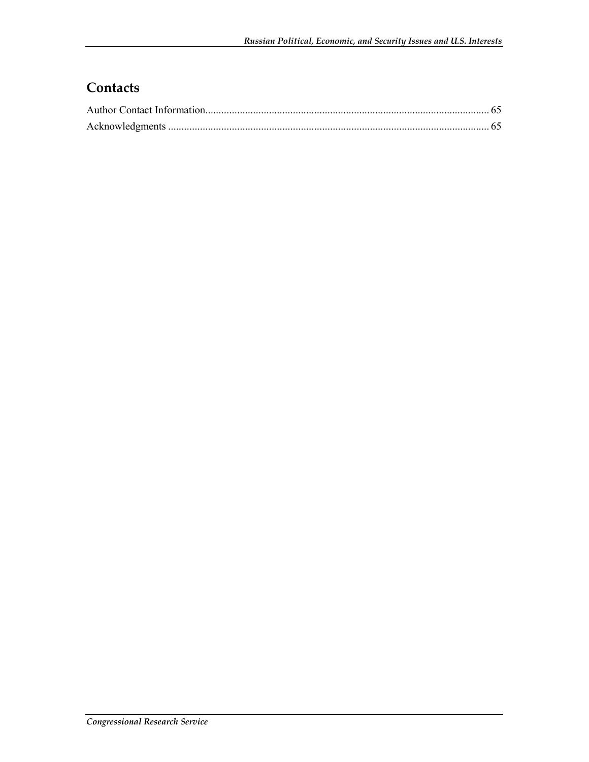## Contacts

Author Contact Information........................................................................................................... 65

Acknowledgments ......................................................................................................................... 65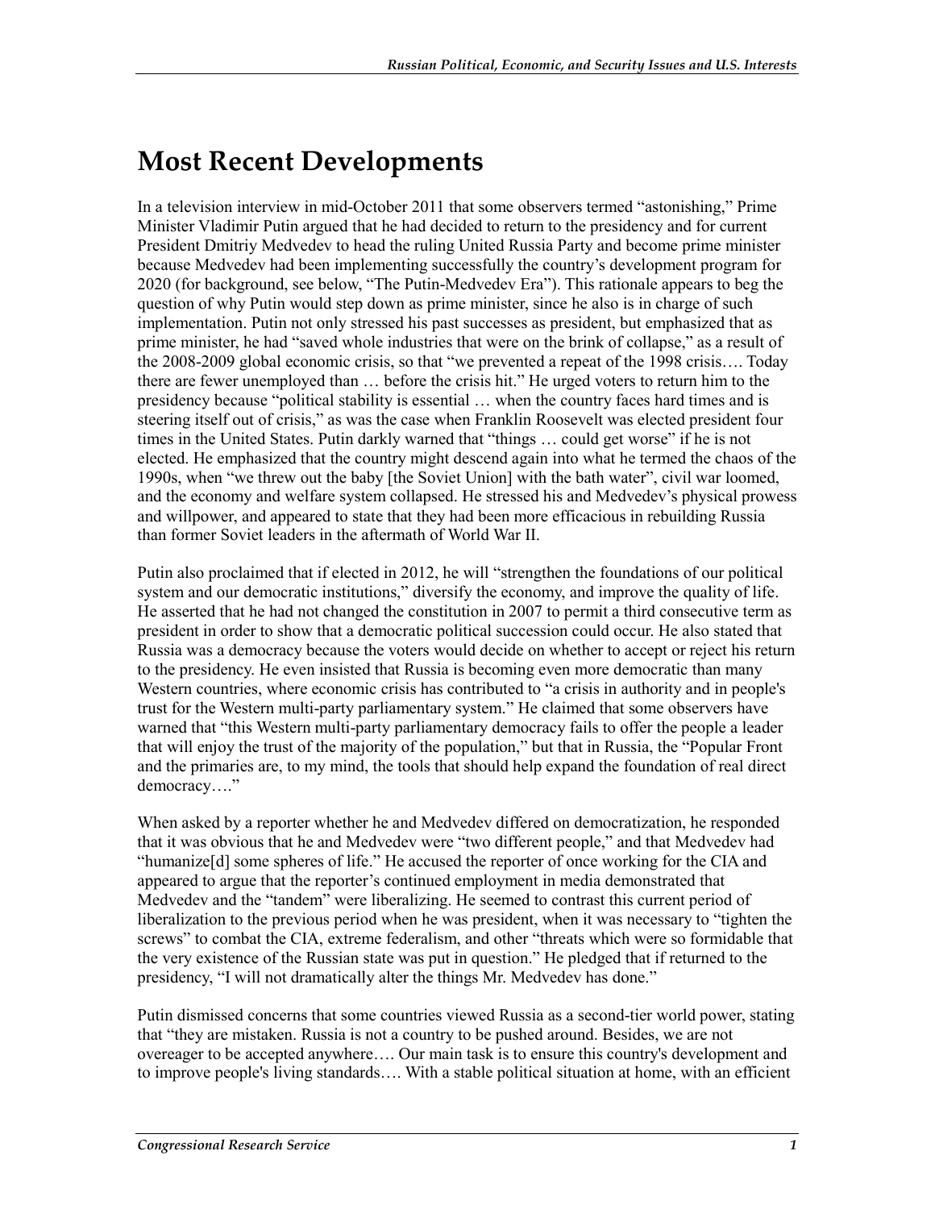# Most Recent Developments

In a television interview in mid-October 2011 that some observers termed "astonishing," Prime Minister Vladimir Putin argued that he had decided to return to the presidency and for current President Dmitriy Medvedev to head the ruling United Russia Party and become prime minister because Medvedev had been implementing successfully the country's development program for 2020 (for background, see below, "The Putin-Medvedev Era"). This rationale appears to beg the question of why Putin would step down as prime minister, since he also is in charge of such implementation. Putin not only stressed his past successes as president, but emphasized that as prime minister, he had "saved whole industries that were on the brink of collapse," as a result of the 2008-2009 global economic crisis, so that "we prevented a repeat of the 1998 crisis…. Today there are fewer unemployed than … before the crisis hit." He urged voters to return him to the presidency because "political stability is essential … when the country faces hard times and is steering itself out of crisis," as was the case when Franklin Roosevelt was elected president four times in the United States. Putin darkly warned that "things … could get worse" if he is not elected. He emphasized that the country might descend again into what he termed the chaos of the 1990s, when "we threw out the baby [the Soviet Union] with the bath water", civil war loomed, and the economy and welfare system collapsed. He stressed his and Medvedev's physical prowess and willpower, and appeared to state that they had been more efficacious in rebuilding Russia than former Soviet leaders in the aftermath of World War II.

Putin also proclaimed that if elected in 2012, he will "strengthen the foundations of our political system and our democratic institutions," diversify the economy, and improve the quality of life. He asserted that he had not changed the constitution in 2007 to permit a third consecutive term as president in order to show that a democratic political succession could occur. He also stated that Russia was a democracy because the voters would decide on whether to accept or reject his return to the presidency. He even insisted that Russia is becoming even more democratic than many Western countries, where economic crisis has contributed to "a crisis in authority and in people's trust for the Western multi-party parliamentary system." He claimed that some observers have warned that "this Western multi-party parliamentary democracy fails to offer the people a leader that will enjoy the trust of the majority of the population," but that in Russia, the "Popular Front and the primaries are, to my mind, the tools that should help expand the foundation of real direct democracy…."

When asked by a reporter whether he and Medvedev differed on democratization, he responded that it was obvious that he and Medvedev were "two different people," and that Medvedev had "humanize[d] some spheres of life." He accused the reporter of once working for the CIA and appeared to argue that the reporter's continued employment in media demonstrated that Medvedev and the "tandem" were liberalizing. He seemed to contrast this current period of liberalization to the previous period when he was president, when it was necessary to "tighten the screws" to combat the CIA, extreme federalism, and other "threats which were so formidable that the very existence of the Russian state was put in question." He pledged that if returned to the presidency, "I will not dramatically alter the things Mr. Medvedev has done."

Putin dismissed concerns that some countries viewed Russia as a second-tier world power, stating that "they are mistaken. Russia is not a country to be pushed around. Besides, we are not overeager to be accepted anywhere…. Our main task is to ensure this country's development and to improve people's living standards…. With a stable political situation at home, with an efficient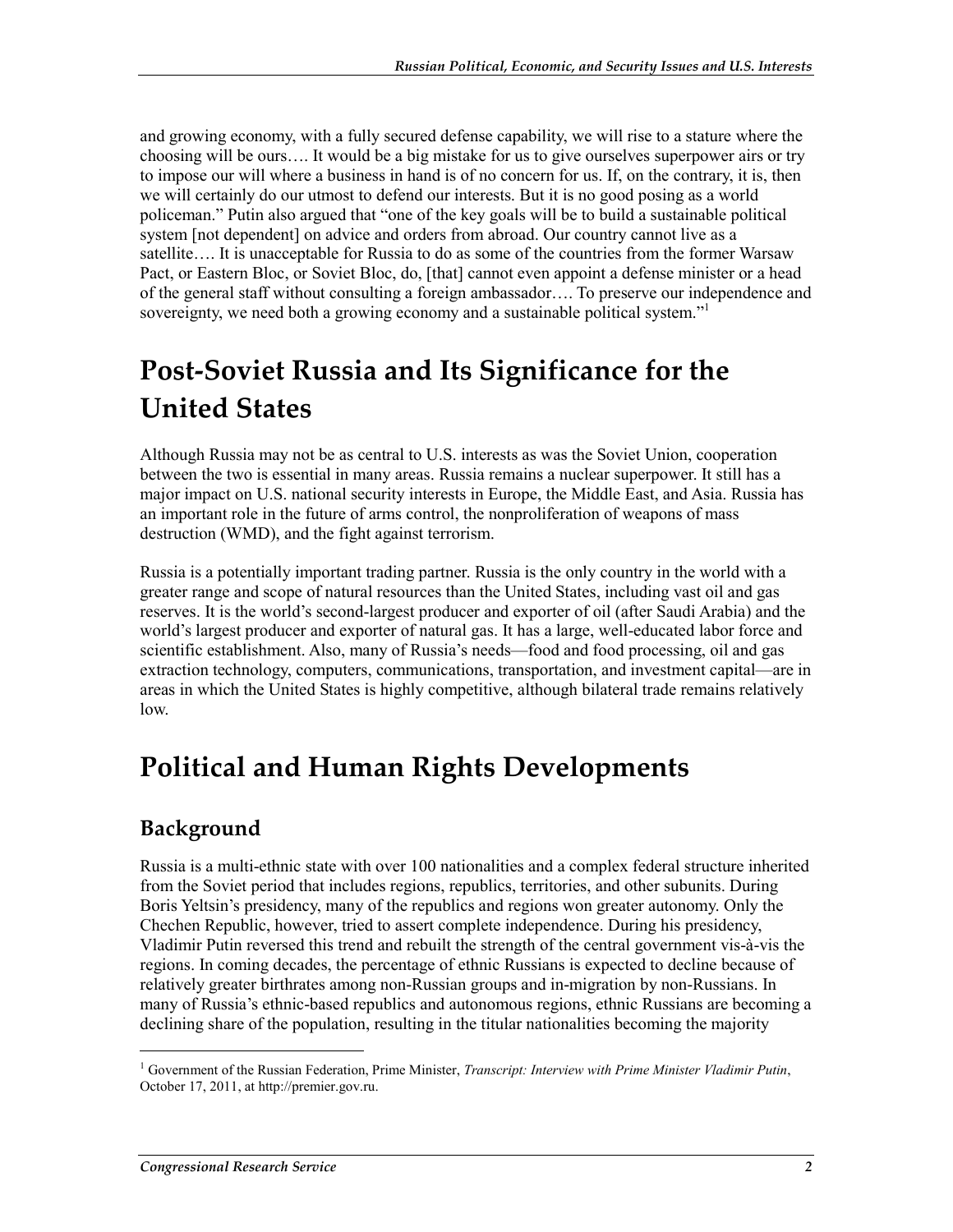and growing economy, with a fully secured defense capability, we will rise to a stature where the choosing will be ours…. It would be a big mistake for us to give ourselves superpower airs or try to impose our will where a business in hand is of no concern for us. If, on the contrary, it is, then we will certainly do our utmost to defend our interests. But it is no good posing as a world policeman." Putin also argued that "one of the key goals will be to build a sustainable political system [not dependent] on advice and orders from abroad. Our country cannot live as a satellite…. It is unacceptable for Russia to do as some of the countries from the former Warsaw Pact, or Eastern Bloc, or Soviet Bloc, do, [that] cannot even appoint a defense minister or a head of the general staff without consulting a foreign ambassador…. To preserve our independence and sovereignty, we need both a growing economy and a sustainable political system."[1]

# Post-Soviet Russia and Its Significance for the United States

Although Russia may not be as central to U.S. interests as was the Soviet Union, cooperation between the two is essential in many areas. Russia remains a nuclear superpower. It still has a major impact on U.S. national security interests in Europe, the Middle East, and Asia. Russia has an important role in the future of arms control, the nonproliferation of weapons of mass destruction (WMD), and the fight against terrorism.

Russia is a potentially important trading partner. Russia is the only country in the world with a greater range and scope of natural resources than the United States, including vast oil and gas reserves. It is the world's second-largest producer and exporter of oil (after Saudi Arabia) and the world's largest producer and exporter of natural gas. It has a large, well-educated labor force and scientific establishment. Also, many of Russia's needs—food and food processing, oil and gas extraction technology, computers, communications, transportation, and investment capital—are in areas in which the United States is highly competitive, although bilateral trade remains relatively low.

# Political and Human Rights Developments

## Background

Russia is a multi-ethnic state with over 100 nationalities and a complex federal structure inherited from the Soviet period that includes regions, republics, territories, and other subunits. During Boris Yeltsin's presidency, many of the republics and regions won greater autonomy. Only the Chechen Republic, however, tried to assert complete independence. During his presidency, Vladimir Putin reversed this trend and rebuilt the strength of the central government vis-à-vis the regions. In coming decades, the percentage of ethnic Russians is expected to decline because of relatively greater birthrates among non-Russian groups and in-migration by non-Russians. In many of Russia's ethnic-based republics and autonomous regions, ethnic Russians are becoming a declining share of the population, resulting in the titular nationalities becoming the majority

[1] Government of the Russian Federation, Prime Minister, *Transcript: Interview with Prime Minister Vladimir Putin*, October 17, 2011, at http://premier.gov.ru.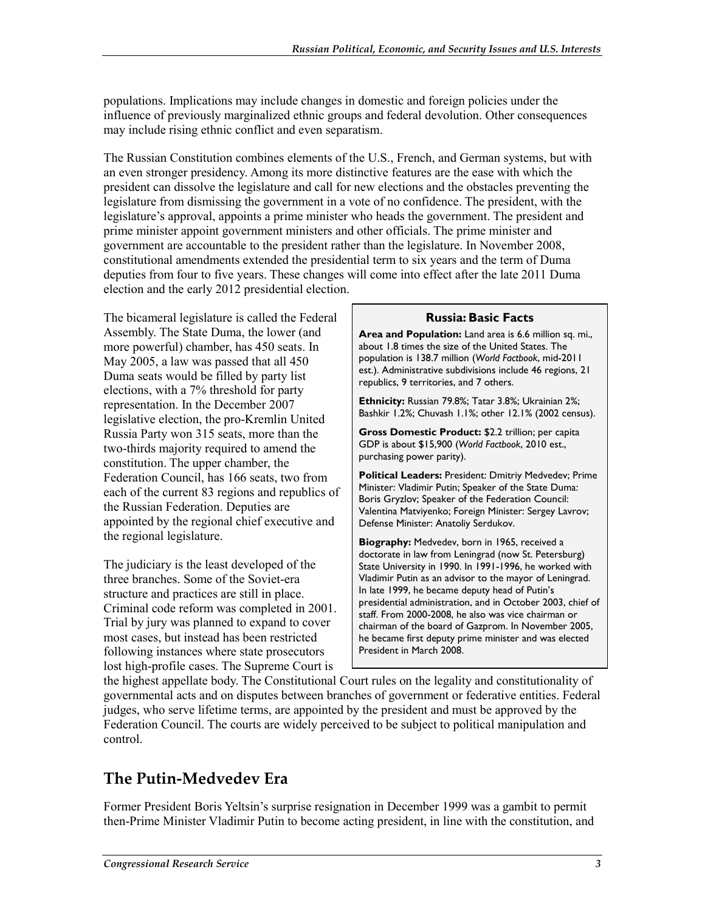populations. Implications may include changes in domestic and foreign policies under the influence of previously marginalized ethnic groups and federal devolution. Other consequences may include rising ethnic conflict and even separatism.

The Russian Constitution combines elements of the U.S., French, and German systems, but with an even stronger presidency. Among its more distinctive features are the ease with which the president can dissolve the legislature and call for new elections and the obstacles preventing the legislature from dismissing the government in a vote of no confidence. The president, with the legislature's approval, appoints a prime minister who heads the government. The president and prime minister appoint government ministers and other officials. The prime minister and government are accountable to the president rather than the legislature. In November 2008, constitutional amendments extended the presidential term to six years and the term of Duma deputies from four to five years. These changes will come into effect after the late 2011 Duma election and the early 2012 presidential election.

The bicameral legislature is called the Federal Assembly. The State Duma, the lower (and more powerful) chamber, has 450 seats. In May 2005, a law was passed that all 450 Duma seats would be filled by party list elections, with a 7% threshold for party representation. In the December 2007 legislative election, the pro-Kremlin United Russia Party won 315 seats, more than the two-thirds majority required to amend the constitution. The upper chamber, the Federation Council, has 166 seats, two from each of the current 83 regions and republics of the Russian Federation. Deputies are appointed by the regional chief executive and the regional legislature.

The judiciary is the least developed of the three branches. Some of the Soviet-era structure and practices are still in place. Criminal code reform was completed in 2001. Trial by jury was planned to expand to cover most cases, but instead has been restricted following instances where state prosecutors lost high-profile cases. The Supreme Court is the highest appellate body. The Constitutional Court rules on the legality and constitutionality of governmental acts and on disputes between branches of government or federative entities. Federal judges, who serve lifetime terms, are appointed by the president and must be approved by the Federation Council. The courts are widely perceived to be subject to political manipulation and control.

> **Russia: Basic Facts**
>
> **Area and Population:** Land area is 6.6 million sq. mi., about 1.8 times the size of the United States. The population is 138.7 million (*World Factbook*, mid-2011 est.). Administrative subdivisions include 46 regions, 21 republics, 9 territories, and 7 others.
>
> **Ethnicity:** Russian 79.8%; Tatar 3.8%; Ukrainian 2%; Bashkir 1.2%; Chuvash 1.1%; other 12.1% (2002 census).
>
> **Gross Domestic Product:** $2.2 trillion; per capita GDP is about $15,900 (*World Factbook*, 2010 est., purchasing power parity).
>
> **Political Leaders:** President: Dmitriy Medvedev; Prime Minister: Vladimir Putin; Speaker of the State Duma: Boris Gryzlov; Speaker of the Federation Council: Valentina Matviyenko; Foreign Minister: Sergey Lavrov; Defense Minister: Anatoliy Serdukov.
>
> **Biography:** Medvedev, born in 1965, received a doctorate in law from Leningrad (now St. Petersburg) State University in 1990. In 1991-1996, he worked with Vladimir Putin as an advisor to the mayor of Leningrad. In late 1999, he became deputy head of Putin's presidential administration, and in October 2003, chief of staff. From 2000-2008, he also was vice chairman or chairman of the board of Gazprom. In November 2005, he became first deputy prime minister and was elected President in March 2008.

## The Putin-Medvedev Era

Former President Boris Yeltsin's surprise resignation in December 1999 was a gambit to permit then-Prime Minister Vladimir Putin to become acting president, in line with the constitution, and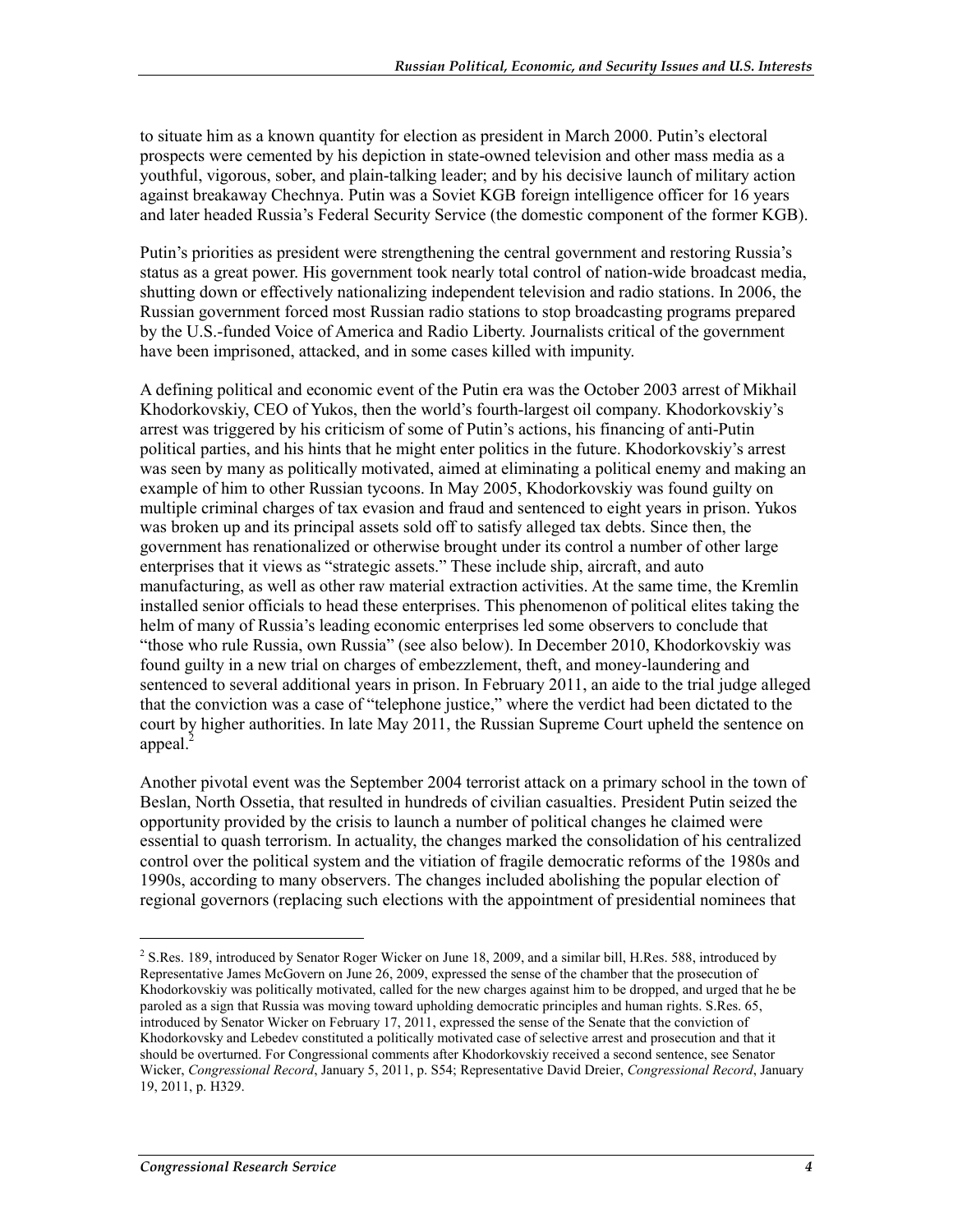to situate him as a known quantity for election as president in March 2000. Putin's electoral prospects were cemented by his depiction in state-owned television and other mass media as a youthful, vigorous, sober, and plain-talking leader; and by his decisive launch of military action against breakaway Chechnya. Putin was a Soviet KGB foreign intelligence officer for 16 years and later headed Russia's Federal Security Service (the domestic component of the former KGB).

Putin's priorities as president were strengthening the central government and restoring Russia's status as a great power. His government took nearly total control of nation-wide broadcast media, shutting down or effectively nationalizing independent television and radio stations. In 2006, the Russian government forced most Russian radio stations to stop broadcasting programs prepared by the U.S.-funded Voice of America and Radio Liberty. Journalists critical of the government have been imprisoned, attacked, and in some cases killed with impunity.

A defining political and economic event of the Putin era was the October 2003 arrest of Mikhail Khodorkovskiy, CEO of Yukos, then the world's fourth-largest oil company. Khodorkovskiy's arrest was triggered by his criticism of some of Putin's actions, his financing of anti-Putin political parties, and his hints that he might enter politics in the future. Khodorkovskiy's arrest was seen by many as politically motivated, aimed at eliminating a political enemy and making an example of him to other Russian tycoons. In May 2005, Khodorkovskiy was found guilty on multiple criminal charges of tax evasion and fraud and sentenced to eight years in prison. Yukos was broken up and its principal assets sold off to satisfy alleged tax debts. Since then, the government has renationalized or otherwise brought under its control a number of other large enterprises that it views as "strategic assets." These include ship, aircraft, and auto manufacturing, as well as other raw material extraction activities. At the same time, the Kremlin installed senior officials to head these enterprises. This phenomenon of political elites taking the helm of many of Russia's leading economic enterprises led some observers to conclude that "those who rule Russia, own Russia" (see also below). In December 2010, Khodorkovskiy was found guilty in a new trial on charges of embezzlement, theft, and money-laundering and sentenced to several additional years in prison. In February 2011, an aide to the trial judge alleged that the conviction was a case of "telephone justice," where the verdict had been dictated to the court by higher authorities. In late May 2011, the Russian Supreme Court upheld the sentence on appeal.[2]

Another pivotal event was the September 2004 terrorist attack on a primary school in the town of Beslan, North Ossetia, that resulted in hundreds of civilian casualties. President Putin seized the opportunity provided by the crisis to launch a number of political changes he claimed were essential to quash terrorism. In actuality, the changes marked the consolidation of his centralized control over the political system and the vitiation of fragile democratic reforms of the 1980s and 1990s, according to many observers. The changes included abolishing the popular election of regional governors (replacing such elections with the appointment of presidential nominees that

---

[2] S.Res. 189, introduced by Senator Roger Wicker on June 18, 2009, and a similar bill, H.Res. 588, introduced by Representative James McGovern on June 26, 2009, expressed the sense of the chamber that the prosecution of Khodorkovskiy was politically motivated, called for the new charges against him to be dropped, and urged that he be paroled as a sign that Russia was moving toward upholding democratic principles and human rights. S.Res. 65, introduced by Senator Wicker on February 17, 2011, expressed the sense of the Senate that the conviction of Khodorkovsky and Lebedev constituted a politically motivated case of selective arrest and prosecution and that it should be overturned. For Congressional comments after Khodorkovskiy received a second sentence, see Senator Wicker, *Congressional Record*, January 5, 2011, p. S54; Representative David Dreier, *Congressional Record*, January 19, 2011, p. H329.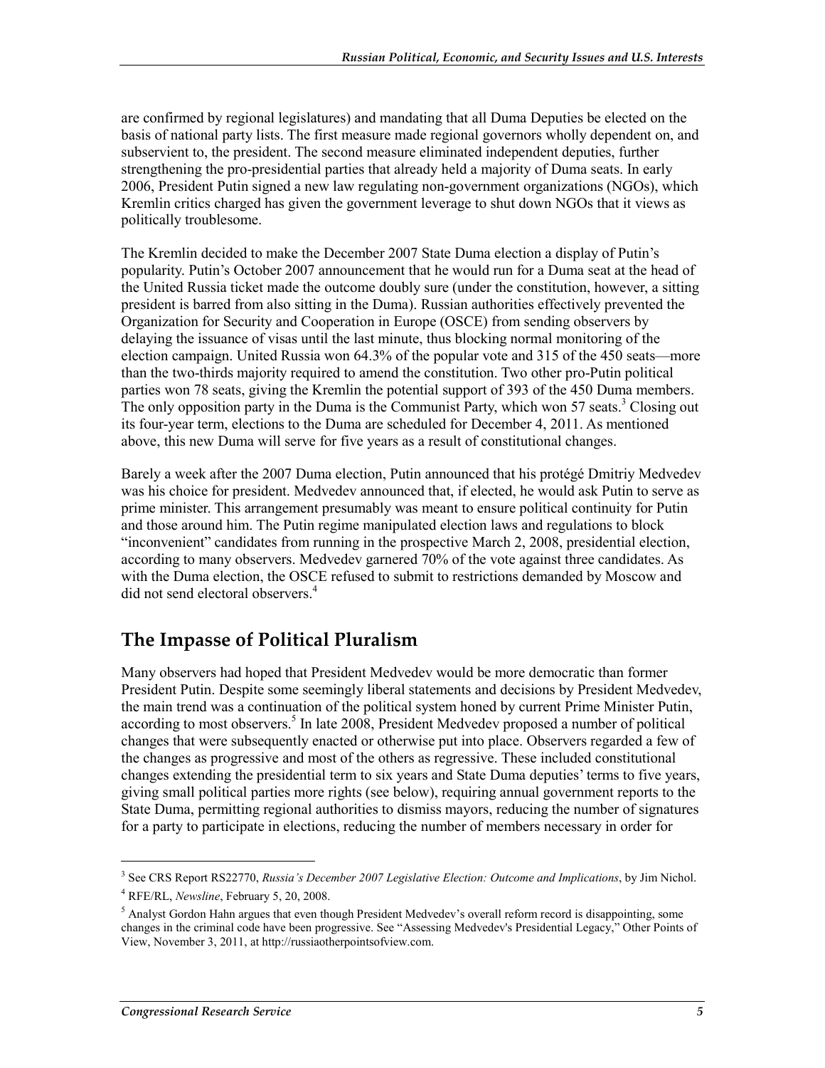are confirmed by regional legislatures) and mandating that all Duma Deputies be elected on the basis of national party lists. The first measure made regional governors wholly dependent on, and subservient to, the president. The second measure eliminated independent deputies, further strengthening the pro-presidential parties that already held a majority of Duma seats. In early 2006, President Putin signed a new law regulating non-government organizations (NGOs), which Kremlin critics charged has given the government leverage to shut down NGOs that it views as politically troublesome.

The Kremlin decided to make the December 2007 State Duma election a display of Putin's popularity. Putin's October 2007 announcement that he would run for a Duma seat at the head of the United Russia ticket made the outcome doubly sure (under the constitution, however, a sitting president is barred from also sitting in the Duma). Russian authorities effectively prevented the Organization for Security and Cooperation in Europe (OSCE) from sending observers by delaying the issuance of visas until the last minute, thus blocking normal monitoring of the election campaign. United Russia won 64.3% of the popular vote and 315 of the 450 seats—more than the two-thirds majority required to amend the constitution. Two other pro-Putin political parties won 78 seats, giving the Kremlin the potential support of 393 of the 450 Duma members. The only opposition party in the Duma is the Communist Party, which won 57 seats.[3] Closing out its four-year term, elections to the Duma are scheduled for December 4, 2011. As mentioned above, this new Duma will serve for five years as a result of constitutional changes.

Barely a week after the 2007 Duma election, Putin announced that his protégé Dmitriy Medvedev was his choice for president. Medvedev announced that, if elected, he would ask Putin to serve as prime minister. This arrangement presumably was meant to ensure political continuity for Putin and those around him. The Putin regime manipulated election laws and regulations to block "inconvenient" candidates from running in the prospective March 2, 2008, presidential election, according to many observers. Medvedev garnered 70% of the vote against three candidates. As with the Duma election, the OSCE refused to submit to restrictions demanded by Moscow and did not send electoral observers.[4]

## The Impasse of Political Pluralism

Many observers had hoped that President Medvedev would be more democratic than former President Putin. Despite some seemingly liberal statements and decisions by President Medvedev, the main trend was a continuation of the political system honed by current Prime Minister Putin, according to most observers.[5] In late 2008, President Medvedev proposed a number of political changes that were subsequently enacted or otherwise put into place. Observers regarded a few of the changes as progressive and most of the others as regressive. These included constitutional changes extending the presidential term to six years and State Duma deputies' terms to five years, giving small political parties more rights (see below), requiring annual government reports to the State Duma, permitting regional authorities to dismiss mayors, reducing the number of signatures for a party to participate in elections, reducing the number of members necessary in order for

---

[3] See CRS Report RS22770, *Russia's December 2007 Legislative Election: Outcome and Implications*, by Jim Nichol.

[4] RFE/RL, *Newsline*, February 5, 20, 2008.

[5] Analyst Gordon Hahn argues that even though President Medvedev's overall reform record is disappointing, some changes in the criminal code have been progressive. See "Assessing Medvedev's Presidential Legacy," Other Points of View, November 3, 2011, at http://russiaotherpointsofview.com.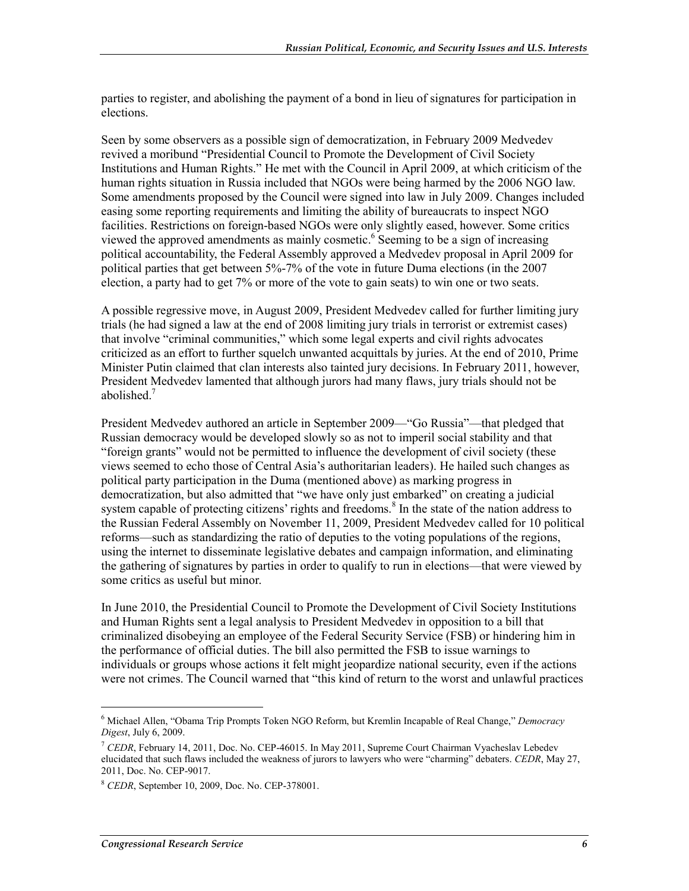parties to register, and abolishing the payment of a bond in lieu of signatures for participation in elections.

Seen by some observers as a possible sign of democratization, in February 2009 Medvedev revived a moribund "Presidential Council to Promote the Development of Civil Society Institutions and Human Rights." He met with the Council in April 2009, at which criticism of the human rights situation in Russia included that NGOs were being harmed by the 2006 NGO law. Some amendments proposed by the Council were signed into law in July 2009. Changes included easing some reporting requirements and limiting the ability of bureaucrats to inspect NGO facilities. Restrictions on foreign-based NGOs were only slightly eased, however. Some critics viewed the approved amendments as mainly cosmetic.[6] Seeming to be a sign of increasing political accountability, the Federal Assembly approved a Medvedev proposal in April 2009 for political parties that get between 5%-7% of the vote in future Duma elections (in the 2007 election, a party had to get 7% or more of the vote to gain seats) to win one or two seats.

A possible regressive move, in August 2009, President Medvedev called for further limiting jury trials (he had signed a law at the end of 2008 limiting jury trials in terrorist or extremist cases) that involve "criminal communities," which some legal experts and civil rights advocates criticized as an effort to further squelch unwanted acquittals by juries. At the end of 2010, Prime Minister Putin claimed that clan interests also tainted jury decisions. In February 2011, however, President Medvedev lamented that although jurors had many flaws, jury trials should not be abolished.[7]

President Medvedev authored an article in September 2009—"Go Russia"—that pledged that Russian democracy would be developed slowly so as not to imperil social stability and that "foreign grants" would not be permitted to influence the development of civil society (these views seemed to echo those of Central Asia's authoritarian leaders). He hailed such changes as political party participation in the Duma (mentioned above) as marking progress in democratization, but also admitted that "we have only just embarked" on creating a judicial system capable of protecting citizens' rights and freedoms.[8] In the state of the nation address to the Russian Federal Assembly on November 11, 2009, President Medvedev called for 10 political reforms—such as standardizing the ratio of deputies to the voting populations of the regions, using the internet to disseminate legislative debates and campaign information, and eliminating the gathering of signatures by parties in order to qualify to run in elections—that were viewed by some critics as useful but minor.

In June 2010, the Presidential Council to Promote the Development of Civil Society Institutions and Human Rights sent a legal analysis to President Medvedev in opposition to a bill that criminalized disobeying an employee of the Federal Security Service (FSB) or hindering him in the performance of official duties. The bill also permitted the FSB to issue warnings to individuals or groups whose actions it felt might jeopardize national security, even if the actions were not crimes. The Council warned that "this kind of return to the worst and unlawful practices

---

[6] Michael Allen, "Obama Trip Prompts Token NGO Reform, but Kremlin Incapable of Real Change," *Democracy Digest*, July 6, 2009.

[7] *CEDR*, February 14, 2011, Doc. No. CEP-46015. In May 2011, Supreme Court Chairman Vyacheslav Lebedev elucidated that such flaws included the weakness of jurors to lawyers who were "charming" debaters. *CEDR*, May 27, 2011, Doc. No. CEP-9017.

[8] *CEDR*, September 10, 2009, Doc. No. CEP-378001.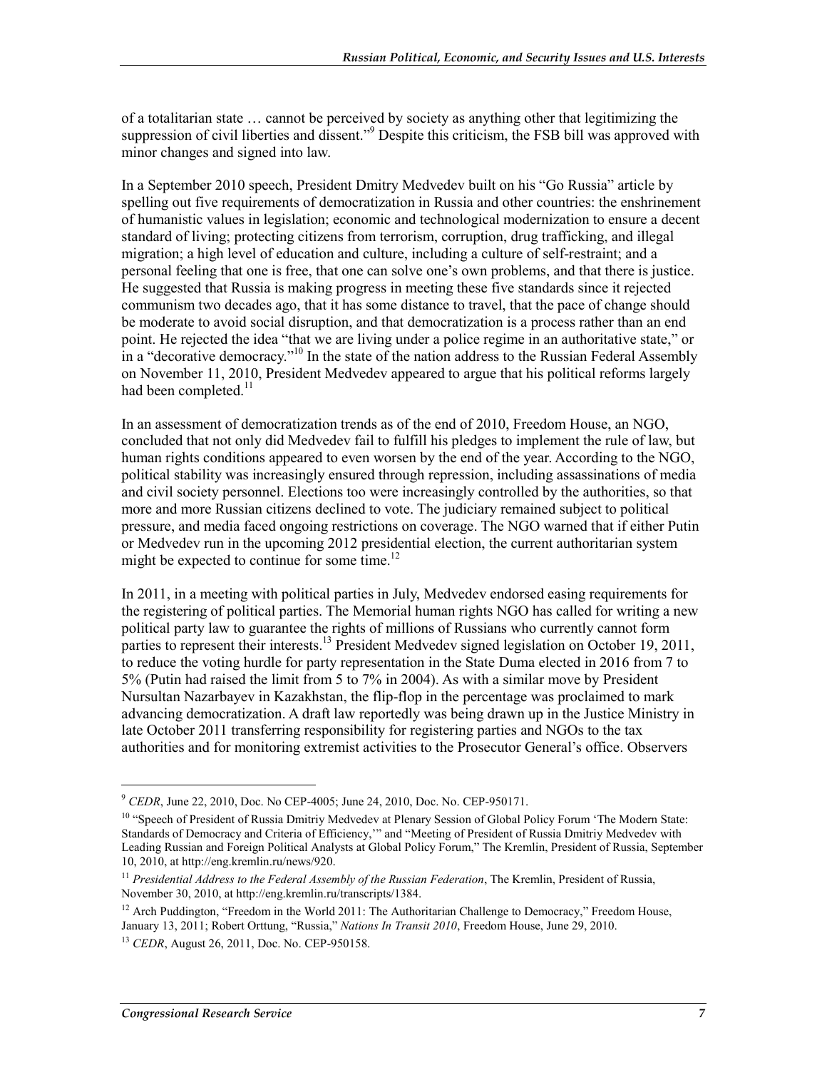of a totalitarian state … cannot be perceived by society as anything other that legitimizing the suppression of civil liberties and dissent."[9] Despite this criticism, the FSB bill was approved with minor changes and signed into law.

In a September 2010 speech, President Dmitry Medvedev built on his "Go Russia" article by spelling out five requirements of democratization in Russia and other countries: the enshrinement of humanistic values in legislation; economic and technological modernization to ensure a decent standard of living; protecting citizens from terrorism, corruption, drug trafficking, and illegal migration; a high level of education and culture, including a culture of self-restraint; and a personal feeling that one is free, that one can solve one's own problems, and that there is justice. He suggested that Russia is making progress in meeting these five standards since it rejected communism two decades ago, that it has some distance to travel, that the pace of change should be moderate to avoid social disruption, and that democratization is a process rather than an end point. He rejected the idea "that we are living under a police regime in an authoritative state," or in a "decorative democracy."[10] In the state of the nation address to the Russian Federal Assembly on November 11, 2010, President Medvedev appeared to argue that his political reforms largely had been completed.[11]

In an assessment of democratization trends as of the end of 2010, Freedom House, an NGO, concluded that not only did Medvedev fail to fulfill his pledges to implement the rule of law, but human rights conditions appeared to even worsen by the end of the year. According to the NGO, political stability was increasingly ensured through repression, including assassinations of media and civil society personnel. Elections too were increasingly controlled by the authorities, so that more and more Russian citizens declined to vote. The judiciary remained subject to political pressure, and media faced ongoing restrictions on coverage. The NGO warned that if either Putin or Medvedev run in the upcoming 2012 presidential election, the current authoritarian system might be expected to continue for some time.[12]

In 2011, in a meeting with political parties in July, Medvedev endorsed easing requirements for the registering of political parties. The Memorial human rights NGO has called for writing a new political party law to guarantee the rights of millions of Russians who currently cannot form parties to represent their interests.[13] President Medvedev signed legislation on October 19, 2011, to reduce the voting hurdle for party representation in the State Duma elected in 2016 from 7 to 5% (Putin had raised the limit from 5 to 7% in 2004). As with a similar move by President Nursultan Nazarbayev in Kazakhstan, the flip-flop in the percentage was proclaimed to mark advancing democratization. A draft law reportedly was being drawn up in the Justice Ministry in late October 2011 transferring responsibility for registering parties and NGOs to the tax authorities and for monitoring extremist activities to the Prosecutor General's office. Observers

---

[9] *CEDR*, June 22, 2010, Doc. No CEP-4005; June 24, 2010, Doc. No. CEP-950171.

[10] "Speech of President of Russia Dmitriy Medvedev at Plenary Session of Global Policy Forum 'The Modern State: Standards of Democracy and Criteria of Efficiency,'" and "Meeting of President of Russia Dmitriy Medvedev with Leading Russian and Foreign Political Analysts at Global Policy Forum," The Kremlin, President of Russia, September 10, 2010, at http://eng.kremlin.ru/news/920.

[11] *Presidential Address to the Federal Assembly of the Russian Federation*, The Kremlin, President of Russia, November 30, 2010, at http://eng.kremlin.ru/transcripts/1384.

[12] Arch Puddington, "Freedom in the World 2011: The Authoritarian Challenge to Democracy," Freedom House, January 13, 2011; Robert Orttung, "Russia," *Nations In Transit 2010*, Freedom House, June 29, 2010.

[13] *CEDR*, August 26, 2011, Doc. No. CEP-950158.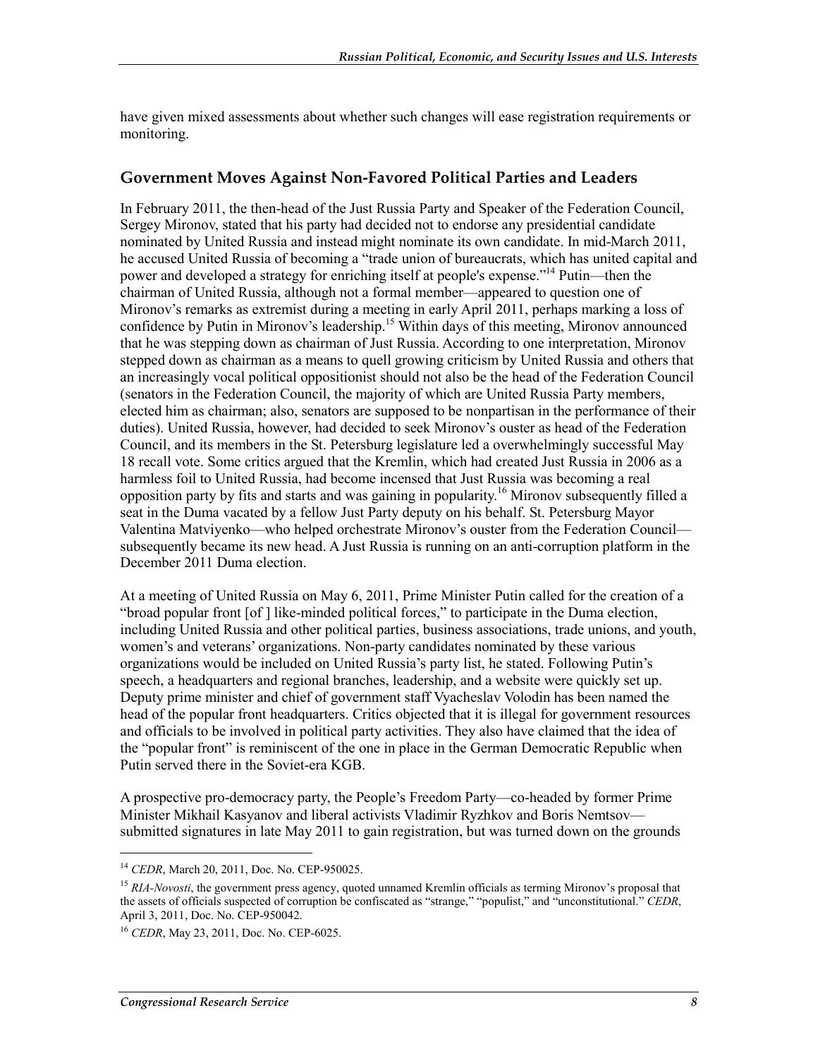have given mixed assessments about whether such changes will ease registration requirements or monitoring.

### Government Moves Against Non-Favored Political Parties and Leaders

In February 2011, the then-head of the Just Russia Party and Speaker of the Federation Council, Sergey Mironov, stated that his party had decided not to endorse any presidential candidate nominated by United Russia and instead might nominate its own candidate. In mid-March 2011, he accused United Russia of becoming a "trade union of bureaucrats, which has united capital and power and developed a strategy for enriching itself at people's expense."[14] Putin—then the chairman of United Russia, although not a formal member—appeared to question one of Mironov's remarks as extremist during a meeting in early April 2011, perhaps marking a loss of confidence by Putin in Mironov's leadership.[15] Within days of this meeting, Mironov announced that he was stepping down as chairman of Just Russia. According to one interpretation, Mironov stepped down as chairman as a means to quell growing criticism by United Russia and others that an increasingly vocal political oppositionist should not also be the head of the Federation Council (senators in the Federation Council, the majority of which are United Russia Party members, elected him as chairman; also, senators are supposed to be nonpartisan in the performance of their duties). United Russia, however, had decided to seek Mironov's ouster as head of the Federation Council, and its members in the St. Petersburg legislature led a overwhelmingly successful May 18 recall vote. Some critics argued that the Kremlin, which had created Just Russia in 2006 as a harmless foil to United Russia, had become incensed that Just Russia was becoming a real opposition party by fits and starts and was gaining in popularity.[16] Mironov subsequently filled a seat in the Duma vacated by a fellow Just Party deputy on his behalf. St. Petersburg Mayor Valentina Matviyenko—who helped orchestrate Mironov's ouster from the Federation Council—subsequently became its new head. A Just Russia is running on an anti-corruption platform in the December 2011 Duma election.

At a meeting of United Russia on May 6, 2011, Prime Minister Putin called for the creation of a "broad popular front [of ] like-minded political forces," to participate in the Duma election, including United Russia and other political parties, business associations, trade unions, and youth, women's and veterans' organizations. Non-party candidates nominated by these various organizations would be included on United Russia's party list, he stated. Following Putin's speech, a headquarters and regional branches, leadership, and a website were quickly set up. Deputy prime minister and chief of government staff Vyacheslav Volodin has been named the head of the popular front headquarters. Critics objected that it is illegal for government resources and officials to be involved in political party activities. They also have claimed that the idea of the "popular front" is reminiscent of the one in place in the German Democratic Republic when Putin served there in the Soviet-era KGB.

A prospective pro-democracy party, the People's Freedom Party—co-headed by former Prime Minister Mikhail Kasyanov and liberal activists Vladimir Ryzhkov and Boris Nemtsov—submitted signatures in late May 2011 to gain registration, but was turned down on the grounds

---

[14] *CEDR*, March 20, 2011, Doc. No. CEP-950025.

[15] *RIA-Novosti*, the government press agency, quoted unnamed Kremlin officials as terming Mironov's proposal that the assets of officials suspected of corruption be confiscated as "strange," "populist," and "unconstitutional." *CEDR*, April 3, 2011, Doc. No. CEP-950042.

[16] *CEDR*, May 23, 2011, Doc. No. CEP-6025.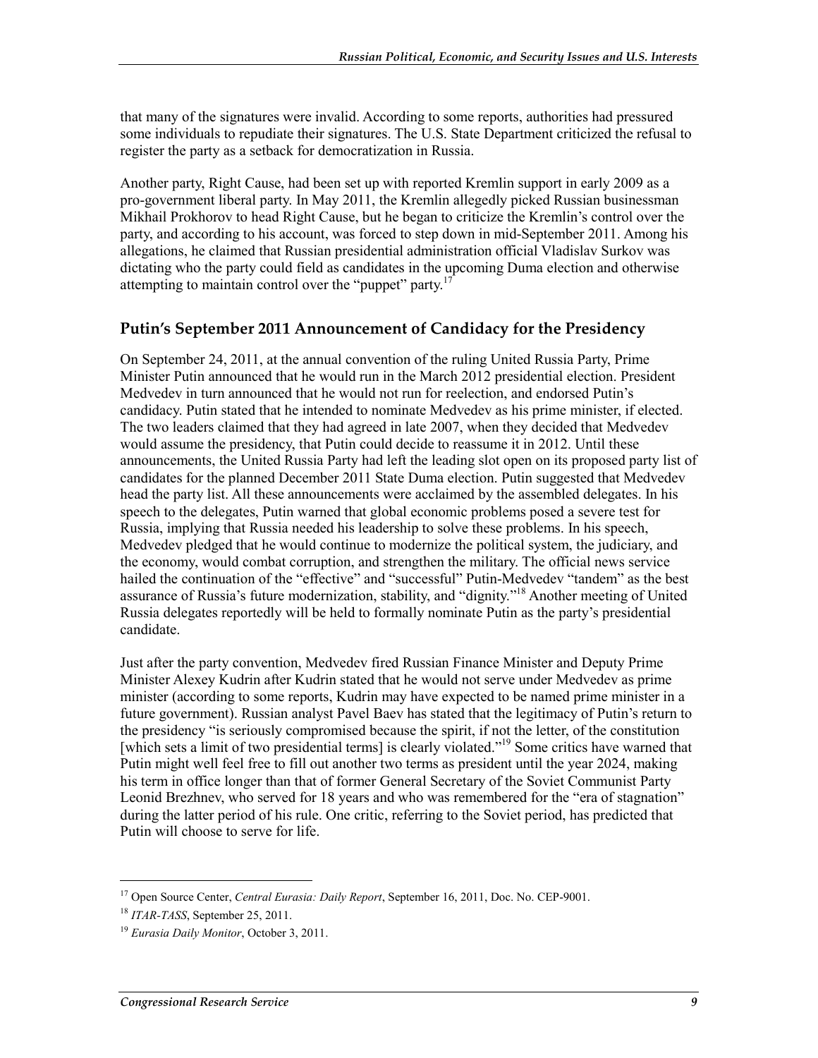that many of the signatures were invalid. According to some reports, authorities had pressured some individuals to repudiate their signatures. The U.S. State Department criticized the refusal to register the party as a setback for democratization in Russia.

Another party, Right Cause, had been set up with reported Kremlin support in early 2009 as a pro-government liberal party. In May 2011, the Kremlin allegedly picked Russian businessman Mikhail Prokhorov to head Right Cause, but he began to criticize the Kremlin's control over the party, and according to his account, was forced to step down in mid-September 2011. Among his allegations, he claimed that Russian presidential administration official Vladislav Surkov was dictating who the party could field as candidates in the upcoming Duma election and otherwise attempting to maintain control over the "puppet" party.[17]

## Putin's September 2011 Announcement of Candidacy for the Presidency

On September 24, 2011, at the annual convention of the ruling United Russia Party, Prime Minister Putin announced that he would run in the March 2012 presidential election. President Medvedev in turn announced that he would not run for reelection, and endorsed Putin's candidacy. Putin stated that he intended to nominate Medvedev as his prime minister, if elected. The two leaders claimed that they had agreed in late 2007, when they decided that Medvedev would assume the presidency, that Putin could decide to reassume it in 2012. Until these announcements, the United Russia Party had left the leading slot open on its proposed party list of candidates for the planned December 2011 State Duma election. Putin suggested that Medvedev head the party list. All these announcements were acclaimed by the assembled delegates. In his speech to the delegates, Putin warned that global economic problems posed a severe test for Russia, implying that Russia needed his leadership to solve these problems. In his speech, Medvedev pledged that he would continue to modernize the political system, the judiciary, and the economy, would combat corruption, and strengthen the military. The official news service hailed the continuation of the "effective" and "successful" Putin-Medvedev "tandem" as the best assurance of Russia's future modernization, stability, and "dignity."[18] Another meeting of United Russia delegates reportedly will be held to formally nominate Putin as the party's presidential candidate.

Just after the party convention, Medvedev fired Russian Finance Minister and Deputy Prime Minister Alexey Kudrin after Kudrin stated that he would not serve under Medvedev as prime minister (according to some reports, Kudrin may have expected to be named prime minister in a future government). Russian analyst Pavel Baev has stated that the legitimacy of Putin's return to the presidency "is seriously compromised because the spirit, if not the letter, of the constitution [which sets a limit of two presidential terms] is clearly violated."[19] Some critics have warned that Putin might well feel free to fill out another two terms as president until the year 2024, making his term in office longer than that of former General Secretary of the Soviet Communist Party Leonid Brezhnev, who served for 18 years and who was remembered for the "era of stagnation" during the latter period of his rule. One critic, referring to the Soviet period, has predicted that Putin will choose to serve for life.

---

[17] Open Source Center, *Central Eurasia: Daily Report*, September 16, 2011, Doc. No. CEP-9001.

[18] *ITAR-TASS*, September 25, 2011.

[19] *Eurasia Daily Monitor*, October 3, 2011.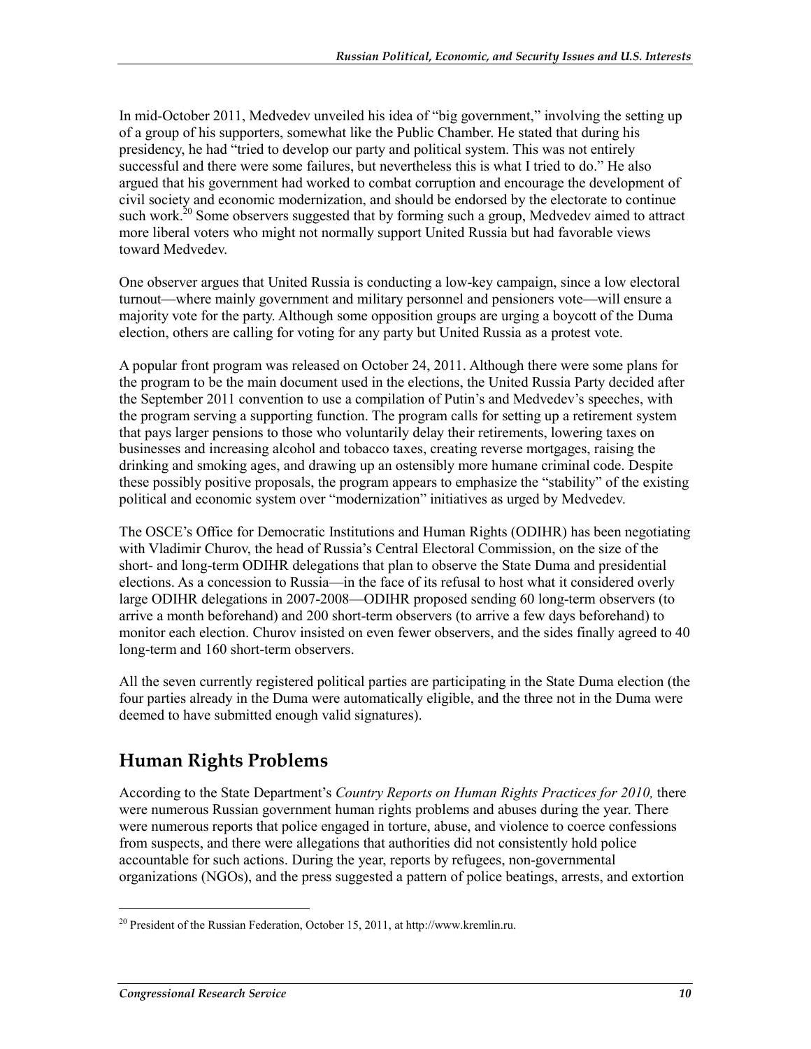In mid-October 2011, Medvedev unveiled his idea of "big government," involving the setting up of a group of his supporters, somewhat like the Public Chamber. He stated that during his presidency, he had "tried to develop our party and political system. This was not entirely successful and there were some failures, but nevertheless this is what I tried to do." He also argued that his government had worked to combat corruption and encourage the development of civil society and economic modernization, and should be endorsed by the electorate to continue such work.[20] Some observers suggested that by forming such a group, Medvedev aimed to attract more liberal voters who might not normally support United Russia but had favorable views toward Medvedev.

One observer argues that United Russia is conducting a low-key campaign, since a low electoral turnout—where mainly government and military personnel and pensioners vote—will ensure a majority vote for the party. Although some opposition groups are urging a boycott of the Duma election, others are calling for voting for any party but United Russia as a protest vote.

A popular front program was released on October 24, 2011. Although there were some plans for the program to be the main document used in the elections, the United Russia Party decided after the September 2011 convention to use a compilation of Putin's and Medvedev's speeches, with the program serving a supporting function. The program calls for setting up a retirement system that pays larger pensions to those who voluntarily delay their retirements, lowering taxes on businesses and increasing alcohol and tobacco taxes, creating reverse mortgages, raising the drinking and smoking ages, and drawing up an ostensibly more humane criminal code. Despite these possibly positive proposals, the program appears to emphasize the "stability" of the existing political and economic system over "modernization" initiatives as urged by Medvedev.

The OSCE's Office for Democratic Institutions and Human Rights (ODIHR) has been negotiating with Vladimir Churov, the head of Russia's Central Electoral Commission, on the size of the short- and long-term ODIHR delegations that plan to observe the State Duma and presidential elections. As a concession to Russia—in the face of its refusal to host what it considered overly large ODIHR delegations in 2007-2008—ODIHR proposed sending 60 long-term observers (to arrive a month beforehand) and 200 short-term observers (to arrive a few days beforehand) to monitor each election. Churov insisted on even fewer observers, and the sides finally agreed to 40 long-term and 160 short-term observers.

All the seven currently registered political parties are participating in the State Duma election (the four parties already in the Duma were automatically eligible, and the three not in the Duma were deemed to have submitted enough valid signatures).

## Human Rights Problems

According to the State Department's *Country Reports on Human Rights Practices for 2010,* there were numerous Russian government human rights problems and abuses during the year. There were numerous reports that police engaged in torture, abuse, and violence to coerce confessions from suspects, and there were allegations that authorities did not consistently hold police accountable for such actions. During the year, reports by refugees, non-governmental organizations (NGOs), and the press suggested a pattern of police beatings, arrests, and extortion

[20] President of the Russian Federation, October 15, 2011, at http://www.kremlin.ru.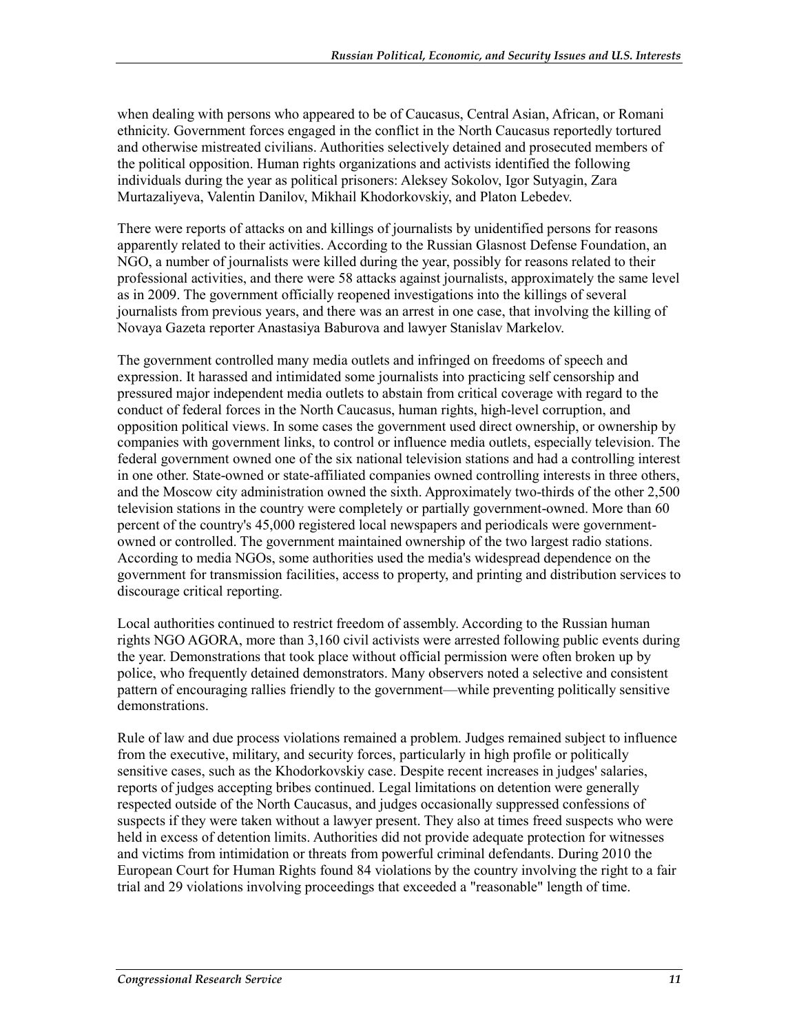when dealing with persons who appeared to be of Caucasus, Central Asian, African, or Romani ethnicity. Government forces engaged in the conflict in the North Caucasus reportedly tortured and otherwise mistreated civilians. Authorities selectively detained and prosecuted members of the political opposition. Human rights organizations and activists identified the following individuals during the year as political prisoners: Aleksey Sokolov, Igor Sutyagin, Zara Murtazaliyeva, Valentin Danilov, Mikhail Khodorkovskiy, and Platon Lebedev.

There were reports of attacks on and killings of journalists by unidentified persons for reasons apparently related to their activities. According to the Russian Glasnost Defense Foundation, an NGO, a number of journalists were killed during the year, possibly for reasons related to their professional activities, and there were 58 attacks against journalists, approximately the same level as in 2009. The government officially reopened investigations into the killings of several journalists from previous years, and there was an arrest in one case, that involving the killing of Novaya Gazeta reporter Anastasiya Baburova and lawyer Stanislav Markelov.

The government controlled many media outlets and infringed on freedoms of speech and expression. It harassed and intimidated some journalists into practicing self censorship and pressured major independent media outlets to abstain from critical coverage with regard to the conduct of federal forces in the North Caucasus, human rights, high-level corruption, and opposition political views. In some cases the government used direct ownership, or ownership by companies with government links, to control or influence media outlets, especially television. The federal government owned one of the six national television stations and had a controlling interest in one other. State-owned or state-affiliated companies owned controlling interests in three others, and the Moscow city administration owned the sixth. Approximately two-thirds of the other 2,500 television stations in the country were completely or partially government-owned. More than 60 percent of the country's 45,000 registered local newspapers and periodicals were government-owned or controlled. The government maintained ownership of the two largest radio stations. According to media NGOs, some authorities used the media's widespread dependence on the government for transmission facilities, access to property, and printing and distribution services to discourage critical reporting.

Local authorities continued to restrict freedom of assembly. According to the Russian human rights NGO AGORA, more than 3,160 civil activists were arrested following public events during the year. Demonstrations that took place without official permission were often broken up by police, who frequently detained demonstrators. Many observers noted a selective and consistent pattern of encouraging rallies friendly to the government—while preventing politically sensitive demonstrations.

Rule of law and due process violations remained a problem. Judges remained subject to influence from the executive, military, and security forces, particularly in high profile or politically sensitive cases, such as the Khodorkovskiy case. Despite recent increases in judges' salaries, reports of judges accepting bribes continued. Legal limitations on detention were generally respected outside of the North Caucasus, and judges occasionally suppressed confessions of suspects if they were taken without a lawyer present. They also at times freed suspects who were held in excess of detention limits. Authorities did not provide adequate protection for witnesses and victims from intimidation or threats from powerful criminal defendants. During 2010 the European Court for Human Rights found 84 violations by the country involving the right to a fair trial and 29 violations involving proceedings that exceeded a "reasonable" length of time.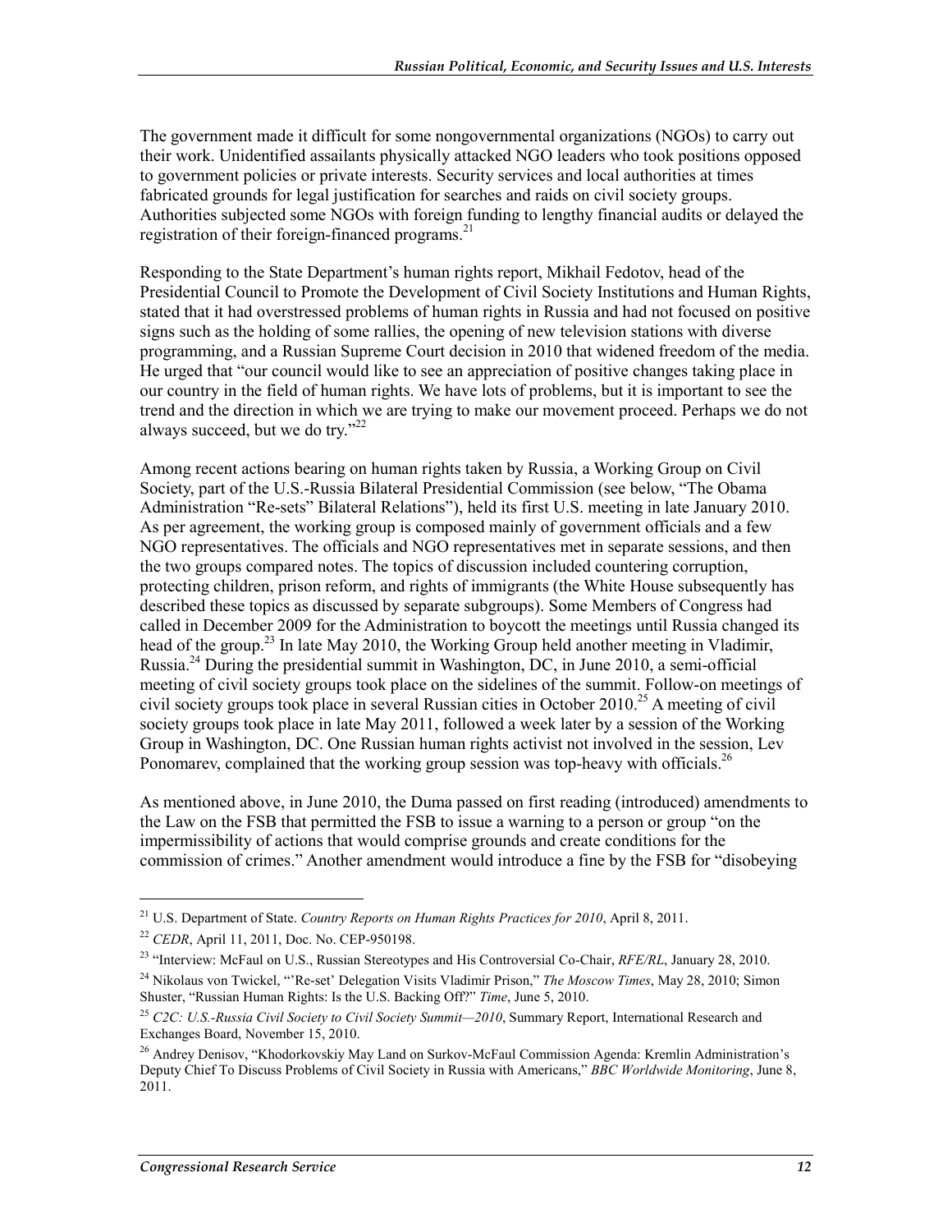The government made it difficult for some nongovernmental organizations (NGOs) to carry out their work. Unidentified assailants physically attacked NGO leaders who took positions opposed to government policies or private interests. Security services and local authorities at times fabricated grounds for legal justification for searches and raids on civil society groups. Authorities subjected some NGOs with foreign funding to lengthy financial audits or delayed the registration of their foreign-financed programs.[21]

Responding to the State Department's human rights report, Mikhail Fedotov, head of the Presidential Council to Promote the Development of Civil Society Institutions and Human Rights, stated that it had overstressed problems of human rights in Russia and had not focused on positive signs such as the holding of some rallies, the opening of new television stations with diverse programming, and a Russian Supreme Court decision in 2010 that widened freedom of the media. He urged that "our council would like to see an appreciation of positive changes taking place in our country in the field of human rights. We have lots of problems, but it is important to see the trend and the direction in which we are trying to make our movement proceed. Perhaps we do not always succeed, but we do try."[22]

Among recent actions bearing on human rights taken by Russia, a Working Group on Civil Society, part of the U.S.-Russia Bilateral Presidential Commission (see below, "The Obama Administration "Re-sets" Bilateral Relations"), held its first U.S. meeting in late January 2010. As per agreement, the working group is composed mainly of government officials and a few NGO representatives. The officials and NGO representatives met in separate sessions, and then the two groups compared notes. The topics of discussion included countering corruption, protecting children, prison reform, and rights of immigrants (the White House subsequently has described these topics as discussed by separate subgroups). Some Members of Congress had called in December 2009 for the Administration to boycott the meetings until Russia changed its head of the group.[23] In late May 2010, the Working Group held another meeting in Vladimir, Russia.[24] During the presidential summit in Washington, DC, in June 2010, a semi-official meeting of civil society groups took place on the sidelines of the summit. Follow-on meetings of civil society groups took place in several Russian cities in October 2010.[25] A meeting of civil society groups took place in late May 2011, followed a week later by a session of the Working Group in Washington, DC. One Russian human rights activist not involved in the session, Lev Ponomarev, complained that the working group session was top-heavy with officials.[26]

As mentioned above, in June 2010, the Duma passed on first reading (introduced) amendments to the Law on the FSB that permitted the FSB to issue a warning to a person or group "on the impermissibility of actions that would comprise grounds and create conditions for the commission of crimes." Another amendment would introduce a fine by the FSB for "disobeying

---

[21] U.S. Department of State. *Country Reports on Human Rights Practices for 2010*, April 8, 2011.

[22] *CEDR*, April 11, 2011, Doc. No. CEP-950198.

[23] "Interview: McFaul on U.S., Russian Stereotypes and His Controversial Co-Chair, *RFE/RL*, January 28, 2010.

[24] Nikolaus von Twickel, "'Re-set' Delegation Visits Vladimir Prison," *The Moscow Times*, May 28, 2010; Simon Shuster, "Russian Human Rights: Is the U.S. Backing Off?" *Time*, June 5, 2010.

[25] *C2C: U.S.-Russia Civil Society to Civil Society Summit—2010*, Summary Report, International Research and Exchanges Board, November 15, 2010.

[26] Andrey Denisov, "Khodorkovskiy May Land on Surkov-McFaul Commission Agenda: Kremlin Administration's Deputy Chief To Discuss Problems of Civil Society in Russia with Americans," *BBC Worldwide Monitoring*, June 8, 2011.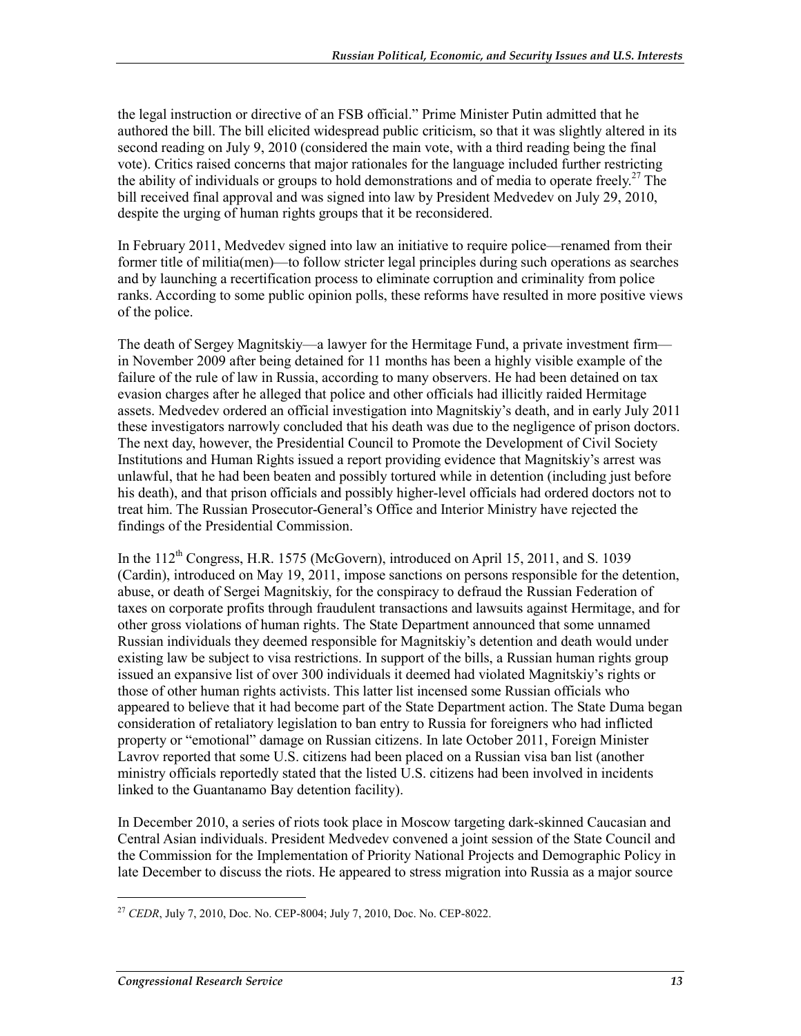the legal instruction or directive of an FSB official." Prime Minister Putin admitted that he authored the bill. The bill elicited widespread public criticism, so that it was slightly altered in its second reading on July 9, 2010 (considered the main vote, with a third reading being the final vote). Critics raised concerns that major rationales for the language included further restricting the ability of individuals or groups to hold demonstrations and of media to operate freely.[27] The bill received final approval and was signed into law by President Medvedev on July 29, 2010, despite the urging of human rights groups that it be reconsidered.

In February 2011, Medvedev signed into law an initiative to require police—renamed from their former title of militia(men)—to follow stricter legal principles during such operations as searches and by launching a recertification process to eliminate corruption and criminality from police ranks. According to some public opinion polls, these reforms have resulted in more positive views of the police.

The death of Sergey Magnitskiy—a lawyer for the Hermitage Fund, a private investment firm—in November 2009 after being detained for 11 months has been a highly visible example of the failure of the rule of law in Russia, according to many observers. He had been detained on tax evasion charges after he alleged that police and other officials had illicitly raided Hermitage assets. Medvedev ordered an official investigation into Magnitskiy's death, and in early July 2011 these investigators narrowly concluded that his death was due to the negligence of prison doctors. The next day, however, the Presidential Council to Promote the Development of Civil Society Institutions and Human Rights issued a report providing evidence that Magnitskiy's arrest was unlawful, that he had been beaten and possibly tortured while in detention (including just before his death), and that prison officials and possibly higher-level officials had ordered doctors not to treat him. The Russian Prosecutor-General's Office and Interior Ministry have rejected the findings of the Presidential Commission.

In the 112th Congress, H.R. 1575 (McGovern), introduced on April 15, 2011, and S. 1039 (Cardin), introduced on May 19, 2011, impose sanctions on persons responsible for the detention, abuse, or death of Sergei Magnitskiy, for the conspiracy to defraud the Russian Federation of taxes on corporate profits through fraudulent transactions and lawsuits against Hermitage, and for other gross violations of human rights. The State Department announced that some unnamed Russian individuals they deemed responsible for Magnitskiy's detention and death would under existing law be subject to visa restrictions. In support of the bills, a Russian human rights group issued an expansive list of over 300 individuals it deemed had violated Magnitskiy's rights or those of other human rights activists. This latter list incensed some Russian officials who appeared to believe that it had become part of the State Department action. The State Duma began consideration of retaliatory legislation to ban entry to Russia for foreigners who had inflicted property or "emotional" damage on Russian citizens. In late October 2011, Foreign Minister Lavrov reported that some U.S. citizens had been placed on a Russian visa ban list (another ministry officials reportedly stated that the listed U.S. citizens had been involved in incidents linked to the Guantanamo Bay detention facility).

In December 2010, a series of riots took place in Moscow targeting dark-skinned Caucasian and Central Asian individuals. President Medvedev convened a joint session of the State Council and the Commission for the Implementation of Priority National Projects and Demographic Policy in late December to discuss the riots. He appeared to stress migration into Russia as a major source

---

[27] *CEDR*, July 7, 2010, Doc. No. CEP-8004; July 7, 2010, Doc. No. CEP-8022.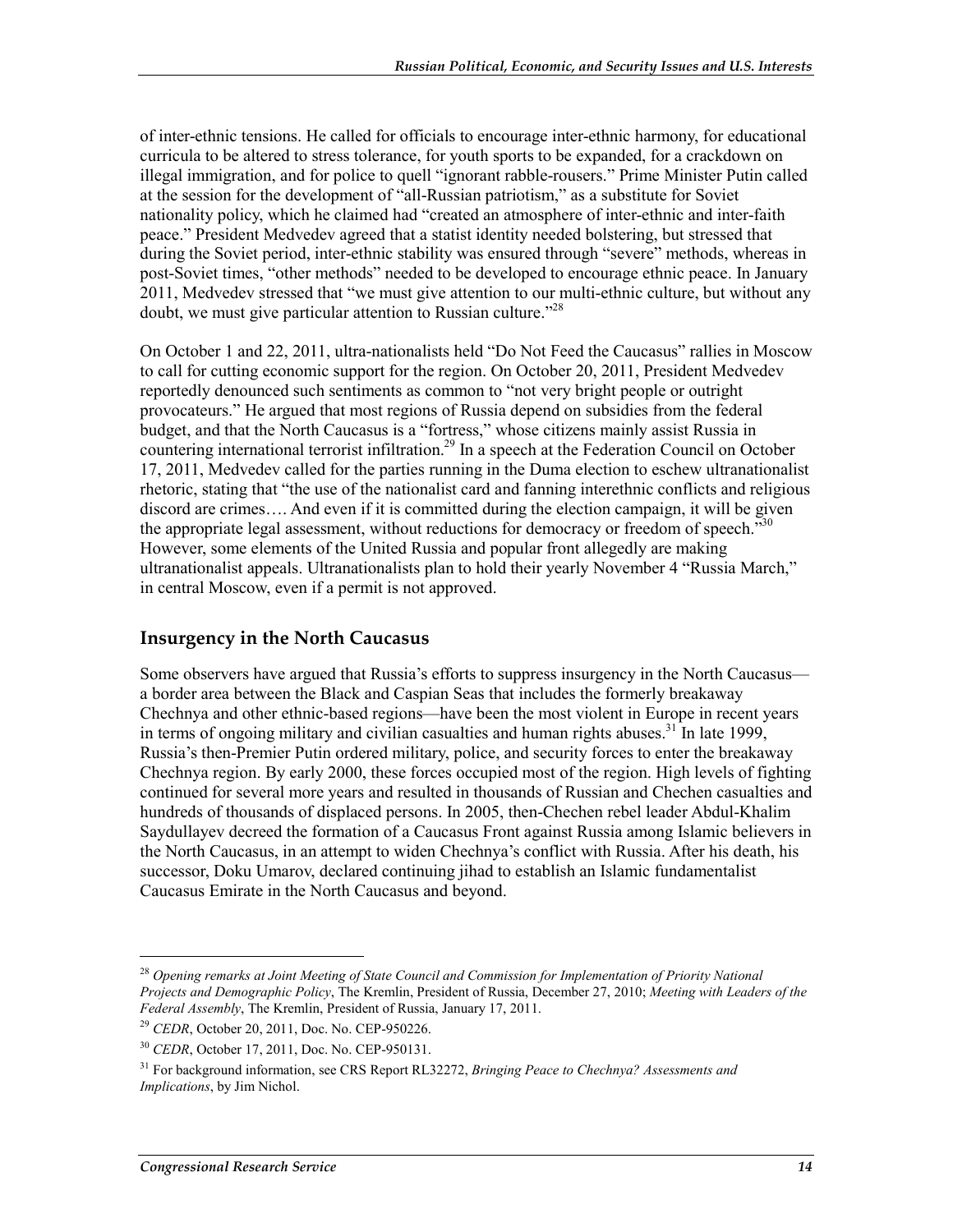of inter-ethnic tensions. He called for officials to encourage inter-ethnic harmony, for educational curricula to be altered to stress tolerance, for youth sports to be expanded, for a crackdown on illegal immigration, and for police to quell "ignorant rabble-rousers." Prime Minister Putin called at the session for the development of "all-Russian patriotism," as a substitute for Soviet nationality policy, which he claimed had "created an atmosphere of inter-ethnic and inter-faith peace." President Medvedev agreed that a statist identity needed bolstering, but stressed that during the Soviet period, inter-ethnic stability was ensured through "severe" methods, whereas in post-Soviet times, "other methods" needed to be developed to encourage ethnic peace. In January 2011, Medvedev stressed that "we must give attention to our multi-ethnic culture, but without any doubt, we must give particular attention to Russian culture."[28]

On October 1 and 22, 2011, ultra-nationalists held "Do Not Feed the Caucasus" rallies in Moscow to call for cutting economic support for the region. On October 20, 2011, President Medvedev reportedly denounced such sentiments as common to "not very bright people or outright provocateurs." He argued that most regions of Russia depend on subsidies from the federal budget, and that the North Caucasus is a "fortress," whose citizens mainly assist Russia in countering international terrorist infiltration.[29] In a speech at the Federation Council on October 17, 2011, Medvedev called for the parties running in the Duma election to eschew ultranationalist rhetoric, stating that "the use of the nationalist card and fanning interethnic conflicts and religious discord are crimes…. And even if it is committed during the election campaign, it will be given the appropriate legal assessment, without reductions for democracy or freedom of speech."[30] However, some elements of the United Russia and popular front allegedly are making ultranationalist appeals. Ultranationalists plan to hold their yearly November 4 "Russia March," in central Moscow, even if a permit is not approved.

## Insurgency in the North Caucasus

Some observers have argued that Russia's efforts to suppress insurgency in the North Caucasus—a border area between the Black and Caspian Seas that includes the formerly breakaway Chechnya and other ethnic-based regions—have been the most violent in Europe in recent years in terms of ongoing military and civilian casualties and human rights abuses.[31] In late 1999, Russia's then-Premier Putin ordered military, police, and security forces to enter the breakaway Chechnya region. By early 2000, these forces occupied most of the region. High levels of fighting continued for several more years and resulted in thousands of Russian and Chechen casualties and hundreds of thousands of displaced persons. In 2005, then-Chechen rebel leader Abdul-Khalim Saydullayev decreed the formation of a Caucasus Front against Russia among Islamic believers in the North Caucasus, in an attempt to widen Chechnya's conflict with Russia. After his death, his successor, Doku Umarov, declared continuing jihad to establish an Islamic fundamentalist Caucasus Emirate in the North Caucasus and beyond.

---

[28] *Opening remarks at Joint Meeting of State Council and Commission for Implementation of Priority National Projects and Demographic Policy*, The Kremlin, President of Russia, December 27, 2010; *Meeting with Leaders of the Federal Assembly*, The Kremlin, President of Russia, January 17, 2011.

[29] *CEDR*, October 20, 2011, Doc. No. CEP-950226.

[30] *CEDR*, October 17, 2011, Doc. No. CEP-950131.

[31] For background information, see CRS Report RL32272, *Bringing Peace to Chechnya? Assessments and Implications*, by Jim Nichol.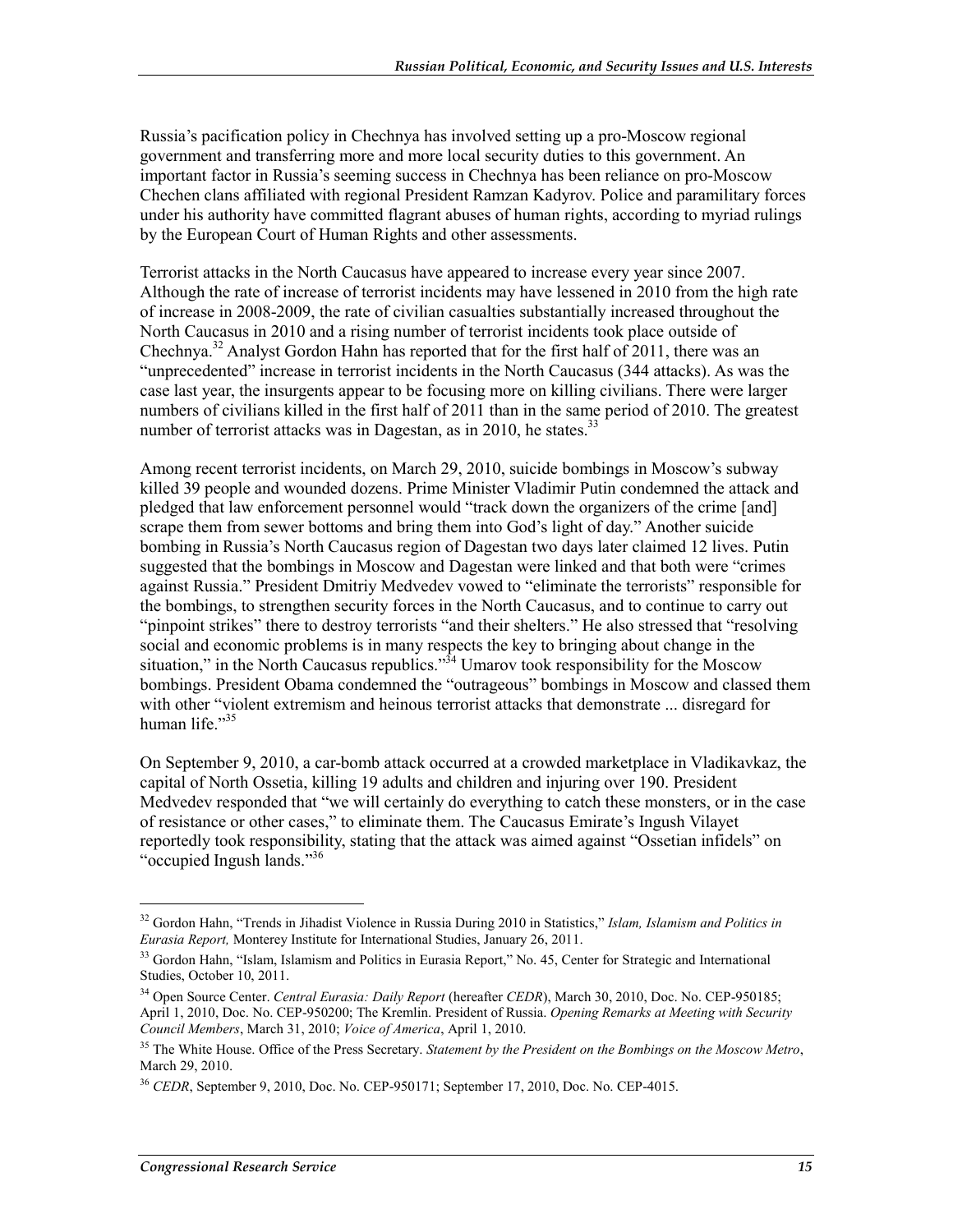Russia's pacification policy in Chechnya has involved setting up a pro-Moscow regional government and transferring more and more local security duties to this government. An important factor in Russia's seeming success in Chechnya has been reliance on pro-Moscow Chechen clans affiliated with regional President Ramzan Kadyrov. Police and paramilitary forces under his authority have committed flagrant abuses of human rights, according to myriad rulings by the European Court of Human Rights and other assessments.

Terrorist attacks in the North Caucasus have appeared to increase every year since 2007. Although the rate of increase of terrorist incidents may have lessened in 2010 from the high rate of increase in 2008-2009, the rate of civilian casualties substantially increased throughout the North Caucasus in 2010 and a rising number of terrorist incidents took place outside of Chechnya.[32] Analyst Gordon Hahn has reported that for the first half of 2011, there was an "unprecedented" increase in terrorist incidents in the North Caucasus (344 attacks). As was the case last year, the insurgents appear to be focusing more on killing civilians. There were larger numbers of civilians killed in the first half of 2011 than in the same period of 2010. The greatest number of terrorist attacks was in Dagestan, as in 2010, he states.[33]

Among recent terrorist incidents, on March 29, 2010, suicide bombings in Moscow's subway killed 39 people and wounded dozens. Prime Minister Vladimir Putin condemned the attack and pledged that law enforcement personnel would "track down the organizers of the crime [and] scrape them from sewer bottoms and bring them into God's light of day." Another suicide bombing in Russia's North Caucasus region of Dagestan two days later claimed 12 lives. Putin suggested that the bombings in Moscow and Dagestan were linked and that both were "crimes against Russia." President Dmitriy Medvedev vowed to "eliminate the terrorists" responsible for the bombings, to strengthen security forces in the North Caucasus, and to continue to carry out "pinpoint strikes" there to destroy terrorists "and their shelters." He also stressed that "resolving social and economic problems is in many respects the key to bringing about change in the situation," in the North Caucasus republics."[34] Umarov took responsibility for the Moscow bombings. President Obama condemned the "outrageous" bombings in Moscow and classed them with other "violent extremism and heinous terrorist attacks that demonstrate ... disregard for human life."[35]

On September 9, 2010, a car-bomb attack occurred at a crowded marketplace in Vladikavkaz, the capital of North Ossetia, killing 19 adults and children and injuring over 190. President Medvedev responded that "we will certainly do everything to catch these monsters, or in the case of resistance or other cases," to eliminate them. The Caucasus Emirate's Ingush Vilayet reportedly took responsibility, stating that the attack was aimed against "Ossetian infidels" on "occupied Ingush lands."[36]

---

[32] Gordon Hahn, "Trends in Jihadist Violence in Russia During 2010 in Statistics," *Islam, Islamism and Politics in Eurasia Report,* Monterey Institute for International Studies, January 26, 2011.

[33] Gordon Hahn, "Islam, Islamism and Politics in Eurasia Report," No. 45, Center for Strategic and International Studies, October 10, 2011.

[34] Open Source Center. *Central Eurasia: Daily Report* (hereafter *CEDR*), March 30, 2010, Doc. No. CEP-950185; April 1, 2010, Doc. No. CEP-950200; The Kremlin. President of Russia. *Opening Remarks at Meeting with Security Council Members*, March 31, 2010; *Voice of America*, April 1, 2010.

[35] The White House. Office of the Press Secretary. *Statement by the President on the Bombings on the Moscow Metro*, March 29, 2010.

[36] *CEDR*, September 9, 2010, Doc. No. CEP-950171; September 17, 2010, Doc. No. CEP-4015.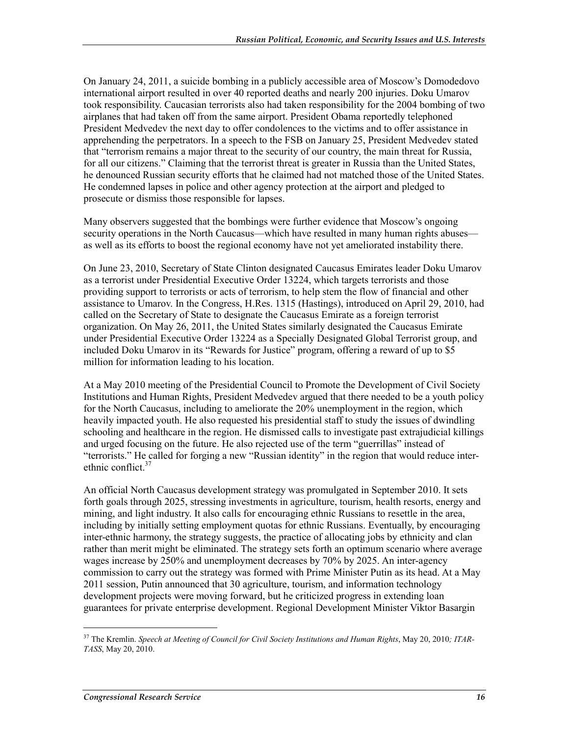On January 24, 2011, a suicide bombing in a publicly accessible area of Moscow's Domodedovo international airport resulted in over 40 reported deaths and nearly 200 injuries. Doku Umarov took responsibility. Caucasian terrorists also had taken responsibility for the 2004 bombing of two airplanes that had taken off from the same airport. President Obama reportedly telephoned President Medvedev the next day to offer condolences to the victims and to offer assistance in apprehending the perpetrators. In a speech to the FSB on January 25, President Medvedev stated that "terrorism remains a major threat to the security of our country, the main threat for Russia, for all our citizens." Claiming that the terrorist threat is greater in Russia than the United States, he denounced Russian security efforts that he claimed had not matched those of the United States. He condemned lapses in police and other agency protection at the airport and pledged to prosecute or dismiss those responsible for lapses.

Many observers suggested that the bombings were further evidence that Moscow's ongoing security operations in the North Caucasus—which have resulted in many human rights abuses—as well as its efforts to boost the regional economy have not yet ameliorated instability there.

On June 23, 2010, Secretary of State Clinton designated Caucasus Emirates leader Doku Umarov as a terrorist under Presidential Executive Order 13224, which targets terrorists and those providing support to terrorists or acts of terrorism, to help stem the flow of financial and other assistance to Umarov. In the Congress, H.Res. 1315 (Hastings), introduced on April 29, 2010, had called on the Secretary of State to designate the Caucasus Emirate as a foreign terrorist organization. On May 26, 2011, the United States similarly designated the Caucasus Emirate under Presidential Executive Order 13224 as a Specially Designated Global Terrorist group, and included Doku Umarov in its "Rewards for Justice" program, offering a reward of up to $5 million for information leading to his location.

At a May 2010 meeting of the Presidential Council to Promote the Development of Civil Society Institutions and Human Rights, President Medvedev argued that there needed to be a youth policy for the North Caucasus, including to ameliorate the 20% unemployment in the region, which heavily impacted youth. He also requested his presidential staff to study the issues of dwindling schooling and healthcare in the region. He dismissed calls to investigate past extrajudicial killings and urged focusing on the future. He also rejected use of the term "guerrillas" instead of "terrorists." He called for forging a new "Russian identity" in the region that would reduce inter-ethnic conflict.[37]

An official North Caucasus development strategy was promulgated in September 2010. It sets forth goals through 2025, stressing investments in agriculture, tourism, health resorts, energy and mining, and light industry. It also calls for encouraging ethnic Russians to resettle in the area, including by initially setting employment quotas for ethnic Russians. Eventually, by encouraging inter-ethnic harmony, the strategy suggests, the practice of allocating jobs by ethnicity and clan rather than merit might be eliminated. The strategy sets forth an optimum scenario where average wages increase by 250% and unemployment decreases by 70% by 2025. An inter-agency commission to carry out the strategy was formed with Prime Minister Putin as its head. At a May 2011 session, Putin announced that 30 agriculture, tourism, and information technology development projects were moving forward, but he criticized progress in extending loan guarantees for private enterprise development. Regional Development Minister Viktor Basargin

---

[37] The Kremlin. *Speech at Meeting of Council for Civil Society Institutions and Human Rights*, May 20, 2010*; ITAR-TASS*, May 20, 2010.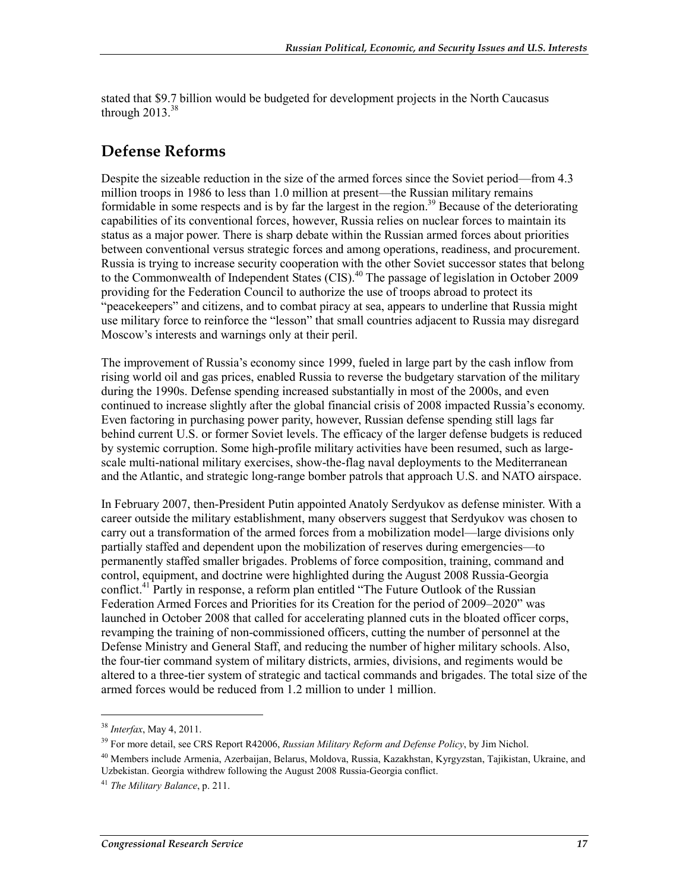stated that $9.7 billion would be budgeted for development projects in the North Caucasus through 2013.[38]

## Defense Reforms

Despite the sizeable reduction in the size of the armed forces since the Soviet period—from 4.3 million troops in 1986 to less than 1.0 million at present—the Russian military remains formidable in some respects and is by far the largest in the region.[39] Because of the deteriorating capabilities of its conventional forces, however, Russia relies on nuclear forces to maintain its status as a major power. There is sharp debate within the Russian armed forces about priorities between conventional versus strategic forces and among operations, readiness, and procurement. Russia is trying to increase security cooperation with the other Soviet successor states that belong to the Commonwealth of Independent States (CIS).[40] The passage of legislation in October 2009 providing for the Federation Council to authorize the use of troops abroad to protect its "peacekeepers" and citizens, and to combat piracy at sea, appears to underline that Russia might use military force to reinforce the "lesson" that small countries adjacent to Russia may disregard Moscow's interests and warnings only at their peril.

The improvement of Russia's economy since 1999, fueled in large part by the cash inflow from rising world oil and gas prices, enabled Russia to reverse the budgetary starvation of the military during the 1990s. Defense spending increased substantially in most of the 2000s, and even continued to increase slightly after the global financial crisis of 2008 impacted Russia's economy. Even factoring in purchasing power parity, however, Russian defense spending still lags far behind current U.S. or former Soviet levels. The efficacy of the larger defense budgets is reduced by systemic corruption. Some high-profile military activities have been resumed, such as large-scale multi-national military exercises, show-the-flag naval deployments to the Mediterranean and the Atlantic, and strategic long-range bomber patrols that approach U.S. and NATO airspace.

In February 2007, then-President Putin appointed Anatoly Serdyukov as defense minister. With a career outside the military establishment, many observers suggest that Serdyukov was chosen to carry out a transformation of the armed forces from a mobilization model—large divisions only partially staffed and dependent upon the mobilization of reserves during emergencies—to permanently staffed smaller brigades. Problems of force composition, training, command and control, equipment, and doctrine were highlighted during the August 2008 Russia-Georgia conflict.[41] Partly in response, a reform plan entitled "The Future Outlook of the Russian Federation Armed Forces and Priorities for its Creation for the period of 2009–2020" was launched in October 2008 that called for accelerating planned cuts in the bloated officer corps, revamping the training of non-commissioned officers, cutting the number of personnel at the Defense Ministry and General Staff, and reducing the number of higher military schools. Also, the four-tier command system of military districts, armies, divisions, and regiments would be altered to a three-tier system of strategic and tactical commands and brigades. The total size of the armed forces would be reduced from 1.2 million to under 1 million.

---

[38] *Interfax*, May 4, 2011.

[39] For more detail, see CRS Report R42006, *Russian Military Reform and Defense Policy*, by Jim Nichol.

[40] Members include Armenia, Azerbaijan, Belarus, Moldova, Russia, Kazakhstan, Kyrgyzstan, Tajikistan, Ukraine, and Uzbekistan. Georgia withdrew following the August 2008 Russia-Georgia conflict.

[41] *The Military Balance*, p. 211.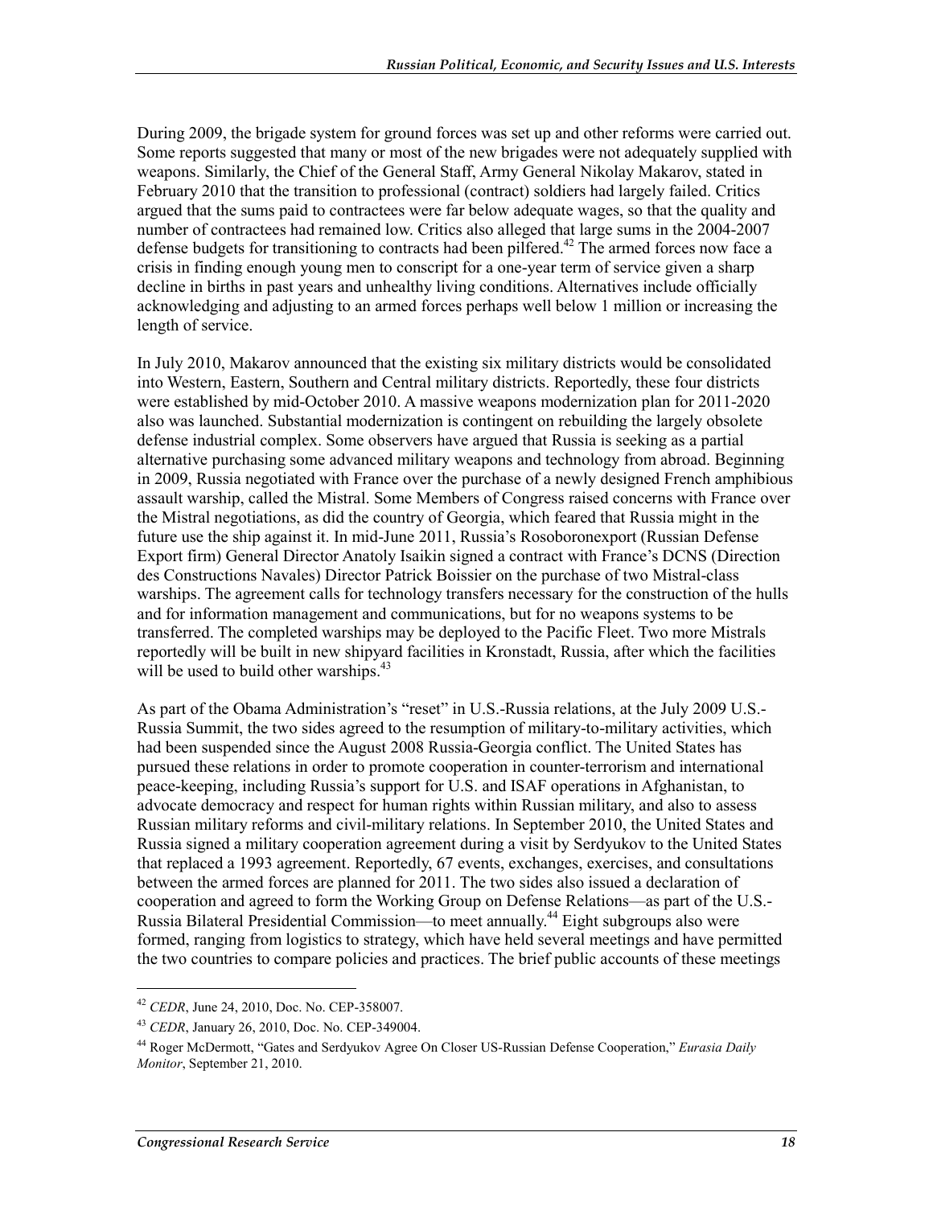During 2009, the brigade system for ground forces was set up and other reforms were carried out. Some reports suggested that many or most of the new brigades were not adequately supplied with weapons. Similarly, the Chief of the General Staff, Army General Nikolay Makarov, stated in February 2010 that the transition to professional (contract) soldiers had largely failed. Critics argued that the sums paid to contractees were far below adequate wages, so that the quality and number of contractees had remained low. Critics also alleged that large sums in the 2004-2007 defense budgets for transitioning to contracts had been pilfered.[42] The armed forces now face a crisis in finding enough young men to conscript for a one-year term of service given a sharp decline in births in past years and unhealthy living conditions. Alternatives include officially acknowledging and adjusting to an armed forces perhaps well below 1 million or increasing the length of service.

In July 2010, Makarov announced that the existing six military districts would be consolidated into Western, Eastern, Southern and Central military districts. Reportedly, these four districts were established by mid-October 2010. A massive weapons modernization plan for 2011-2020 also was launched. Substantial modernization is contingent on rebuilding the largely obsolete defense industrial complex. Some observers have argued that Russia is seeking as a partial alternative purchasing some advanced military weapons and technology from abroad. Beginning in 2009, Russia negotiated with France over the purchase of a newly designed French amphibious assault warship, called the Mistral. Some Members of Congress raised concerns with France over the Mistral negotiations, as did the country of Georgia, which feared that Russia might in the future use the ship against it. In mid-June 2011, Russia's Rosoboronexport (Russian Defense Export firm) General Director Anatoly Isaikin signed a contract with France's DCNS (Direction des Constructions Navales) Director Patrick Boissier on the purchase of two Mistral-class warships. The agreement calls for technology transfers necessary for the construction of the hulls and for information management and communications, but for no weapons systems to be transferred. The completed warships may be deployed to the Pacific Fleet. Two more Mistrals reportedly will be built in new shipyard facilities in Kronstadt, Russia, after which the facilities will be used to build other warships.[43]

As part of the Obama Administration's "reset" in U.S.-Russia relations, at the July 2009 U.S.-Russia Summit, the two sides agreed to the resumption of military-to-military activities, which had been suspended since the August 2008 Russia-Georgia conflict. The United States has pursued these relations in order to promote cooperation in counter-terrorism and international peace-keeping, including Russia's support for U.S. and ISAF operations in Afghanistan, to advocate democracy and respect for human rights within Russian military, and also to assess Russian military reforms and civil-military relations. In September 2010, the United States and Russia signed a military cooperation agreement during a visit by Serdyukov to the United States that replaced a 1993 agreement. Reportedly, 67 events, exchanges, exercises, and consultations between the armed forces are planned for 2011. The two sides also issued a declaration of cooperation and agreed to form the Working Group on Defense Relations—as part of the U.S.-Russia Bilateral Presidential Commission—to meet annually.[44] Eight subgroups also were formed, ranging from logistics to strategy, which have held several meetings and have permitted the two countries to compare policies and practices. The brief public accounts of these meetings

---

[42] *CEDR*, June 24, 2010, Doc. No. CEP-358007.

[43] *CEDR*, January 26, 2010, Doc. No. CEP-349004.

[44] Roger McDermott, "Gates and Serdyukov Agree On Closer US-Russian Defense Cooperation," *Eurasia Daily Monitor*, September 21, 2010.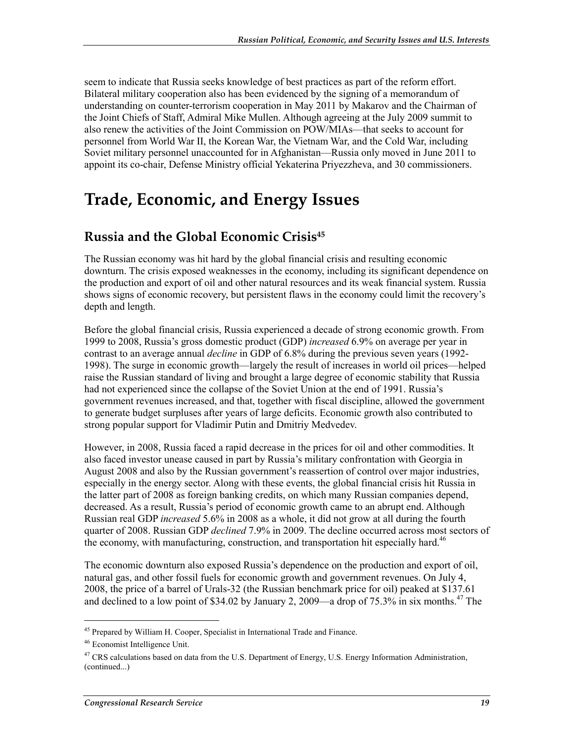seem to indicate that Russia seeks knowledge of best practices as part of the reform effort. Bilateral military cooperation also has been evidenced by the signing of a memorandum of understanding on counter-terrorism cooperation in May 2011 by Makarov and the Chairman of the Joint Chiefs of Staff, Admiral Mike Mullen. Although agreeing at the July 2009 summit to also renew the activities of the Joint Commission on POW/MIAs—that seeks to account for personnel from World War II, the Korean War, the Vietnam War, and the Cold War, including Soviet military personnel unaccounted for in Afghanistan—Russia only moved in June 2011 to appoint its co-chair, Defense Ministry official Yekaterina Priyezzheva, and 30 commissioners.

# Trade, Economic, and Energy Issues

## Russia and the Global Economic Crisis[45]

The Russian economy was hit hard by the global financial crisis and resulting economic downturn. The crisis exposed weaknesses in the economy, including its significant dependence on the production and export of oil and other natural resources and its weak financial system. Russia shows signs of economic recovery, but persistent flaws in the economy could limit the recovery's depth and length.

Before the global financial crisis, Russia experienced a decade of strong economic growth. From 1999 to 2008, Russia's gross domestic product (GDP) *increased* 6.9% on average per year in contrast to an average annual *decline* in GDP of 6.8% during the previous seven years (1992-1998). The surge in economic growth—largely the result of increases in world oil prices—helped raise the Russian standard of living and brought a large degree of economic stability that Russia had not experienced since the collapse of the Soviet Union at the end of 1991. Russia's government revenues increased, and that, together with fiscal discipline, allowed the government to generate budget surpluses after years of large deficits. Economic growth also contributed to strong popular support for Vladimir Putin and Dmitriy Medvedev.

However, in 2008, Russia faced a rapid decrease in the prices for oil and other commodities. It also faced investor unease caused in part by Russia's military confrontation with Georgia in August 2008 and also by the Russian government's reassertion of control over major industries, especially in the energy sector. Along with these events, the global financial crisis hit Russia in the latter part of 2008 as foreign banking credits, on which many Russian companies depend, decreased. As a result, Russia's period of economic growth came to an abrupt end. Although Russian real GDP *increased* 5.6% in 2008 as a whole, it did not grow at all during the fourth quarter of 2008. Russian GDP *declined* 7.9% in 2009. The decline occurred across most sectors of the economy, with manufacturing, construction, and transportation hit especially hard.[46]

The economic downturn also exposed Russia's dependence on the production and export of oil, natural gas, and other fossil fuels for economic growth and government revenues. On July 4, 2008, the price of a barrel of Urals-32 (the Russian benchmark price for oil) peaked at $137.61 and declined to a low point of $34.02 by January 2, 2009—a drop of 75.3% in six months.[47] The

---

[45] Prepared by William H. Cooper, Specialist in International Trade and Finance.

[46] Economist Intelligence Unit.

[47] CRS calculations based on data from the U.S. Department of Energy, U.S. Energy Information Administration, (continued...)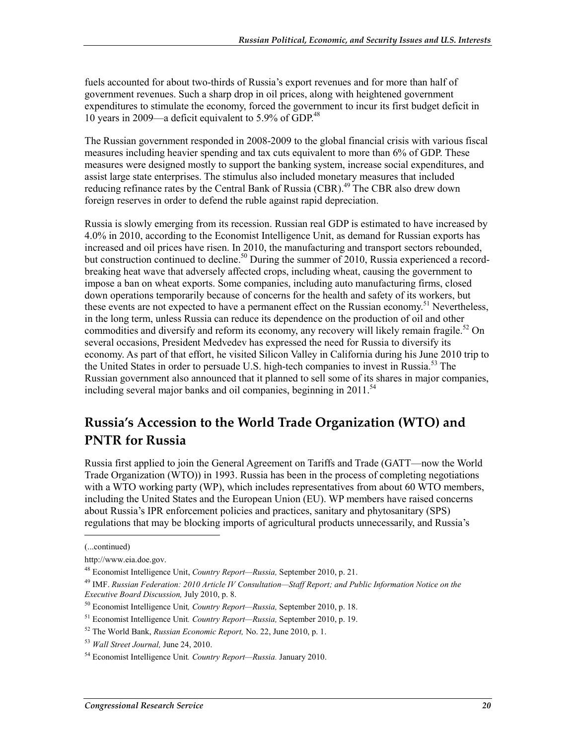fuels accounted for about two-thirds of Russia's export revenues and for more than half of government revenues. Such a sharp drop in oil prices, along with heightened government expenditures to stimulate the economy, forced the government to incur its first budget deficit in 10 years in 2009—a deficit equivalent to 5.9% of GDP.[48]

The Russian government responded in 2008-2009 to the global financial crisis with various fiscal measures including heavier spending and tax cuts equivalent to more than 6% of GDP. These measures were designed mostly to support the banking system, increase social expenditures, and assist large state enterprises. The stimulus also included monetary measures that included reducing refinance rates by the Central Bank of Russia (CBR).[49] The CBR also drew down foreign reserves in order to defend the ruble against rapid depreciation.

Russia is slowly emerging from its recession. Russian real GDP is estimated to have increased by 4.0% in 2010, according to the Economist Intelligence Unit, as demand for Russian exports has increased and oil prices have risen. In 2010, the manufacturing and transport sectors rebounded, but construction continued to decline.[50] During the summer of 2010, Russia experienced a record-breaking heat wave that adversely affected crops, including wheat, causing the government to impose a ban on wheat exports. Some companies, including auto manufacturing firms, closed down operations temporarily because of concerns for the health and safety of its workers, but these events are not expected to have a permanent effect on the Russian economy.[51] Nevertheless, in the long term, unless Russia can reduce its dependence on the production of oil and other commodities and diversify and reform its economy, any recovery will likely remain fragile.[52] On several occasions, President Medvedev has expressed the need for Russia to diversify its economy. As part of that effort, he visited Silicon Valley in California during his June 2010 trip to the United States in order to persuade U.S. high-tech companies to invest in Russia.[53] The Russian government also announced that it planned to sell some of its shares in major companies, including several major banks and oil companies, beginning in 2011.[54]

## Russia's Accession to the World Trade Organization (WTO) and PNTR for Russia

Russia first applied to join the General Agreement on Tariffs and Trade (GATT—now the World Trade Organization (WTO)) in 1993. Russia has been in the process of completing negotiations with a WTO working party (WP), which includes representatives from about 60 WTO members, including the United States and the European Union (EU). WP members have raised concerns about Russia's IPR enforcement policies and practices, sanitary and phytosanitary (SPS) regulations that may be blocking imports of agricultural products unnecessarily, and Russia's

---

(...continued)

http://www.eia.doe.gov.

[48] Economist Intelligence Unit, *Country Report—Russia,* September 2010, p. 21.

[49] IMF. *Russian Federation: 2010 Article IV Consultation—Staff Report; and Public Information Notice on the Executive Board Discussion,* July 2010, p. 8.

[50] Economist Intelligence Unit*, Country Report—Russia,* September 2010, p. 18.

[51] Economist Intelligence Unit*. Country Report—Russia,* September 2010, p. 19.

[52] The World Bank, *Russian Economic Report,* No. 22, June 2010, p. 1.

[53] *Wall Street Journal,* June 24, 2010.

[54] Economist Intelligence Unit*. Country Report—Russia.* January 2010.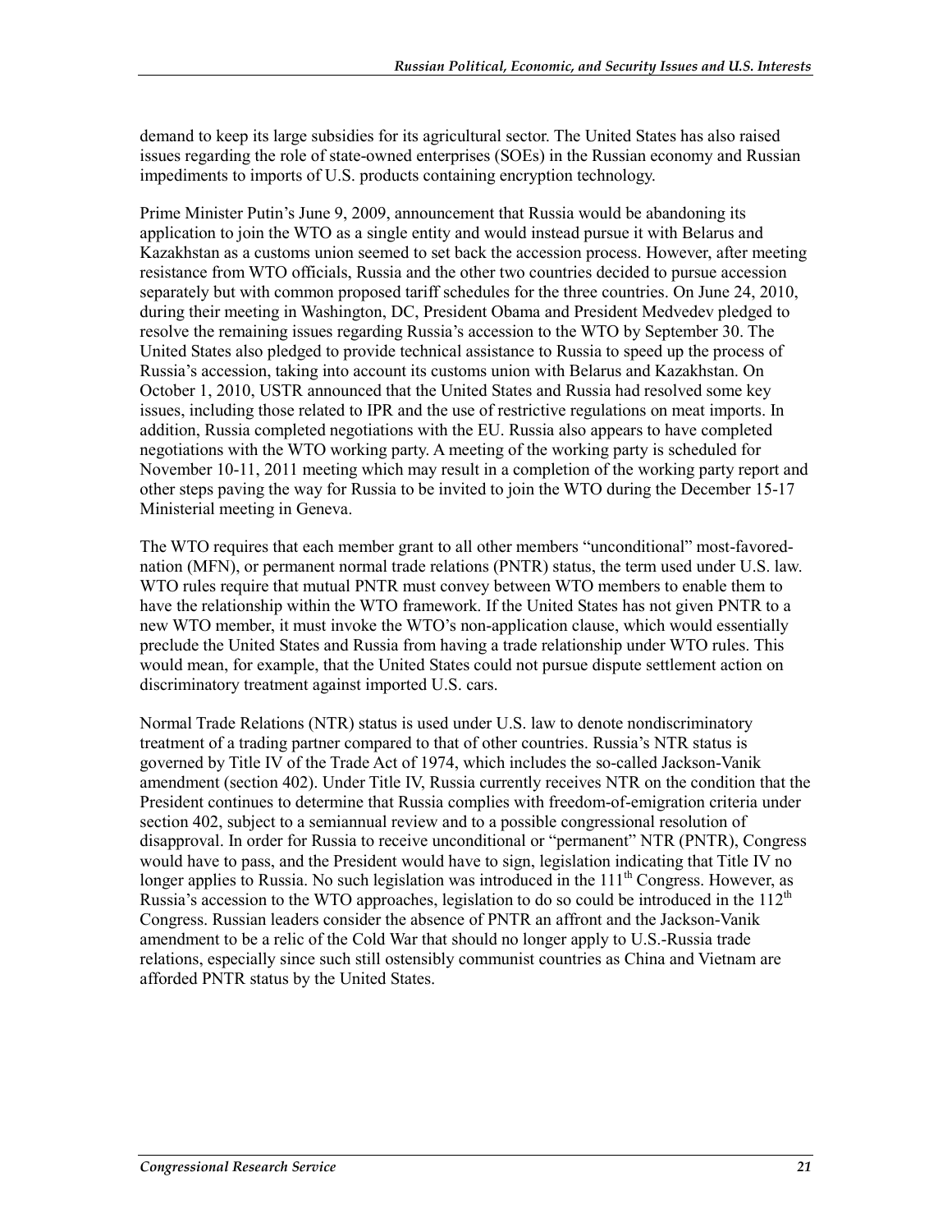demand to keep its large subsidies for its agricultural sector. The United States has also raised issues regarding the role of state-owned enterprises (SOEs) in the Russian economy and Russian impediments to imports of U.S. products containing encryption technology.

Prime Minister Putin's June 9, 2009, announcement that Russia would be abandoning its application to join the WTO as a single entity and would instead pursue it with Belarus and Kazakhstan as a customs union seemed to set back the accession process. However, after meeting resistance from WTO officials, Russia and the other two countries decided to pursue accession separately but with common proposed tariff schedules for the three countries. On June 24, 2010, during their meeting in Washington, DC, President Obama and President Medvedev pledged to resolve the remaining issues regarding Russia's accession to the WTO by September 30. The United States also pledged to provide technical assistance to Russia to speed up the process of Russia's accession, taking into account its customs union with Belarus and Kazakhstan. On October 1, 2010, USTR announced that the United States and Russia had resolved some key issues, including those related to IPR and the use of restrictive regulations on meat imports. In addition, Russia completed negotiations with the EU. Russia also appears to have completed negotiations with the WTO working party. A meeting of the working party is scheduled for November 10-11, 2011 meeting which may result in a completion of the working party report and other steps paving the way for Russia to be invited to join the WTO during the December 15-17 Ministerial meeting in Geneva.

The WTO requires that each member grant to all other members "unconditional" most-favored-nation (MFN), or permanent normal trade relations (PNTR) status, the term used under U.S. law. WTO rules require that mutual PNTR must convey between WTO members to enable them to have the relationship within the WTO framework. If the United States has not given PNTR to a new WTO member, it must invoke the WTO's non-application clause, which would essentially preclude the United States and Russia from having a trade relationship under WTO rules. This would mean, for example, that the United States could not pursue dispute settlement action on discriminatory treatment against imported U.S. cars.

Normal Trade Relations (NTR) status is used under U.S. law to denote nondiscriminatory treatment of a trading partner compared to that of other countries. Russia's NTR status is governed by Title IV of the Trade Act of 1974, which includes the so-called Jackson-Vanik amendment (section 402). Under Title IV, Russia currently receives NTR on the condition that the President continues to determine that Russia complies with freedom-of-emigration criteria under section 402, subject to a semiannual review and to a possible congressional resolution of disapproval. In order for Russia to receive unconditional or "permanent" NTR (PNTR), Congress would have to pass, and the President would have to sign, legislation indicating that Title IV no longer applies to Russia. No such legislation was introduced in the 111th Congress. However, as Russia's accession to the WTO approaches, legislation to do so could be introduced in the 112th Congress. Russian leaders consider the absence of PNTR an affront and the Jackson-Vanik amendment to be a relic of the Cold War that should no longer apply to U.S.-Russia trade relations, especially since such still ostensibly communist countries as China and Vietnam are afforded PNTR status by the United States.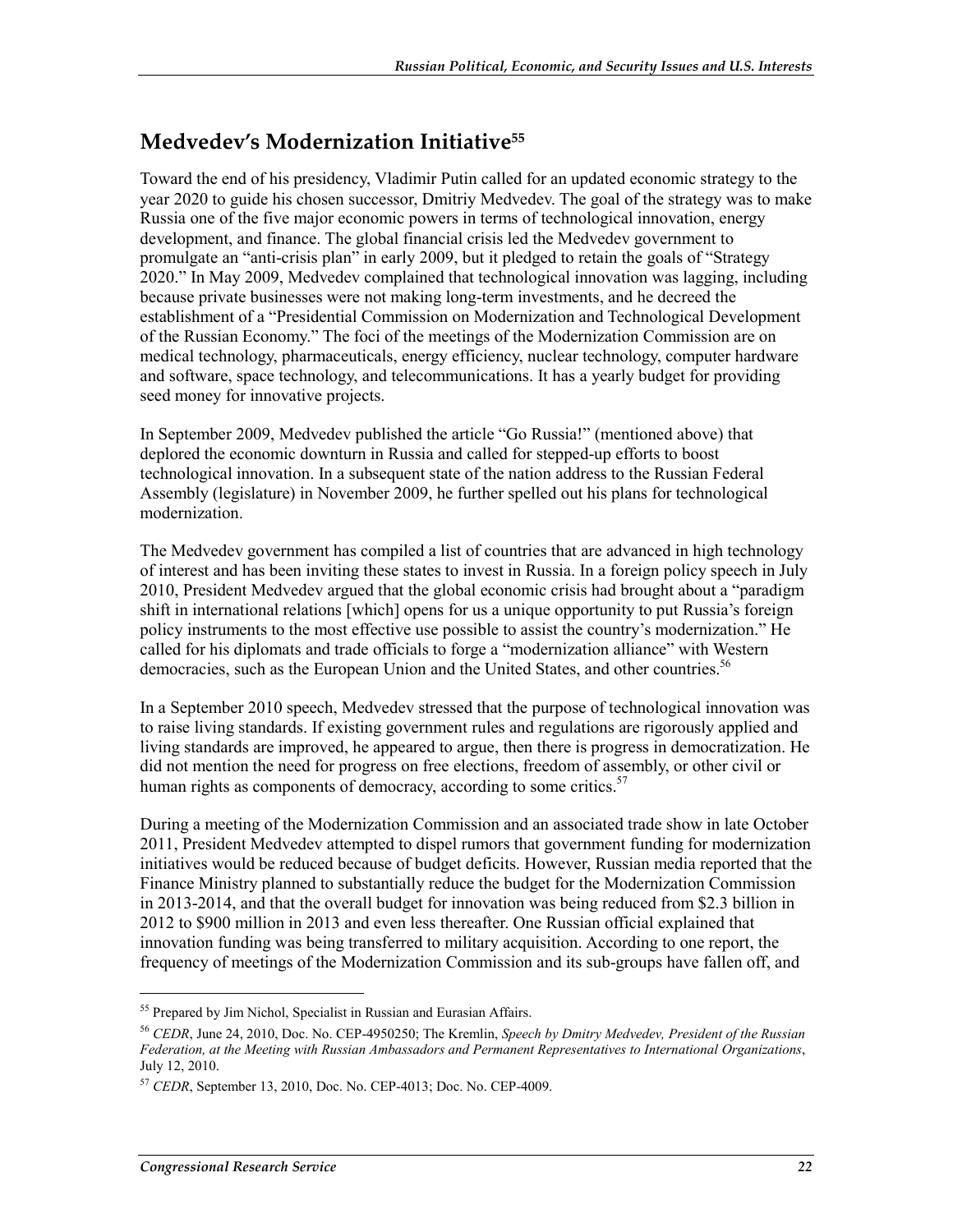## Medvedev's Modernization Initiative[55]

Toward the end of his presidency, Vladimir Putin called for an updated economic strategy to the year 2020 to guide his chosen successor, Dmitriy Medvedev. The goal of the strategy was to make Russia one of the five major economic powers in terms of technological innovation, energy development, and finance. The global financial crisis led the Medvedev government to promulgate an "anti-crisis plan" in early 2009, but it pledged to retain the goals of "Strategy 2020." In May 2009, Medvedev complained that technological innovation was lagging, including because private businesses were not making long-term investments, and he decreed the establishment of a "Presidential Commission on Modernization and Technological Development of the Russian Economy." The foci of the meetings of the Modernization Commission are on medical technology, pharmaceuticals, energy efficiency, nuclear technology, computer hardware and software, space technology, and telecommunications. It has a yearly budget for providing seed money for innovative projects.

In September 2009, Medvedev published the article "Go Russia!" (mentioned above) that deplored the economic downturn in Russia and called for stepped-up efforts to boost technological innovation. In a subsequent state of the nation address to the Russian Federal Assembly (legislature) in November 2009, he further spelled out his plans for technological modernization.

The Medvedev government has compiled a list of countries that are advanced in high technology of interest and has been inviting these states to invest in Russia. In a foreign policy speech in July 2010, President Medvedev argued that the global economic crisis had brought about a "paradigm shift in international relations [which] opens for us a unique opportunity to put Russia's foreign policy instruments to the most effective use possible to assist the country's modernization." He called for his diplomats and trade officials to forge a "modernization alliance" with Western democracies, such as the European Union and the United States, and other countries.[56]

In a September 2010 speech, Medvedev stressed that the purpose of technological innovation was to raise living standards. If existing government rules and regulations are rigorously applied and living standards are improved, he appeared to argue, then there is progress in democratization. He did not mention the need for progress on free elections, freedom of assembly, or other civil or human rights as components of democracy, according to some critics.[57]

During a meeting of the Modernization Commission and an associated trade show in late October 2011, President Medvedev attempted to dispel rumors that government funding for modernization initiatives would be reduced because of budget deficits. However, Russian media reported that the Finance Ministry planned to substantially reduce the budget for the Modernization Commission in 2013-2014, and that the overall budget for innovation was being reduced from $2.3 billion in 2012 to $900 million in 2013 and even less thereafter. One Russian official explained that innovation funding was being transferred to military acquisition. According to one report, the frequency of meetings of the Modernization Commission and its sub-groups have fallen off, and

---

[55] Prepared by Jim Nichol, Specialist in Russian and Eurasian Affairs.

[56] *CEDR*, June 24, 2010, Doc. No. CEP-4950250; The Kremlin, *Speech by Dmitry Medvedev, President of the Russian Federation, at the Meeting with Russian Ambassadors and Permanent Representatives to International Organizations*, July 12, 2010.

[57] *CEDR*, September 13, 2010, Doc. No. CEP-4013; Doc. No. CEP-4009.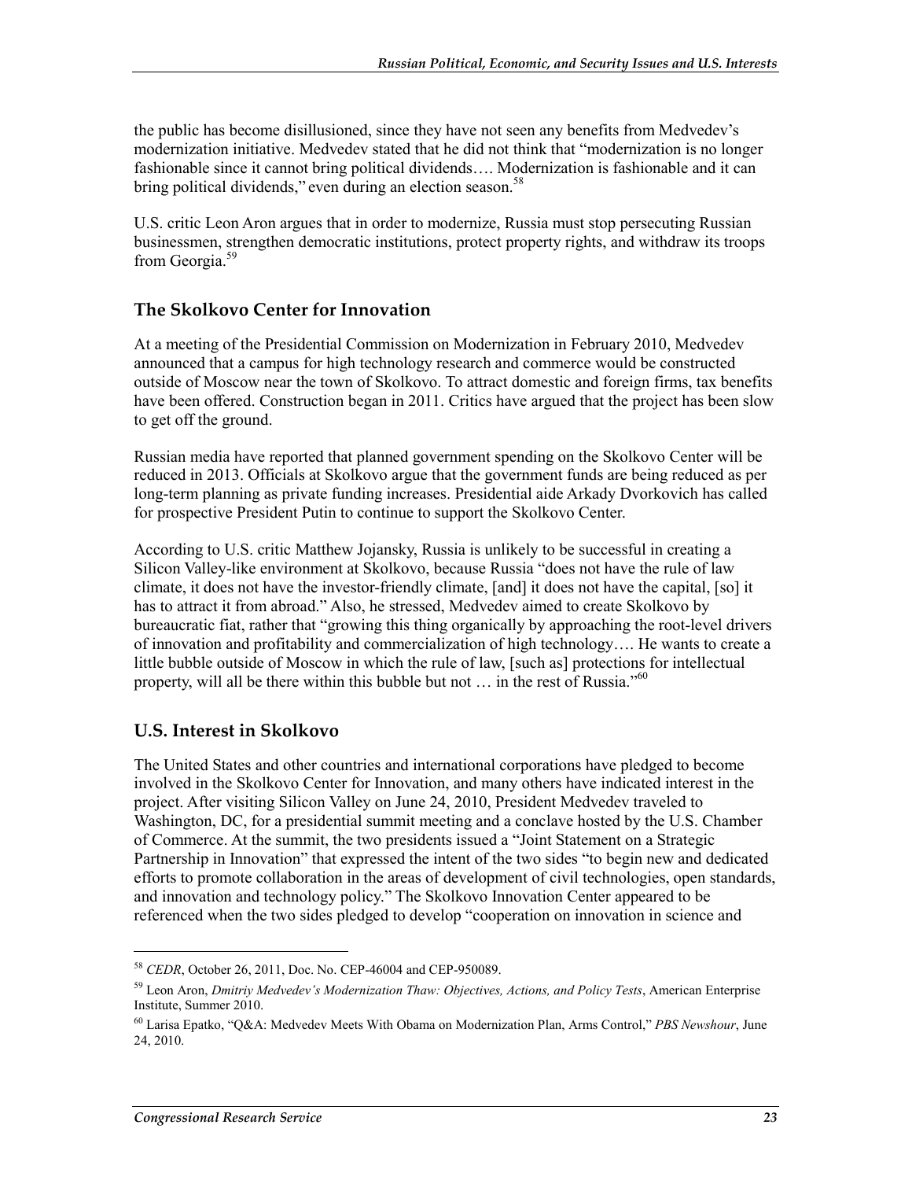the public has become disillusioned, since they have not seen any benefits from Medvedev's modernization initiative. Medvedev stated that he did not think that "modernization is no longer fashionable since it cannot bring political dividends…. Modernization is fashionable and it can bring political dividends," even during an election season.[58]

U.S. critic Leon Aron argues that in order to modernize, Russia must stop persecuting Russian businessmen, strengthen democratic institutions, protect property rights, and withdraw its troops from Georgia.[59]

## The Skolkovo Center for Innovation

At a meeting of the Presidential Commission on Modernization in February 2010, Medvedev announced that a campus for high technology research and commerce would be constructed outside of Moscow near the town of Skolkovo. To attract domestic and foreign firms, tax benefits have been offered. Construction began in 2011. Critics have argued that the project has been slow to get off the ground.

Russian media have reported that planned government spending on the Skolkovo Center will be reduced in 2013. Officials at Skolkovo argue that the government funds are being reduced as per long-term planning as private funding increases. Presidential aide Arkady Dvorkovich has called for prospective President Putin to continue to support the Skolkovo Center.

According to U.S. critic Matthew Jojansky, Russia is unlikely to be successful in creating a Silicon Valley-like environment at Skolkovo, because Russia "does not have the rule of law climate, it does not have the investor-friendly climate, [and] it does not have the capital, [so] it has to attract it from abroad." Also, he stressed, Medvedev aimed to create Skolkovo by bureaucratic fiat, rather that "growing this thing organically by approaching the root-level drivers of innovation and profitability and commercialization of high technology…. He wants to create a little bubble outside of Moscow in which the rule of law, [such as] protections for intellectual property, will all be there within this bubble but not … in the rest of Russia."[60]

## U.S. Interest in Skolkovo

The United States and other countries and international corporations have pledged to become involved in the Skolkovo Center for Innovation, and many others have indicated interest in the project. After visiting Silicon Valley on June 24, 2010, President Medvedev traveled to Washington, DC, for a presidential summit meeting and a conclave hosted by the U.S. Chamber of Commerce. At the summit, the two presidents issued a "Joint Statement on a Strategic Partnership in Innovation" that expressed the intent of the two sides "to begin new and dedicated efforts to promote collaboration in the areas of development of civil technologies, open standards, and innovation and technology policy." The Skolkovo Innovation Center appeared to be referenced when the two sides pledged to develop "cooperation on innovation in science and

---

[58] *CEDR*, October 26, 2011, Doc. No. CEP-46004 and CEP-950089.

[59] Leon Aron, *Dmitriy Medvedev's Modernization Thaw: Objectives, Actions, and Policy Tests*, American Enterprise Institute, Summer 2010.

[60] Larisa Epatko, "Q&A: Medvedev Meets With Obama on Modernization Plan, Arms Control," *PBS Newshour*, June 24, 2010.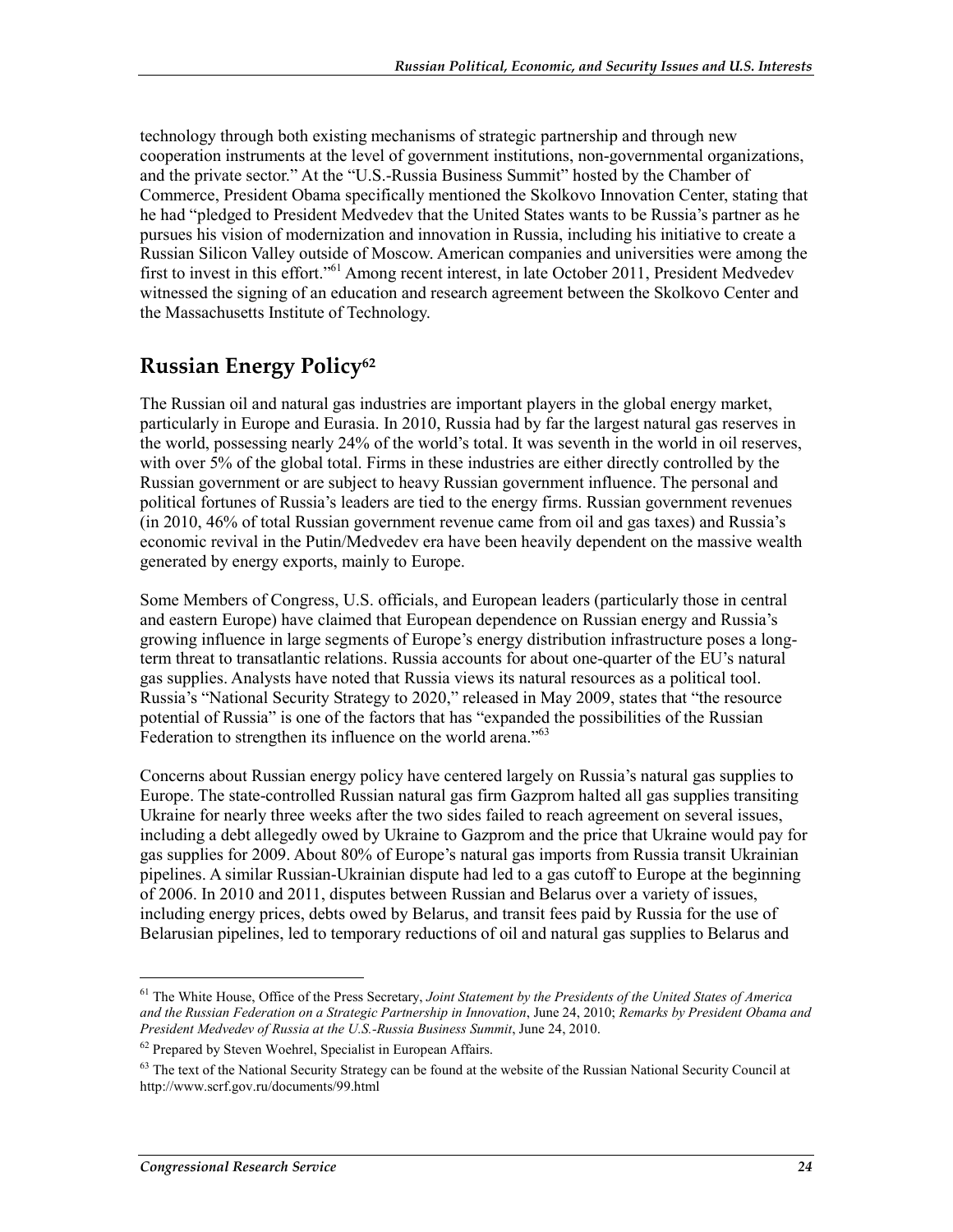technology through both existing mechanisms of strategic partnership and through new cooperation instruments at the level of government institutions, non-governmental organizations, and the private sector." At the "U.S.-Russia Business Summit" hosted by the Chamber of Commerce, President Obama specifically mentioned the Skolkovo Innovation Center, stating that he had "pledged to President Medvedev that the United States wants to be Russia's partner as he pursues his vision of modernization and innovation in Russia, including his initiative to create a Russian Silicon Valley outside of Moscow. American companies and universities were among the first to invest in this effort."[61] Among recent interest, in late October 2011, President Medvedev witnessed the signing of an education and research agreement between the Skolkovo Center and the Massachusetts Institute of Technology.

## Russian Energy Policy[62]

The Russian oil and natural gas industries are important players in the global energy market, particularly in Europe and Eurasia. In 2010, Russia had by far the largest natural gas reserves in the world, possessing nearly 24% of the world's total. It was seventh in the world in oil reserves, with over 5% of the global total. Firms in these industries are either directly controlled by the Russian government or are subject to heavy Russian government influence. The personal and political fortunes of Russia's leaders are tied to the energy firms. Russian government revenues (in 2010, 46% of total Russian government revenue came from oil and gas taxes) and Russia's economic revival in the Putin/Medvedev era have been heavily dependent on the massive wealth generated by energy exports, mainly to Europe.

Some Members of Congress, U.S. officials, and European leaders (particularly those in central and eastern Europe) have claimed that European dependence on Russian energy and Russia's growing influence in large segments of Europe's energy distribution infrastructure poses a long-term threat to transatlantic relations. Russia accounts for about one-quarter of the EU's natural gas supplies. Analysts have noted that Russia views its natural resources as a political tool. Russia's "National Security Strategy to 2020," released in May 2009, states that "the resource potential of Russia" is one of the factors that has "expanded the possibilities of the Russian Federation to strengthen its influence on the world arena."[63]

Concerns about Russian energy policy have centered largely on Russia's natural gas supplies to Europe. The state-controlled Russian natural gas firm Gazprom halted all gas supplies transiting Ukraine for nearly three weeks after the two sides failed to reach agreement on several issues, including a debt allegedly owed by Ukraine to Gazprom and the price that Ukraine would pay for gas supplies for 2009. About 80% of Europe's natural gas imports from Russia transit Ukrainian pipelines. A similar Russian-Ukrainian dispute had led to a gas cutoff to Europe at the beginning of 2006. In 2010 and 2011, disputes between Russian and Belarus over a variety of issues, including energy prices, debts owed by Belarus, and transit fees paid by Russia for the use of Belarusian pipelines, led to temporary reductions of oil and natural gas supplies to Belarus and

---

[61] The White House, Office of the Press Secretary, *Joint Statement by the Presidents of the United States of America and the Russian Federation on a Strategic Partnership in Innovation*, June 24, 2010; *Remarks by President Obama and President Medvedev of Russia at the U.S.-Russia Business Summit*, June 24, 2010.

[62] Prepared by Steven Woehrel, Specialist in European Affairs.

[63] The text of the National Security Strategy can be found at the website of the Russian National Security Council at http://www.scrf.gov.ru/documents/99.html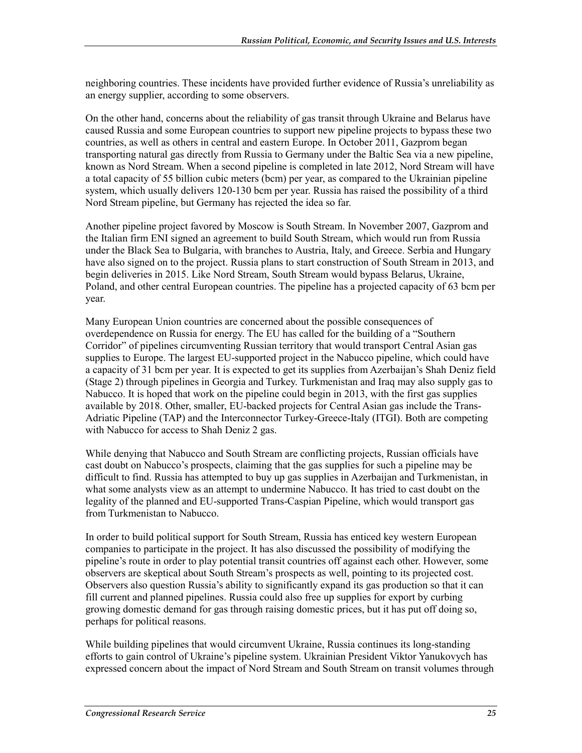neighboring countries. These incidents have provided further evidence of Russia's unreliability as an energy supplier, according to some observers.

On the other hand, concerns about the reliability of gas transit through Ukraine and Belarus have caused Russia and some European countries to support new pipeline projects to bypass these two countries, as well as others in central and eastern Europe. In October 2011, Gazprom began transporting natural gas directly from Russia to Germany under the Baltic Sea via a new pipeline, known as Nord Stream. When a second pipeline is completed in late 2012, Nord Stream will have a total capacity of 55 billion cubic meters (bcm) per year, as compared to the Ukrainian pipeline system, which usually delivers 120-130 bcm per year. Russia has raised the possibility of a third Nord Stream pipeline, but Germany has rejected the idea so far.

Another pipeline project favored by Moscow is South Stream. In November 2007, Gazprom and the Italian firm ENI signed an agreement to build South Stream, which would run from Russia under the Black Sea to Bulgaria, with branches to Austria, Italy, and Greece. Serbia and Hungary have also signed on to the project. Russia plans to start construction of South Stream in 2013, and begin deliveries in 2015. Like Nord Stream, South Stream would bypass Belarus, Ukraine, Poland, and other central European countries. The pipeline has a projected capacity of 63 bcm per year.

Many European Union countries are concerned about the possible consequences of overdependence on Russia for energy. The EU has called for the building of a "Southern Corridor" of pipelines circumventing Russian territory that would transport Central Asian gas supplies to Europe. The largest EU-supported project in the Nabucco pipeline, which could have a capacity of 31 bcm per year. It is expected to get its supplies from Azerbaijan's Shah Deniz field (Stage 2) through pipelines in Georgia and Turkey. Turkmenistan and Iraq may also supply gas to Nabucco. It is hoped that work on the pipeline could begin in 2013, with the first gas supplies available by 2018. Other, smaller, EU-backed projects for Central Asian gas include the Trans-Adriatic Pipeline (TAP) and the Interconnector Turkey-Greece-Italy (ITGI). Both are competing with Nabucco for access to Shah Deniz 2 gas.

While denying that Nabucco and South Stream are conflicting projects, Russian officials have cast doubt on Nabucco's prospects, claiming that the gas supplies for such a pipeline may be difficult to find. Russia has attempted to buy up gas supplies in Azerbaijan and Turkmenistan, in what some analysts view as an attempt to undermine Nabucco. It has tried to cast doubt on the legality of the planned and EU-supported Trans-Caspian Pipeline, which would transport gas from Turkmenistan to Nabucco.

In order to build political support for South Stream, Russia has enticed key western European companies to participate in the project. It has also discussed the possibility of modifying the pipeline's route in order to play potential transit countries off against each other. However, some observers are skeptical about South Stream's prospects as well, pointing to its projected cost. Observers also question Russia's ability to significantly expand its gas production so that it can fill current and planned pipelines. Russia could also free up supplies for export by curbing growing domestic demand for gas through raising domestic prices, but it has put off doing so, perhaps for political reasons.

While building pipelines that would circumvent Ukraine, Russia continues its long-standing efforts to gain control of Ukraine's pipeline system. Ukrainian President Viktor Yanukovych has expressed concern about the impact of Nord Stream and South Stream on transit volumes through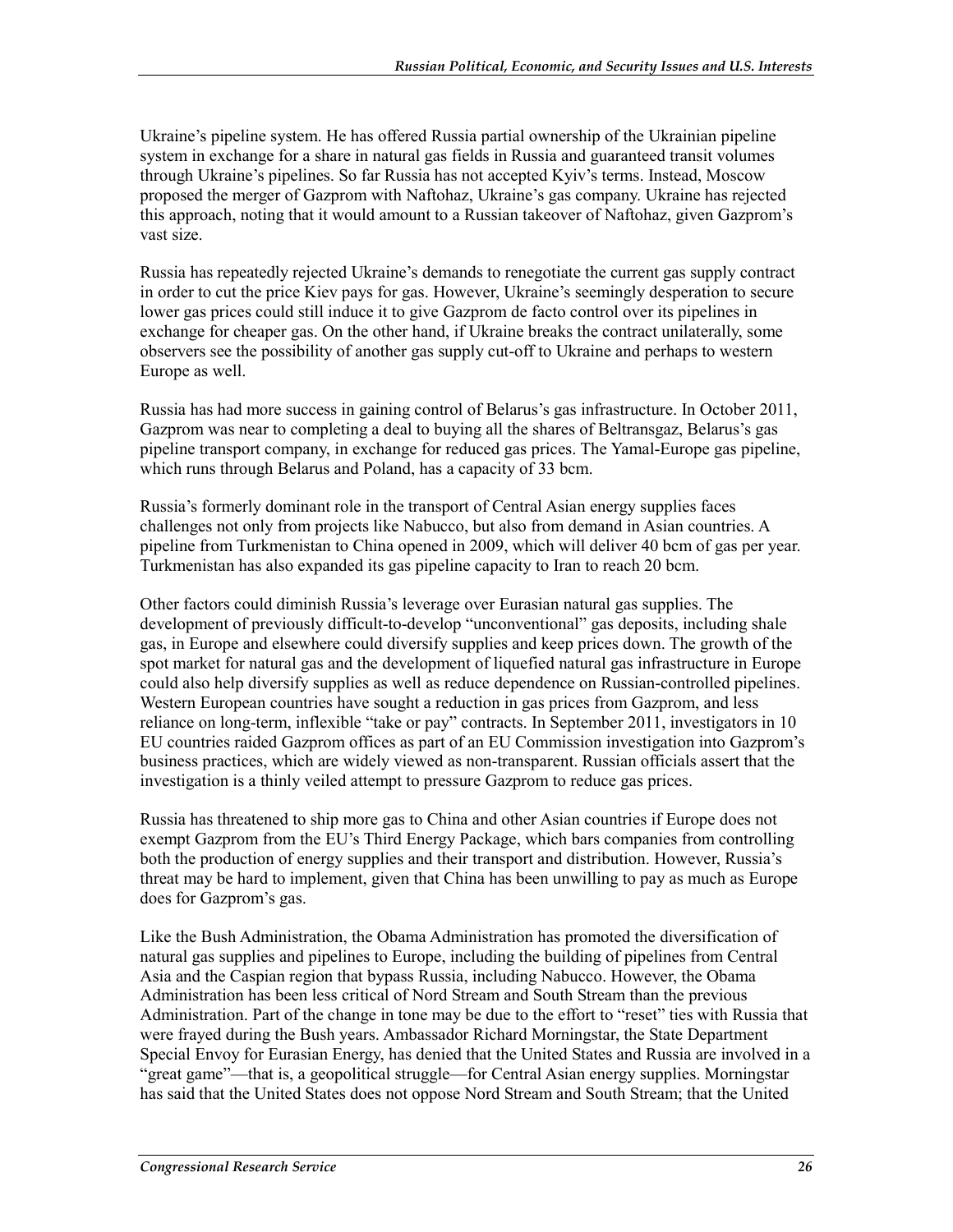Ukraine's pipeline system. He has offered Russia partial ownership of the Ukrainian pipeline system in exchange for a share in natural gas fields in Russia and guaranteed transit volumes through Ukraine's pipelines. So far Russia has not accepted Kyiv's terms. Instead, Moscow proposed the merger of Gazprom with Naftohaz, Ukraine's gas company. Ukraine has rejected this approach, noting that it would amount to a Russian takeover of Naftohaz, given Gazprom's vast size.

Russia has repeatedly rejected Ukraine's demands to renegotiate the current gas supply contract in order to cut the price Kiev pays for gas. However, Ukraine's seemingly desperation to secure lower gas prices could still induce it to give Gazprom de facto control over its pipelines in exchange for cheaper gas. On the other hand, if Ukraine breaks the contract unilaterally, some observers see the possibility of another gas supply cut-off to Ukraine and perhaps to western Europe as well.

Russia has had more success in gaining control of Belarus's gas infrastructure. In October 2011, Gazprom was near to completing a deal to buying all the shares of Beltransgaz, Belarus's gas pipeline transport company, in exchange for reduced gas prices. The Yamal-Europe gas pipeline, which runs through Belarus and Poland, has a capacity of 33 bcm.

Russia's formerly dominant role in the transport of Central Asian energy supplies faces challenges not only from projects like Nabucco, but also from demand in Asian countries. A pipeline from Turkmenistan to China opened in 2009, which will deliver 40 bcm of gas per year. Turkmenistan has also expanded its gas pipeline capacity to Iran to reach 20 bcm.

Other factors could diminish Russia's leverage over Eurasian natural gas supplies. The development of previously difficult-to-develop "unconventional" gas deposits, including shale gas, in Europe and elsewhere could diversify supplies and keep prices down. The growth of the spot market for natural gas and the development of liquefied natural gas infrastructure in Europe could also help diversify supplies as well as reduce dependence on Russian-controlled pipelines. Western European countries have sought a reduction in gas prices from Gazprom, and less reliance on long-term, inflexible "take or pay" contracts. In September 2011, investigators in 10 EU countries raided Gazprom offices as part of an EU Commission investigation into Gazprom's business practices, which are widely viewed as non-transparent. Russian officials assert that the investigation is a thinly veiled attempt to pressure Gazprom to reduce gas prices.

Russia has threatened to ship more gas to China and other Asian countries if Europe does not exempt Gazprom from the EU's Third Energy Package, which bars companies from controlling both the production of energy supplies and their transport and distribution. However, Russia's threat may be hard to implement, given that China has been unwilling to pay as much as Europe does for Gazprom's gas.

Like the Bush Administration, the Obama Administration has promoted the diversification of natural gas supplies and pipelines to Europe, including the building of pipelines from Central Asia and the Caspian region that bypass Russia, including Nabucco. However, the Obama Administration has been less critical of Nord Stream and South Stream than the previous Administration. Part of the change in tone may be due to the effort to "reset" ties with Russia that were frayed during the Bush years. Ambassador Richard Morningstar, the State Department Special Envoy for Eurasian Energy, has denied that the United States and Russia are involved in a "great game"—that is, a geopolitical struggle—for Central Asian energy supplies. Morningstar has said that the United States does not oppose Nord Stream and South Stream; that the United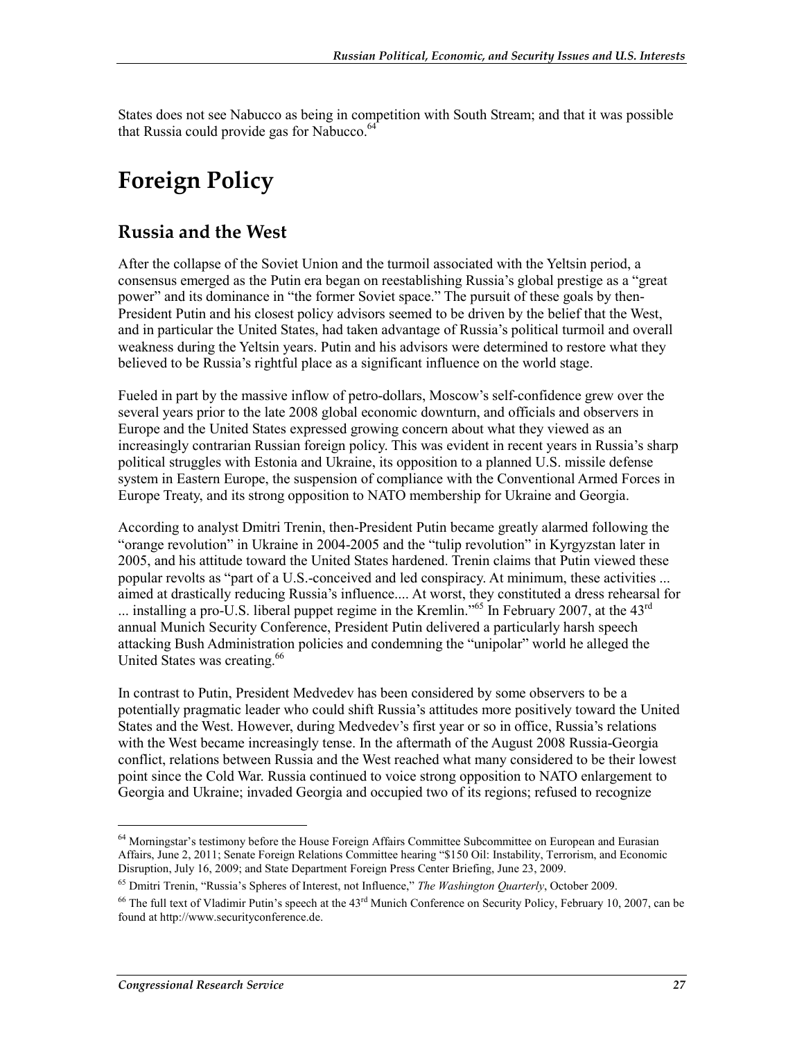States does not see Nabucco as being in competition with South Stream; and that it was possible that Russia could provide gas for Nabucco.[64]

# Foreign Policy

## Russia and the West

After the collapse of the Soviet Union and the turmoil associated with the Yeltsin period, a consensus emerged as the Putin era began on reestablishing Russia's global prestige as a "great power" and its dominance in "the former Soviet space." The pursuit of these goals by then-President Putin and his closest policy advisors seemed to be driven by the belief that the West, and in particular the United States, had taken advantage of Russia's political turmoil and overall weakness during the Yeltsin years. Putin and his advisors were determined to restore what they believed to be Russia's rightful place as a significant influence on the world stage.

Fueled in part by the massive inflow of petro-dollars, Moscow's self-confidence grew over the several years prior to the late 2008 global economic downturn, and officials and observers in Europe and the United States expressed growing concern about what they viewed as an increasingly contrarian Russian foreign policy. This was evident in recent years in Russia's sharp political struggles with Estonia and Ukraine, its opposition to a planned U.S. missile defense system in Eastern Europe, the suspension of compliance with the Conventional Armed Forces in Europe Treaty, and its strong opposition to NATO membership for Ukraine and Georgia.

According to analyst Dmitri Trenin, then-President Putin became greatly alarmed following the "orange revolution" in Ukraine in 2004-2005 and the "tulip revolution" in Kyrgyzstan later in 2005, and his attitude toward the United States hardened. Trenin claims that Putin viewed these popular revolts as "part of a U.S.-conceived and led conspiracy. At minimum, these activities ... aimed at drastically reducing Russia's influence.... At worst, they constituted a dress rehearsal for ... installing a pro-U.S. liberal puppet regime in the Kremlin."[65] In February 2007, at the 43rd annual Munich Security Conference, President Putin delivered a particularly harsh speech attacking Bush Administration policies and condemning the "unipolar" world he alleged the United States was creating.[66]

In contrast to Putin, President Medvedev has been considered by some observers to be a potentially pragmatic leader who could shift Russia's attitudes more positively toward the United States and the West. However, during Medvedev's first year or so in office, Russia's relations with the West became increasingly tense. In the aftermath of the August 2008 Russia-Georgia conflict, relations between Russia and the West reached what many considered to be their lowest point since the Cold War. Russia continued to voice strong opposition to NATO enlargement to Georgia and Ukraine; invaded Georgia and occupied two of its regions; refused to recognize

---

[64] Morningstar's testimony before the House Foreign Affairs Committee Subcommittee on European and Eurasian Affairs, June 2, 2011; Senate Foreign Relations Committee hearing "$150 Oil: Instability, Terrorism, and Economic Disruption, July 16, 2009; and State Department Foreign Press Center Briefing, June 23, 2009.

[65] Dmitri Trenin, "Russia's Spheres of Interest, not Influence," *The Washington Quarterly*, October 2009.

[66] The full text of Vladimir Putin's speech at the 43rd Munich Conference on Security Policy, February 10, 2007, can be found at http://www.securityconference.de.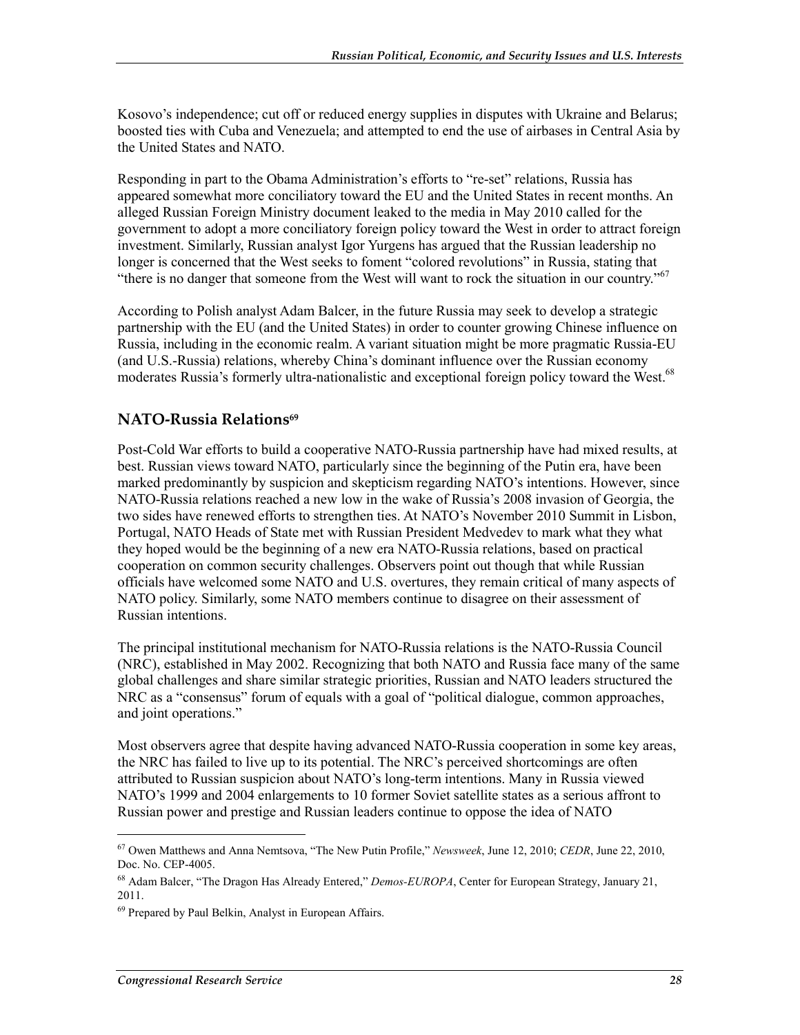Kosovo's independence; cut off or reduced energy supplies in disputes with Ukraine and Belarus; boosted ties with Cuba and Venezuela; and attempted to end the use of airbases in Central Asia by the United States and NATO.

Responding in part to the Obama Administration's efforts to "re-set" relations, Russia has appeared somewhat more conciliatory toward the EU and the United States in recent months. An alleged Russian Foreign Ministry document leaked to the media in May 2010 called for the government to adopt a more conciliatory foreign policy toward the West in order to attract foreign investment. Similarly, Russian analyst Igor Yurgens has argued that the Russian leadership no longer is concerned that the West seeks to foment "colored revolutions" in Russia, stating that "there is no danger that someone from the West will want to rock the situation in our country."[67]

According to Polish analyst Adam Balcer, in the future Russia may seek to develop a strategic partnership with the EU (and the United States) in order to counter growing Chinese influence on Russia, including in the economic realm. A variant situation might be more pragmatic Russia-EU (and U.S.-Russia) relations, whereby China's dominant influence over the Russian economy moderates Russia's formerly ultra-nationalistic and exceptional foreign policy toward the West.[68]

## NATO-Russia Relations[69]

Post-Cold War efforts to build a cooperative NATO-Russia partnership have had mixed results, at best. Russian views toward NATO, particularly since the beginning of the Putin era, have been marked predominantly by suspicion and skepticism regarding NATO's intentions. However, since NATO-Russia relations reached a new low in the wake of Russia's 2008 invasion of Georgia, the two sides have renewed efforts to strengthen ties. At NATO's November 2010 Summit in Lisbon, Portugal, NATO Heads of State met with Russian President Medvedev to mark what they what they hoped would be the beginning of a new era NATO-Russia relations, based on practical cooperation on common security challenges. Observers point out though that while Russian officials have welcomed some NATO and U.S. overtures, they remain critical of many aspects of NATO policy. Similarly, some NATO members continue to disagree on their assessment of Russian intentions.

The principal institutional mechanism for NATO-Russia relations is the NATO-Russia Council (NRC), established in May 2002. Recognizing that both NATO and Russia face many of the same global challenges and share similar strategic priorities, Russian and NATO leaders structured the NRC as a "consensus" forum of equals with a goal of "political dialogue, common approaches, and joint operations."

Most observers agree that despite having advanced NATO-Russia cooperation in some key areas, the NRC has failed to live up to its potential. The NRC's perceived shortcomings are often attributed to Russian suspicion about NATO's long-term intentions. Many in Russia viewed NATO's 1999 and 2004 enlargements to 10 former Soviet satellite states as a serious affront to Russian power and prestige and Russian leaders continue to oppose the idea of NATO

---

[67] Owen Matthews and Anna Nemtsova, "The New Putin Profile," *Newsweek*, June 12, 2010; *CEDR*, June 22, 2010, Doc. No. CEP-4005.

[68] Adam Balcer, "The Dragon Has Already Entered," *Demos-EUROPA*, Center for European Strategy, January 21, 2011.

[69] Prepared by Paul Belkin, Analyst in European Affairs.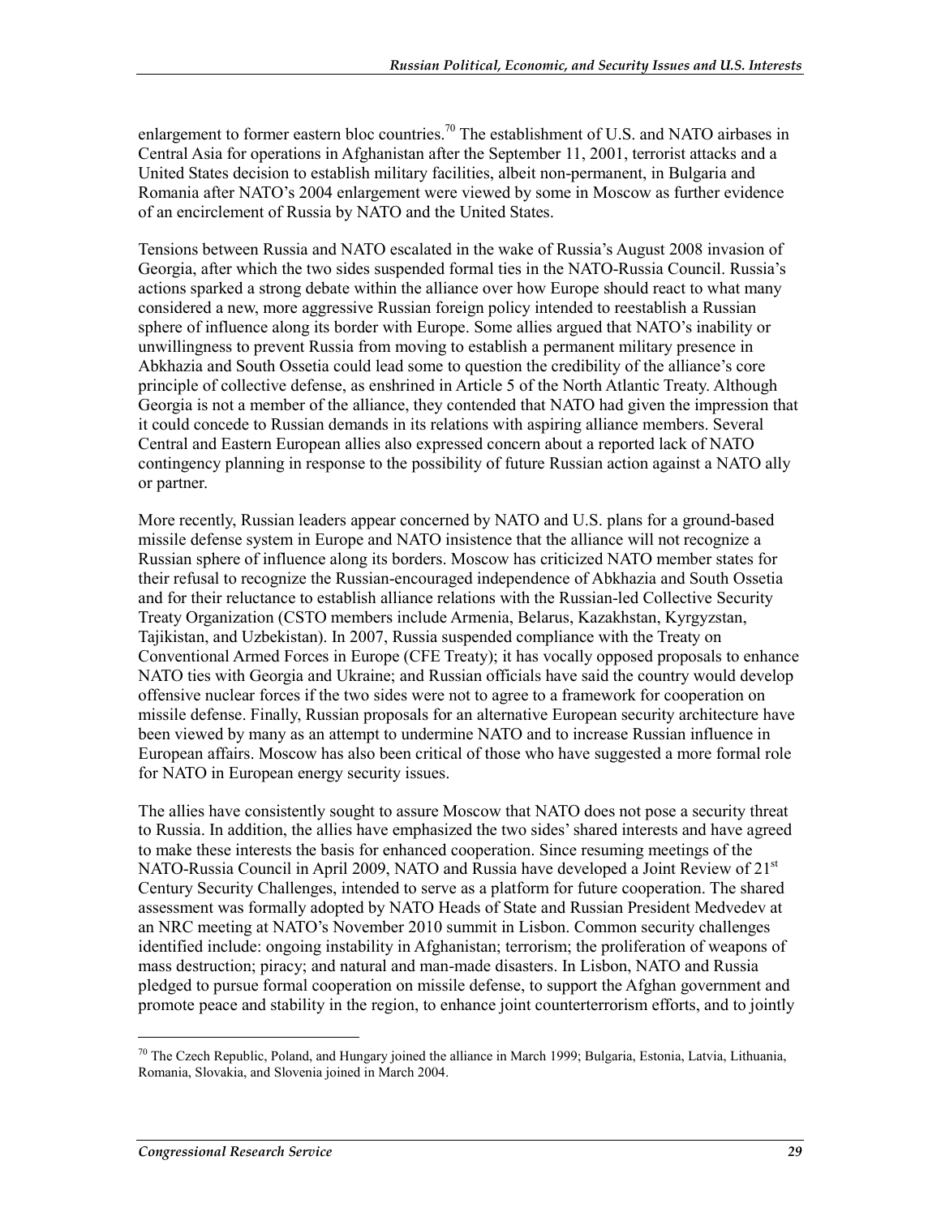enlargement to former eastern bloc countries.[70] The establishment of U.S. and NATO airbases in Central Asia for operations in Afghanistan after the September 11, 2001, terrorist attacks and a United States decision to establish military facilities, albeit non-permanent, in Bulgaria and Romania after NATO's 2004 enlargement were viewed by some in Moscow as further evidence of an encirclement of Russia by NATO and the United States.

Tensions between Russia and NATO escalated in the wake of Russia's August 2008 invasion of Georgia, after which the two sides suspended formal ties in the NATO-Russia Council. Russia's actions sparked a strong debate within the alliance over how Europe should react to what many considered a new, more aggressive Russian foreign policy intended to reestablish a Russian sphere of influence along its border with Europe. Some allies argued that NATO's inability or unwillingness to prevent Russia from moving to establish a permanent military presence in Abkhazia and South Ossetia could lead some to question the credibility of the alliance's core principle of collective defense, as enshrined in Article 5 of the North Atlantic Treaty. Although Georgia is not a member of the alliance, they contended that NATO had given the impression that it could concede to Russian demands in its relations with aspiring alliance members. Several Central and Eastern European allies also expressed concern about a reported lack of NATO contingency planning in response to the possibility of future Russian action against a NATO ally or partner.

More recently, Russian leaders appear concerned by NATO and U.S. plans for a ground-based missile defense system in Europe and NATO insistence that the alliance will not recognize a Russian sphere of influence along its borders. Moscow has criticized NATO member states for their refusal to recognize the Russian-encouraged independence of Abkhazia and South Ossetia and for their reluctance to establish alliance relations with the Russian-led Collective Security Treaty Organization (CSTO members include Armenia, Belarus, Kazakhstan, Kyrgyzstan, Tajikistan, and Uzbekistan). In 2007, Russia suspended compliance with the Treaty on Conventional Armed Forces in Europe (CFE Treaty); it has vocally opposed proposals to enhance NATO ties with Georgia and Ukraine; and Russian officials have said the country would develop offensive nuclear forces if the two sides were not to agree to a framework for cooperation on missile defense. Finally, Russian proposals for an alternative European security architecture have been viewed by many as an attempt to undermine NATO and to increase Russian influence in European affairs. Moscow has also been critical of those who have suggested a more formal role for NATO in European energy security issues.

The allies have consistently sought to assure Moscow that NATO does not pose a security threat to Russia. In addition, the allies have emphasized the two sides' shared interests and have agreed to make these interests the basis for enhanced cooperation. Since resuming meetings of the NATO-Russia Council in April 2009, NATO and Russia have developed a Joint Review of 21st Century Security Challenges, intended to serve as a platform for future cooperation. The shared assessment was formally adopted by NATO Heads of State and Russian President Medvedev at an NRC meeting at NATO's November 2010 summit in Lisbon. Common security challenges identified include: ongoing instability in Afghanistan; terrorism; the proliferation of weapons of mass destruction; piracy; and natural and man-made disasters. In Lisbon, NATO and Russia pledged to pursue formal cooperation on missile defense, to support the Afghan government and promote peace and stability in the region, to enhance joint counterterrorism efforts, and to jointly

---

[70] The Czech Republic, Poland, and Hungary joined the alliance in March 1999; Bulgaria, Estonia, Latvia, Lithuania, Romania, Slovakia, and Slovenia joined in March 2004.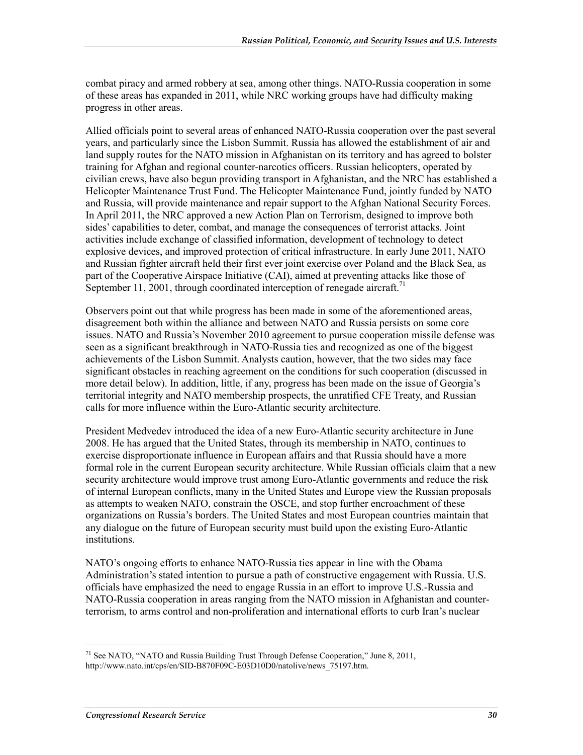combat piracy and armed robbery at sea, among other things. NATO-Russia cooperation in some of these areas has expanded in 2011, while NRC working groups have had difficulty making progress in other areas.

Allied officials point to several areas of enhanced NATO-Russia cooperation over the past several years, and particularly since the Lisbon Summit. Russia has allowed the establishment of air and land supply routes for the NATO mission in Afghanistan on its territory and has agreed to bolster training for Afghan and regional counter-narcotics officers. Russian helicopters, operated by civilian crews, have also begun providing transport in Afghanistan, and the NRC has established a Helicopter Maintenance Trust Fund. The Helicopter Maintenance Fund, jointly funded by NATO and Russia, will provide maintenance and repair support to the Afghan National Security Forces. In April 2011, the NRC approved a new Action Plan on Terrorism, designed to improve both sides' capabilities to deter, combat, and manage the consequences of terrorist attacks. Joint activities include exchange of classified information, development of technology to detect explosive devices, and improved protection of critical infrastructure. In early June 2011, NATO and Russian fighter aircraft held their first ever joint exercise over Poland and the Black Sea, as part of the Cooperative Airspace Initiative (CAI), aimed at preventing attacks like those of September 11, 2001, through coordinated interception of renegade aircraft.[71]

Observers point out that while progress has been made in some of the aforementioned areas, disagreement both within the alliance and between NATO and Russia persists on some core issues. NATO and Russia's November 2010 agreement to pursue cooperation missile defense was seen as a significant breakthrough in NATO-Russia ties and recognized as one of the biggest achievements of the Lisbon Summit. Analysts caution, however, that the two sides may face significant obstacles in reaching agreement on the conditions for such cooperation (discussed in more detail below). In addition, little, if any, progress has been made on the issue of Georgia's territorial integrity and NATO membership prospects, the unratified CFE Treaty, and Russian calls for more influence within the Euro-Atlantic security architecture.

President Medvedev introduced the idea of a new Euro-Atlantic security architecture in June 2008. He has argued that the United States, through its membership in NATO, continues to exercise disproportionate influence in European affairs and that Russia should have a more formal role in the current European security architecture. While Russian officials claim that a new security architecture would improve trust among Euro-Atlantic governments and reduce the risk of internal European conflicts, many in the United States and Europe view the Russian proposals as attempts to weaken NATO, constrain the OSCE, and stop further encroachment of these organizations on Russia's borders. The United States and most European countries maintain that any dialogue on the future of European security must build upon the existing Euro-Atlantic institutions.

NATO's ongoing efforts to enhance NATO-Russia ties appear in line with the Obama Administration's stated intention to pursue a path of constructive engagement with Russia. U.S. officials have emphasized the need to engage Russia in an effort to improve U.S.-Russia and NATO-Russia cooperation in areas ranging from the NATO mission in Afghanistan and counter-terrorism, to arms control and non-proliferation and international efforts to curb Iran's nuclear

[71] See NATO, "NATO and Russia Building Trust Through Defense Cooperation," June 8, 2011, http://www.nato.int/cps/en/SID-B870F09C-E03D10D0/natolive/news_75197.htm.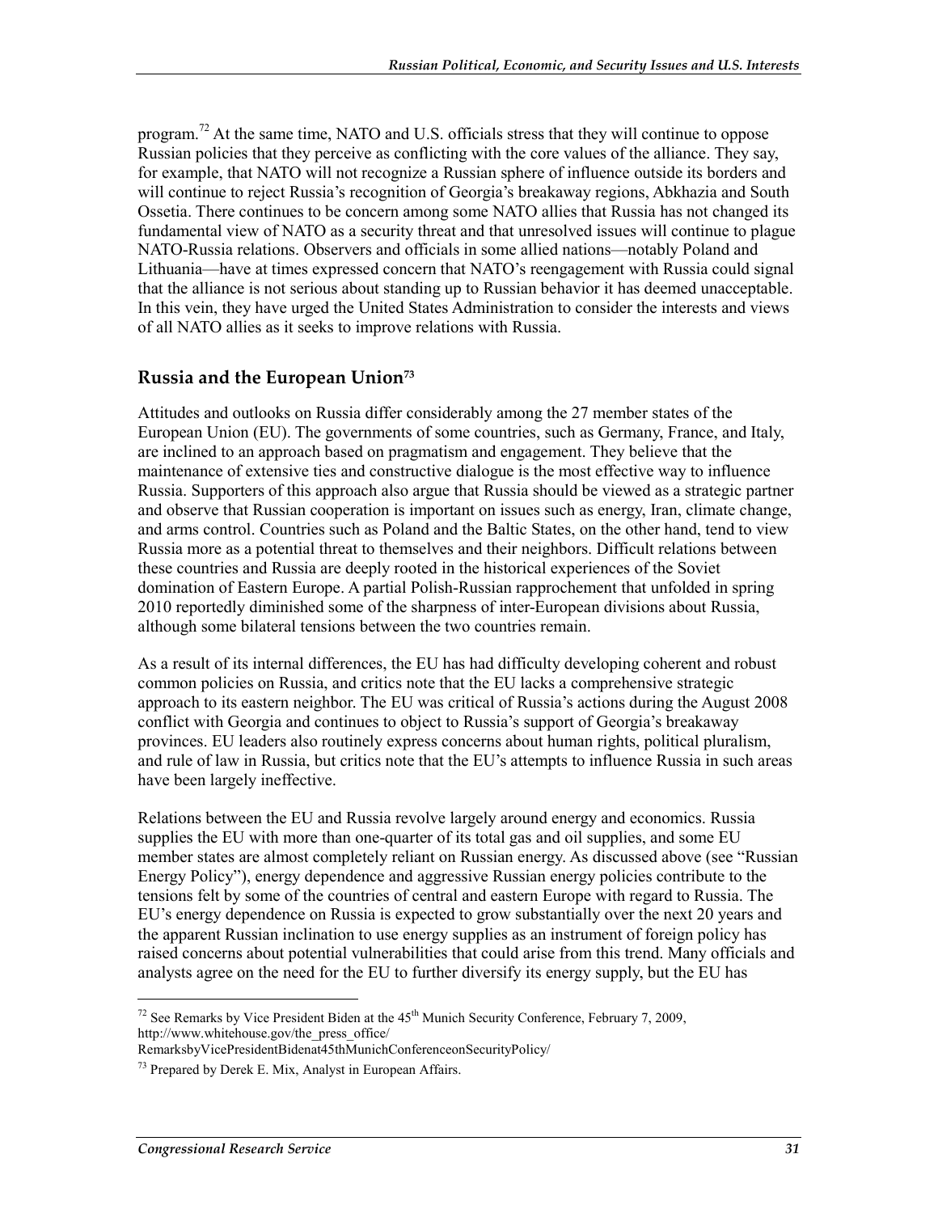program.[72] At the same time, NATO and U.S. officials stress that they will continue to oppose Russian policies that they perceive as conflicting with the core values of the alliance. They say, for example, that NATO will not recognize a Russian sphere of influence outside its borders and will continue to reject Russia's recognition of Georgia's breakaway regions, Abkhazia and South Ossetia. There continues to be concern among some NATO allies that Russia has not changed its fundamental view of NATO as a security threat and that unresolved issues will continue to plague NATO-Russia relations. Observers and officials in some allied nations—notably Poland and Lithuania—have at times expressed concern that NATO's reengagement with Russia could signal that the alliance is not serious about standing up to Russian behavior it has deemed unacceptable. In this vein, they have urged the United States Administration to consider the interests and views of all NATO allies as it seeks to improve relations with Russia.

## Russia and the European Union[73]

Attitudes and outlooks on Russia differ considerably among the 27 member states of the European Union (EU). The governments of some countries, such as Germany, France, and Italy, are inclined to an approach based on pragmatism and engagement. They believe that the maintenance of extensive ties and constructive dialogue is the most effective way to influence Russia. Supporters of this approach also argue that Russia should be viewed as a strategic partner and observe that Russian cooperation is important on issues such as energy, Iran, climate change, and arms control. Countries such as Poland and the Baltic States, on the other hand, tend to view Russia more as a potential threat to themselves and their neighbors. Difficult relations between these countries and Russia are deeply rooted in the historical experiences of the Soviet domination of Eastern Europe. A partial Polish-Russian rapprochement that unfolded in spring 2010 reportedly diminished some of the sharpness of inter-European divisions about Russia, although some bilateral tensions between the two countries remain.

As a result of its internal differences, the EU has had difficulty developing coherent and robust common policies on Russia, and critics note that the EU lacks a comprehensive strategic approach to its eastern neighbor. The EU was critical of Russia's actions during the August 2008 conflict with Georgia and continues to object to Russia's support of Georgia's breakaway provinces. EU leaders also routinely express concerns about human rights, political pluralism, and rule of law in Russia, but critics note that the EU's attempts to influence Russia in such areas have been largely ineffective.

Relations between the EU and Russia revolve largely around energy and economics. Russia supplies the EU with more than one-quarter of its total gas and oil supplies, and some EU member states are almost completely reliant on Russian energy. As discussed above (see "Russian Energy Policy"), energy dependence and aggressive Russian energy policies contribute to the tensions felt by some of the countries of central and eastern Europe with regard to Russia. The EU's energy dependence on Russia is expected to grow substantially over the next 20 years and the apparent Russian inclination to use energy supplies as an instrument of foreign policy has raised concerns about potential vulnerabilities that could arise from this trend. Many officials and analysts agree on the need for the EU to further diversify its energy supply, but the EU has

---

[72] See Remarks by Vice President Biden at the 45th Munich Security Conference, February 7, 2009, http://www.whitehouse.gov/the_press_office/RemarksbyVicePresidentBidenat45thMunichConferenceonSecurityPolicy/

[73] Prepared by Derek E. Mix, Analyst in European Affairs.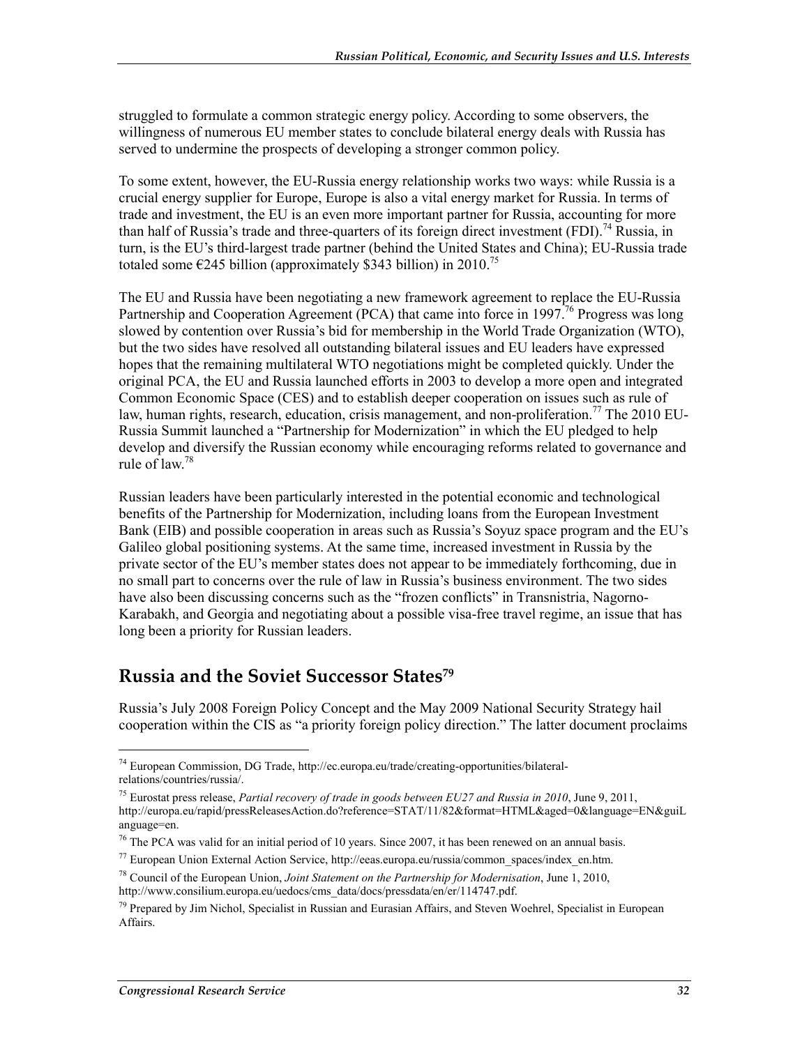struggled to formulate a common strategic energy policy. According to some observers, the willingness of numerous EU member states to conclude bilateral energy deals with Russia has served to undermine the prospects of developing a stronger common policy.

To some extent, however, the EU-Russia energy relationship works two ways: while Russia is a crucial energy supplier for Europe, Europe is also a vital energy market for Russia. In terms of trade and investment, the EU is an even more important partner for Russia, accounting for more than half of Russia's trade and three-quarters of its foreign direct investment (FDI).[74] Russia, in turn, is the EU's third-largest trade partner (behind the United States and China); EU-Russia trade totaled some €245 billion (approximately $343 billion) in 2010.[75]

The EU and Russia have been negotiating a new framework agreement to replace the EU-Russia Partnership and Cooperation Agreement (PCA) that came into force in 1997.[76] Progress was long slowed by contention over Russia's bid for membership in the World Trade Organization (WTO), but the two sides have resolved all outstanding bilateral issues and EU leaders have expressed hopes that the remaining multilateral WTO negotiations might be completed quickly. Under the original PCA, the EU and Russia launched efforts in 2003 to develop a more open and integrated Common Economic Space (CES) and to establish deeper cooperation on issues such as rule of law, human rights, research, education, crisis management, and non-proliferation.[77] The 2010 EU-Russia Summit launched a "Partnership for Modernization" in which the EU pledged to help develop and diversify the Russian economy while encouraging reforms related to governance and rule of law.[78]

Russian leaders have been particularly interested in the potential economic and technological benefits of the Partnership for Modernization, including loans from the European Investment Bank (EIB) and possible cooperation in areas such as Russia's Soyuz space program and the EU's Galileo global positioning systems. At the same time, increased investment in Russia by the private sector of the EU's member states does not appear to be immediately forthcoming, due in no small part to concerns over the rule of law in Russia's business environment. The two sides have also been discussing concerns such as the "frozen conflicts" in Transnistria, Nagorno-Karabakh, and Georgia and negotiating about a possible visa-free travel regime, an issue that has long been a priority for Russian leaders.

## Russia and the Soviet Successor States[79]

Russia's July 2008 Foreign Policy Concept and the May 2009 National Security Strategy hail cooperation within the CIS as "a priority foreign policy direction." The latter document proclaims

---

[74] European Commission, DG Trade, http://ec.europa.eu/trade/creating-opportunities/bilateral-relations/countries/russia/.

[75] Eurostat press release, *Partial recovery of trade in goods between EU27 and Russia in 2010*, June 9, 2011, http://europa.eu/rapid/pressReleasesAction.do?reference=STAT/11/82&format=HTML&aged=0&language=EN&guiLanguage=en.

[76] The PCA was valid for an initial period of 10 years. Since 2007, it has been renewed on an annual basis.

[77] European Union External Action Service, http://eeas.europa.eu/russia/common_spaces/index_en.htm.

[78] Council of the European Union, *Joint Statement on the Partnership for Modernisation*, June 1, 2010, http://www.consilium.europa.eu/uedocs/cms_data/docs/pressdata/en/er/114747.pdf.

[79] Prepared by Jim Nichol, Specialist in Russian and Eurasian Affairs, and Steven Woehrel, Specialist in European Affairs.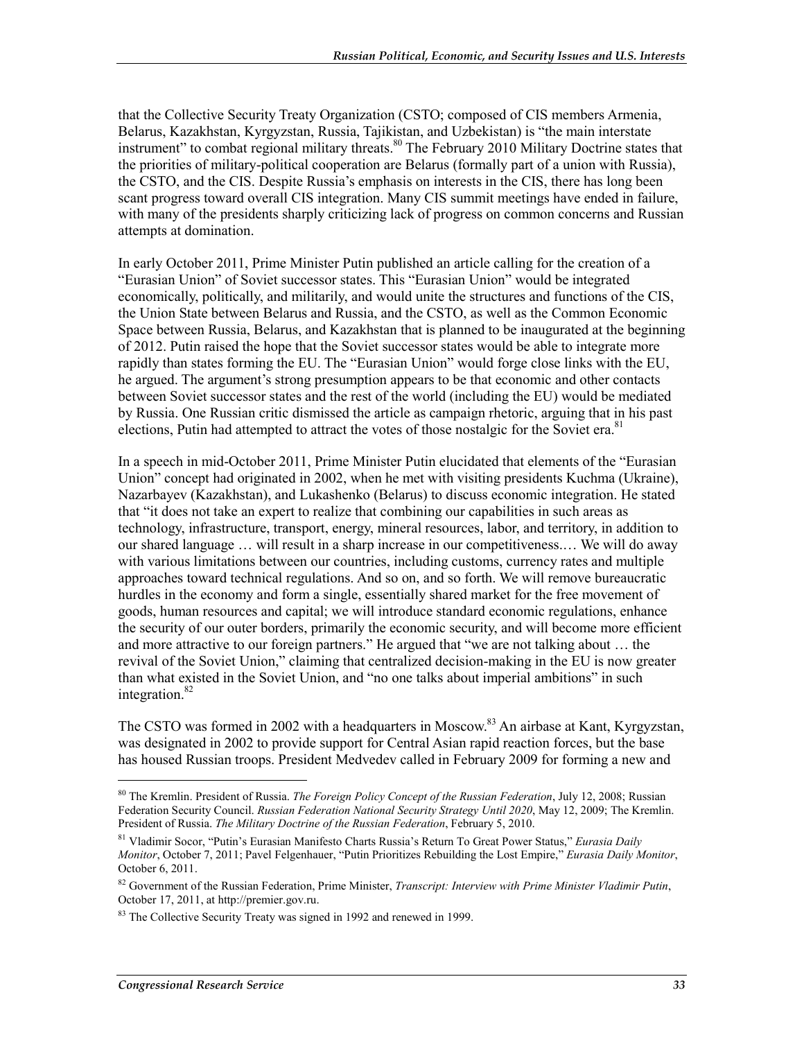that the Collective Security Treaty Organization (CSTO; composed of CIS members Armenia, Belarus, Kazakhstan, Kyrgyzstan, Russia, Tajikistan, and Uzbekistan) is "the main interstate instrument" to combat regional military threats.[80] The February 2010 Military Doctrine states that the priorities of military-political cooperation are Belarus (formally part of a union with Russia), the CSTO, and the CIS. Despite Russia's emphasis on interests in the CIS, there has long been scant progress toward overall CIS integration. Many CIS summit meetings have ended in failure, with many of the presidents sharply criticizing lack of progress on common concerns and Russian attempts at domination.

In early October 2011, Prime Minister Putin published an article calling for the creation of a "Eurasian Union" of Soviet successor states. This "Eurasian Union" would be integrated economically, politically, and militarily, and would unite the structures and functions of the CIS, the Union State between Belarus and Russia, and the CSTO, as well as the Common Economic Space between Russia, Belarus, and Kazakhstan that is planned to be inaugurated at the beginning of 2012. Putin raised the hope that the Soviet successor states would be able to integrate more rapidly than states forming the EU. The "Eurasian Union" would forge close links with the EU, he argued. The argument's strong presumption appears to be that economic and other contacts between Soviet successor states and the rest of the world (including the EU) would be mediated by Russia. One Russian critic dismissed the article as campaign rhetoric, arguing that in his past elections, Putin had attempted to attract the votes of those nostalgic for the Soviet era.[81]

In a speech in mid-October 2011, Prime Minister Putin elucidated that elements of the "Eurasian Union" concept had originated in 2002, when he met with visiting presidents Kuchma (Ukraine), Nazarbayev (Kazakhstan), and Lukashenko (Belarus) to discuss economic integration. He stated that "it does not take an expert to realize that combining our capabilities in such areas as technology, infrastructure, transport, energy, mineral resources, labor, and territory, in addition to our shared language … will result in a sharp increase in our competitiveness.… We will do away with various limitations between our countries, including customs, currency rates and multiple approaches toward technical regulations. And so on, and so forth. We will remove bureaucratic hurdles in the economy and form a single, essentially shared market for the free movement of goods, human resources and capital; we will introduce standard economic regulations, enhance the security of our outer borders, primarily the economic security, and will become more efficient and more attractive to our foreign partners." He argued that "we are not talking about … the revival of the Soviet Union," claiming that centralized decision-making in the EU is now greater than what existed in the Soviet Union, and "no one talks about imperial ambitions" in such integration.[82]

The CSTO was formed in 2002 with a headquarters in Moscow.[83] An airbase at Kant, Kyrgyzstan, was designated in 2002 to provide support for Central Asian rapid reaction forces, but the base has housed Russian troops. President Medvedev called in February 2009 for forming a new and

---

[80] The Kremlin. President of Russia. *The Foreign Policy Concept of the Russian Federation*, July 12, 2008; Russian Federation Security Council. *Russian Federation National Security Strategy Until 2020*, May 12, 2009; The Kremlin. President of Russia. *The Military Doctrine of the Russian Federation*, February 5, 2010.

[81] Vladimir Socor, "Putin's Eurasian Manifesto Charts Russia's Return To Great Power Status," *Eurasia Daily Monitor*, October 7, 2011; Pavel Felgenhauer, "Putin Prioritizes Rebuilding the Lost Empire," *Eurasia Daily Monitor*, October 6, 2011.

[82] Government of the Russian Federation, Prime Minister, *Transcript: Interview with Prime Minister Vladimir Putin*, October 17, 2011, at http://premier.gov.ru.

[83] The Collective Security Treaty was signed in 1992 and renewed in 1999.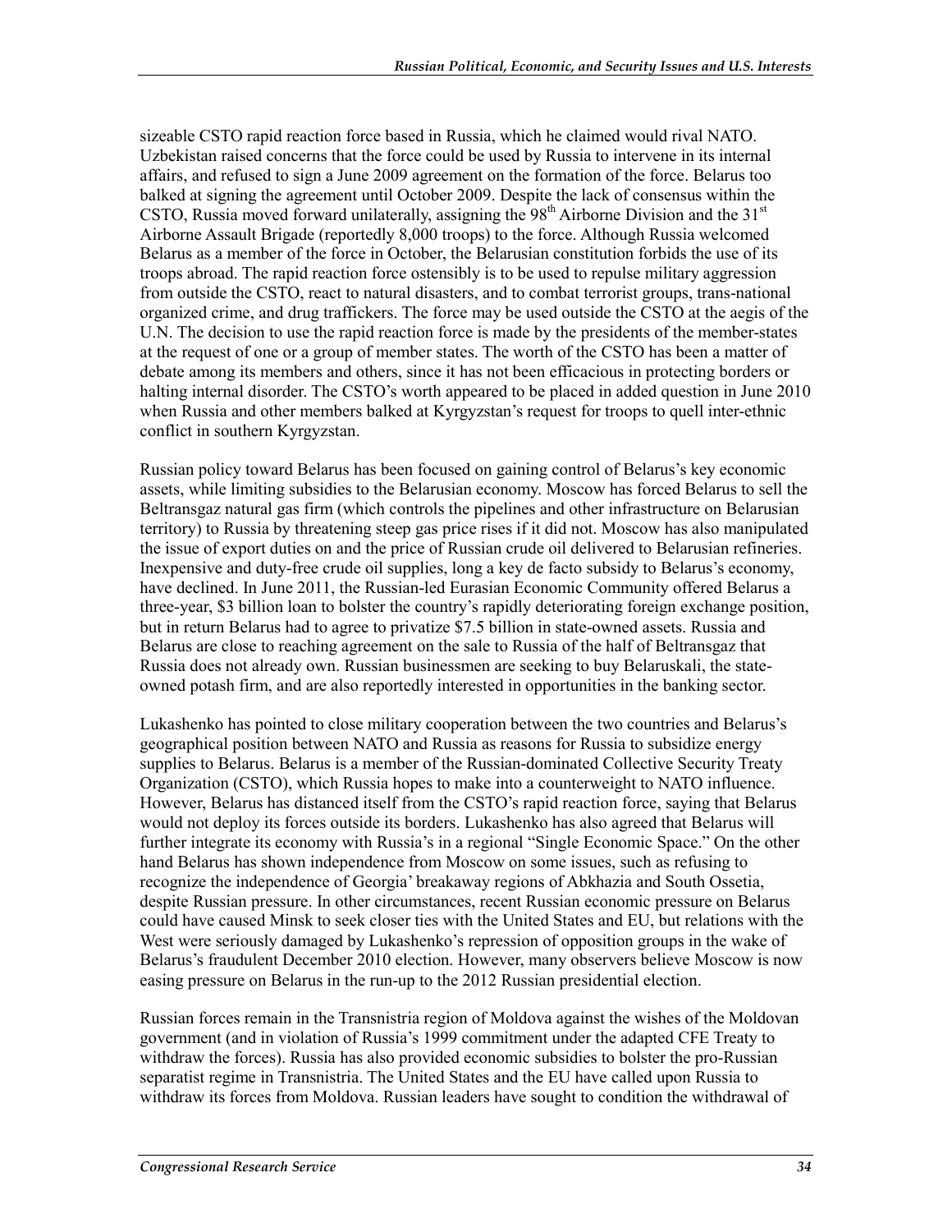sizeable CSTO rapid reaction force based in Russia, which he claimed would rival NATO. Uzbekistan raised concerns that the force could be used by Russia to intervene in its internal affairs, and refused to sign a June 2009 agreement on the formation of the force. Belarus too balked at signing the agreement until October 2009. Despite the lack of consensus within the CSTO, Russia moved forward unilaterally, assigning the 98th Airborne Division and the 31st Airborne Assault Brigade (reportedly 8,000 troops) to the force. Although Russia welcomed Belarus as a member of the force in October, the Belarusian constitution forbids the use of its troops abroad. The rapid reaction force ostensibly is to be used to repulse military aggression from outside the CSTO, react to natural disasters, and to combat terrorist groups, trans-national organized crime, and drug traffickers. The force may be used outside the CSTO at the aegis of the U.N. The decision to use the rapid reaction force is made by the presidents of the member-states at the request of one or a group of member states. The worth of the CSTO has been a matter of debate among its members and others, since it has not been efficacious in protecting borders or halting internal disorder. The CSTO's worth appeared to be placed in added question in June 2010 when Russia and other members balked at Kyrgyzstan's request for troops to quell inter-ethnic conflict in southern Kyrgyzstan.

Russian policy toward Belarus has been focused on gaining control of Belarus's key economic assets, while limiting subsidies to the Belarusian economy. Moscow has forced Belarus to sell the Beltransgaz natural gas firm (which controls the pipelines and other infrastructure on Belarusian territory) to Russia by threatening steep gas price rises if it did not. Moscow has also manipulated the issue of export duties on and the price of Russian crude oil delivered to Belarusian refineries. Inexpensive and duty-free crude oil supplies, long a key de facto subsidy to Belarus's economy, have declined. In June 2011, the Russian-led Eurasian Economic Community offered Belarus a three-year, $3 billion loan to bolster the country's rapidly deteriorating foreign exchange position, but in return Belarus had to agree to privatize $7.5 billion in state-owned assets. Russia and Belarus are close to reaching agreement on the sale to Russia of the half of Beltransgaz that Russia does not already own. Russian businessmen are seeking to buy Belaruskali, the state-owned potash firm, and are also reportedly interested in opportunities in the banking sector.

Lukashenko has pointed to close military cooperation between the two countries and Belarus's geographical position between NATO and Russia as reasons for Russia to subsidize energy supplies to Belarus. Belarus is a member of the Russian-dominated Collective Security Treaty Organization (CSTO), which Russia hopes to make into a counterweight to NATO influence. However, Belarus has distanced itself from the CSTO's rapid reaction force, saying that Belarus would not deploy its forces outside its borders. Lukashenko has also agreed that Belarus will further integrate its economy with Russia's in a regional "Single Economic Space." On the other hand Belarus has shown independence from Moscow on some issues, such as refusing to recognize the independence of Georgia' breakaway regions of Abkhazia and South Ossetia, despite Russian pressure. In other circumstances, recent Russian economic pressure on Belarus could have caused Minsk to seek closer ties with the United States and EU, but relations with the West were seriously damaged by Lukashenko's repression of opposition groups in the wake of Belarus's fraudulent December 2010 election. However, many observers believe Moscow is now easing pressure on Belarus in the run-up to the 2012 Russian presidential election.

Russian forces remain in the Transnistria region of Moldova against the wishes of the Moldovan government (and in violation of Russia's 1999 commitment under the adapted CFE Treaty to withdraw the forces). Russia has also provided economic subsidies to bolster the pro-Russian separatist regime in Transnistria. The United States and the EU have called upon Russia to withdraw its forces from Moldova. Russian leaders have sought to condition the withdrawal of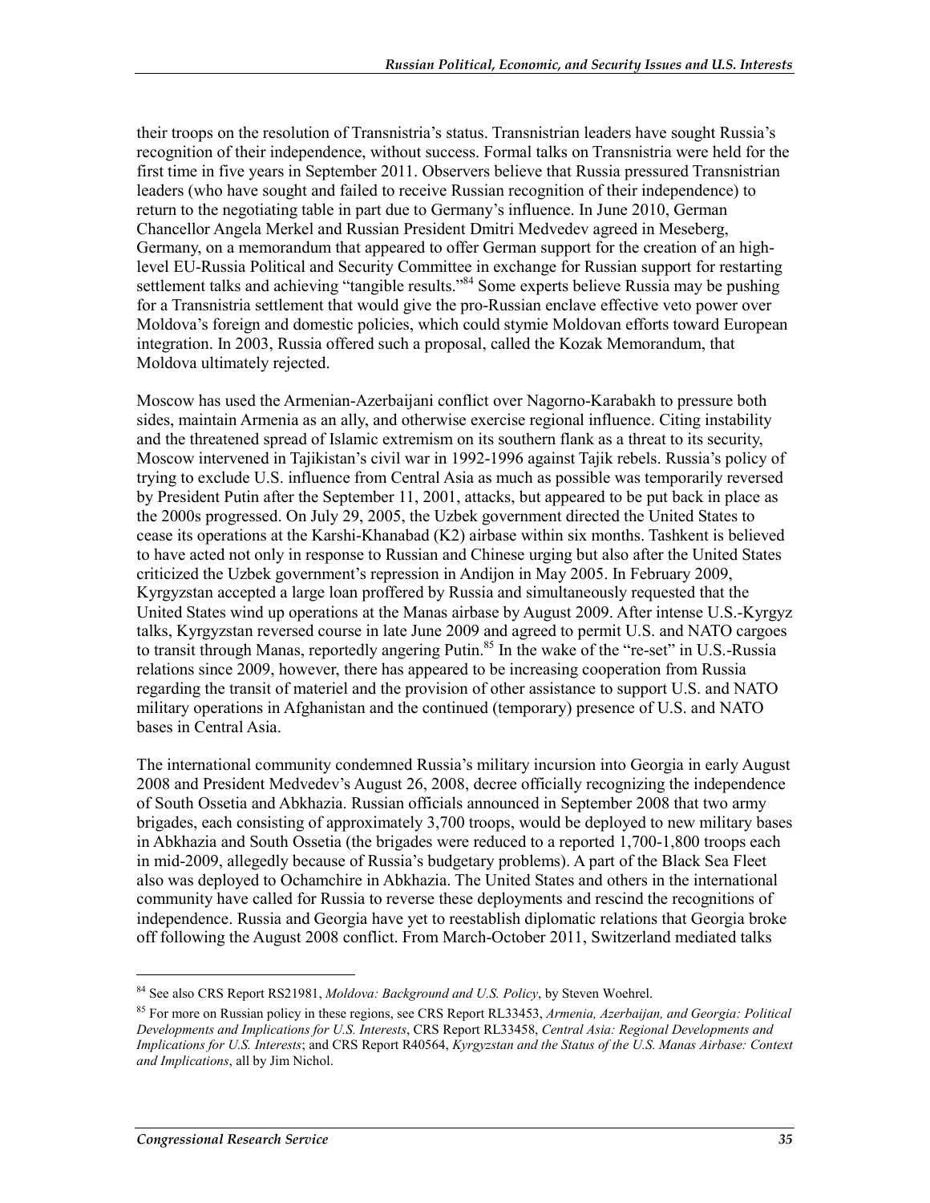their troops on the resolution of Transnistria's status. Transnistrian leaders have sought Russia's recognition of their independence, without success. Formal talks on Transnistria were held for the first time in five years in September 2011. Observers believe that Russia pressured Transnistrian leaders (who have sought and failed to receive Russian recognition of their independence) to return to the negotiating table in part due to Germany's influence. In June 2010, German Chancellor Angela Merkel and Russian President Dmitri Medvedev agreed in Meseberg, Germany, on a memorandum that appeared to offer German support for the creation of an high-level EU-Russia Political and Security Committee in exchange for Russian support for restarting settlement talks and achieving "tangible results."[84] Some experts believe Russia may be pushing for a Transnistria settlement that would give the pro-Russian enclave effective veto power over Moldova's foreign and domestic policies, which could stymie Moldovan efforts toward European integration. In 2003, Russia offered such a proposal, called the Kozak Memorandum, that Moldova ultimately rejected.

Moscow has used the Armenian-Azerbaijani conflict over Nagorno-Karabakh to pressure both sides, maintain Armenia as an ally, and otherwise exercise regional influence. Citing instability and the threatened spread of Islamic extremism on its southern flank as a threat to its security, Moscow intervened in Tajikistan's civil war in 1992-1996 against Tajik rebels. Russia's policy of trying to exclude U.S. influence from Central Asia as much as possible was temporarily reversed by President Putin after the September 11, 2001, attacks, but appeared to be put back in place as the 2000s progressed. On July 29, 2005, the Uzbek government directed the United States to cease its operations at the Karshi-Khanabad (K2) airbase within six months. Tashkent is believed to have acted not only in response to Russian and Chinese urging but also after the United States criticized the Uzbek government's repression in Andijon in May 2005. In February 2009, Kyrgyzstan accepted a large loan proffered by Russia and simultaneously requested that the United States wind up operations at the Manas airbase by August 2009. After intense U.S.-Kyrgyz talks, Kyrgyzstan reversed course in late June 2009 and agreed to permit U.S. and NATO cargoes to transit through Manas, reportedly angering Putin.[85] In the wake of the "re-set" in U.S.-Russia relations since 2009, however, there has appeared to be increasing cooperation from Russia regarding the transit of materiel and the provision of other assistance to support U.S. and NATO military operations in Afghanistan and the continued (temporary) presence of U.S. and NATO bases in Central Asia.

The international community condemned Russia's military incursion into Georgia in early August 2008 and President Medvedev's August 26, 2008, decree officially recognizing the independence of South Ossetia and Abkhazia. Russian officials announced in September 2008 that two army brigades, each consisting of approximately 3,700 troops, would be deployed to new military bases in Abkhazia and South Ossetia (the brigades were reduced to a reported 1,700-1,800 troops each in mid-2009, allegedly because of Russia's budgetary problems). A part of the Black Sea Fleet also was deployed to Ochamchire in Abkhazia. The United States and others in the international community have called for Russia to reverse these deployments and rescind the recognitions of independence. Russia and Georgia have yet to reestablish diplomatic relations that Georgia broke off following the August 2008 conflict. From March-October 2011, Switzerland mediated talks

---

[84] See also CRS Report RS21981, *Moldova: Background and U.S. Policy*, by Steven Woehrel.

[85] For more on Russian policy in these regions, see CRS Report RL33453, *Armenia, Azerbaijan, and Georgia: Political Developments and Implications for U.S. Interests*, CRS Report RL33458, *Central Asia: Regional Developments and Implications for U.S. Interests*; and CRS Report R40564, *Kyrgyzstan and the Status of the U.S. Manas Airbase: Context and Implications*, all by Jim Nichol.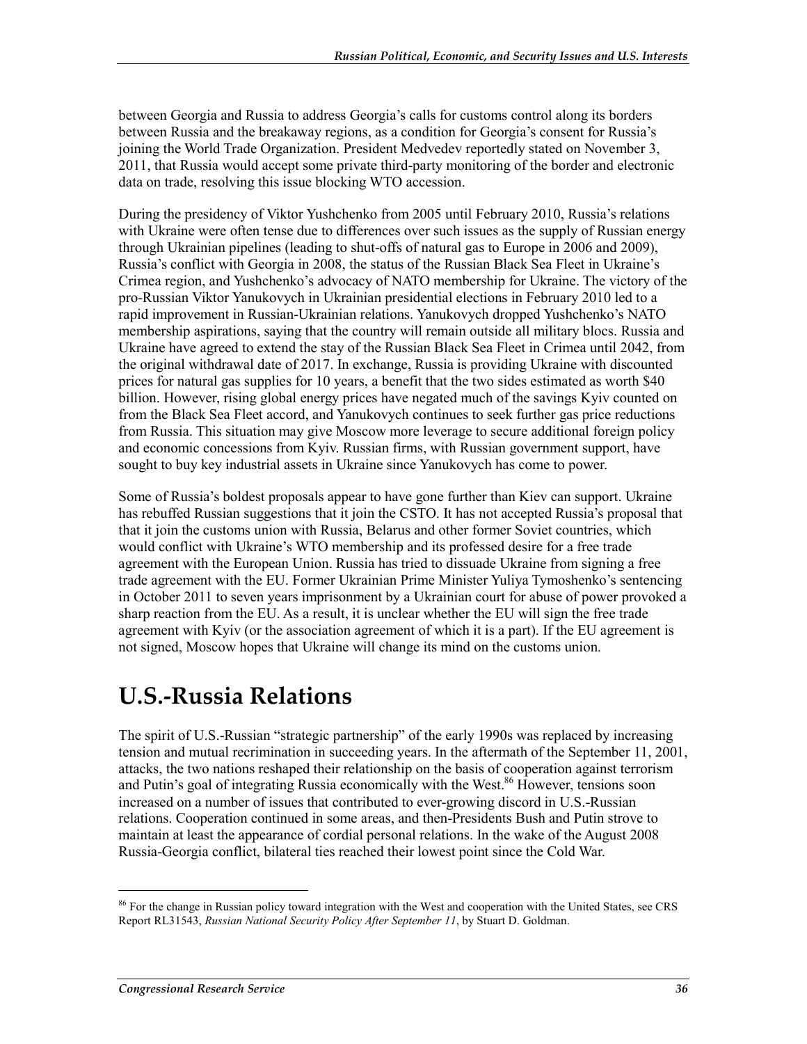between Georgia and Russia to address Georgia's calls for customs control along its borders between Russia and the breakaway regions, as a condition for Georgia's consent for Russia's joining the World Trade Organization. President Medvedev reportedly stated on November 3, 2011, that Russia would accept some private third-party monitoring of the border and electronic data on trade, resolving this issue blocking WTO accession.

During the presidency of Viktor Yushchenko from 2005 until February 2010, Russia's relations with Ukraine were often tense due to differences over such issues as the supply of Russian energy through Ukrainian pipelines (leading to shut-offs of natural gas to Europe in 2006 and 2009), Russia's conflict with Georgia in 2008, the status of the Russian Black Sea Fleet in Ukraine's Crimea region, and Yushchenko's advocacy of NATO membership for Ukraine. The victory of the pro-Russian Viktor Yanukovych in Ukrainian presidential elections in February 2010 led to a rapid improvement in Russian-Ukrainian relations. Yanukovych dropped Yushchenko's NATO membership aspirations, saying that the country will remain outside all military blocs. Russia and Ukraine have agreed to extend the stay of the Russian Black Sea Fleet in Crimea until 2042, from the original withdrawal date of 2017. In exchange, Russia is providing Ukraine with discounted prices for natural gas supplies for 10 years, a benefit that the two sides estimated as worth $40 billion. However, rising global energy prices have negated much of the savings Kyiv counted on from the Black Sea Fleet accord, and Yanukovych continues to seek further gas price reductions from Russia. This situation may give Moscow more leverage to secure additional foreign policy and economic concessions from Kyiv. Russian firms, with Russian government support, have sought to buy key industrial assets in Ukraine since Yanukovych has come to power.

Some of Russia's boldest proposals appear to have gone further than Kiev can support. Ukraine has rebuffed Russian suggestions that it join the CSTO. It has not accepted Russia's proposal that that it join the customs union with Russia, Belarus and other former Soviet countries, which would conflict with Ukraine's WTO membership and its professed desire for a free trade agreement with the European Union. Russia has tried to dissuade Ukraine from signing a free trade agreement with the EU. Former Ukrainian Prime Minister Yuliya Tymoshenko's sentencing in October 2011 to seven years imprisonment by a Ukrainian court for abuse of power provoked a sharp reaction from the EU. As a result, it is unclear whether the EU will sign the free trade agreement with Kyiv (or the association agreement of which it is a part). If the EU agreement is not signed, Moscow hopes that Ukraine will change its mind on the customs union.

# U.S.-Russia Relations

The spirit of U.S.-Russian "strategic partnership" of the early 1990s was replaced by increasing tension and mutual recrimination in succeeding years. In the aftermath of the September 11, 2001, attacks, the two nations reshaped their relationship on the basis of cooperation against terrorism and Putin's goal of integrating Russia economically with the West.[86] However, tensions soon increased on a number of issues that contributed to ever-growing discord in U.S.-Russian relations. Cooperation continued in some areas, and then-Presidents Bush and Putin strove to maintain at least the appearance of cordial personal relations. In the wake of the August 2008 Russia-Georgia conflict, bilateral ties reached their lowest point since the Cold War.

[86] For the change in Russian policy toward integration with the West and cooperation with the United States, see CRS Report RL31543, *Russian National Security Policy After September 11*, by Stuart D. Goldman.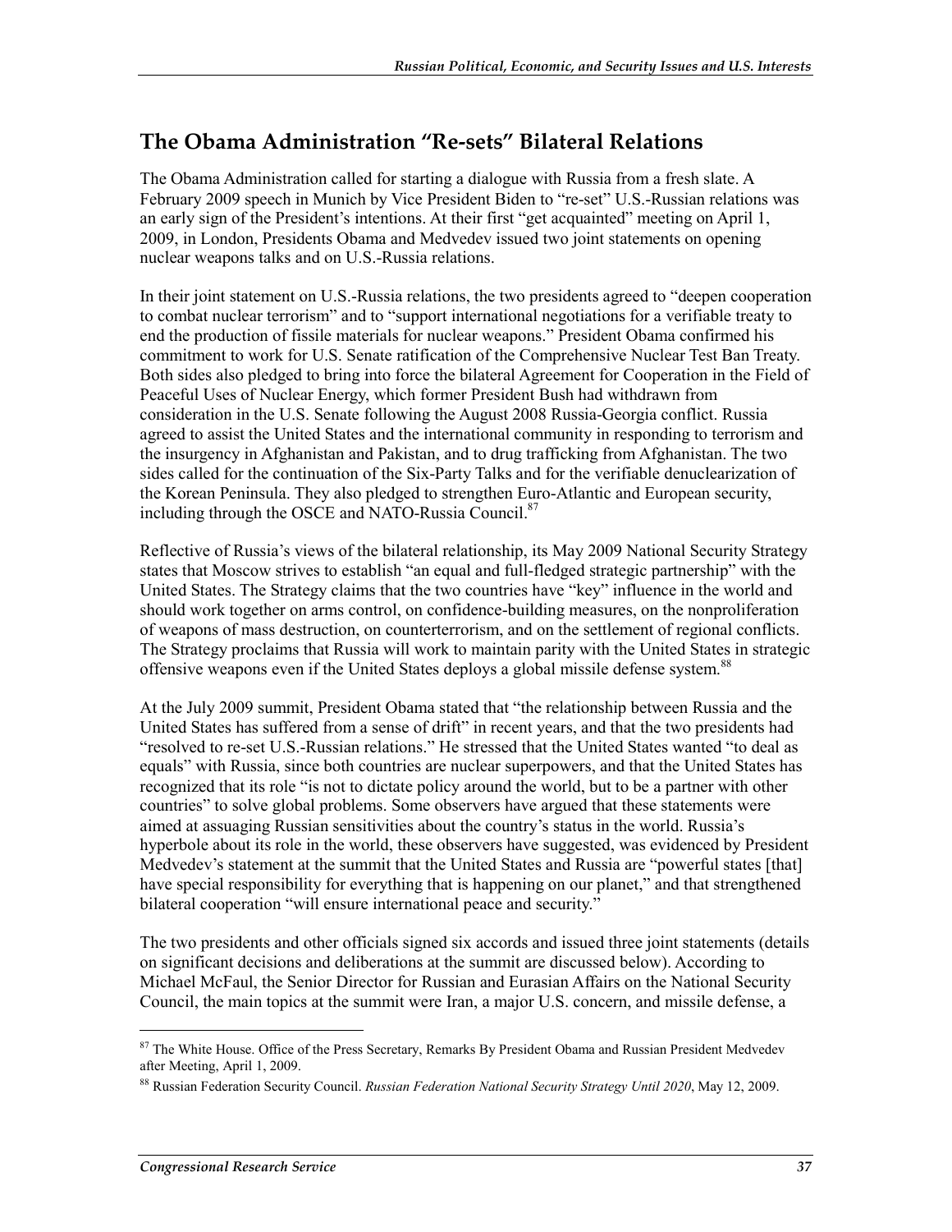## The Obama Administration "Re-sets" Bilateral Relations

The Obama Administration called for starting a dialogue with Russia from a fresh slate. A February 2009 speech in Munich by Vice President Biden to "re-set" U.S.-Russian relations was an early sign of the President's intentions. At their first "get acquainted" meeting on April 1, 2009, in London, Presidents Obama and Medvedev issued two joint statements on opening nuclear weapons talks and on U.S.-Russia relations.

In their joint statement on U.S.-Russia relations, the two presidents agreed to "deepen cooperation to combat nuclear terrorism" and to "support international negotiations for a verifiable treaty to end the production of fissile materials for nuclear weapons." President Obama confirmed his commitment to work for U.S. Senate ratification of the Comprehensive Nuclear Test Ban Treaty. Both sides also pledged to bring into force the bilateral Agreement for Cooperation in the Field of Peaceful Uses of Nuclear Energy, which former President Bush had withdrawn from consideration in the U.S. Senate following the August 2008 Russia-Georgia conflict. Russia agreed to assist the United States and the international community in responding to terrorism and the insurgency in Afghanistan and Pakistan, and to drug trafficking from Afghanistan. The two sides called for the continuation of the Six-Party Talks and for the verifiable denuclearization of the Korean Peninsula. They also pledged to strengthen Euro-Atlantic and European security, including through the OSCE and NATO-Russia Council.[87]

Reflective of Russia's views of the bilateral relationship, its May 2009 National Security Strategy states that Moscow strives to establish "an equal and full-fledged strategic partnership" with the United States. The Strategy claims that the two countries have "key" influence in the world and should work together on arms control, on confidence-building measures, on the nonproliferation of weapons of mass destruction, on counterterrorism, and on the settlement of regional conflicts. The Strategy proclaims that Russia will work to maintain parity with the United States in strategic offensive weapons even if the United States deploys a global missile defense system.[88]

At the July 2009 summit, President Obama stated that "the relationship between Russia and the United States has suffered from a sense of drift" in recent years, and that the two presidents had "resolved to re-set U.S.-Russian relations." He stressed that the United States wanted "to deal as equals" with Russia, since both countries are nuclear superpowers, and that the United States has recognized that its role "is not to dictate policy around the world, but to be a partner with other countries" to solve global problems. Some observers have argued that these statements were aimed at assuaging Russian sensitivities about the country's status in the world. Russia's hyperbole about its role in the world, these observers have suggested, was evidenced by President Medvedev's statement at the summit that the United States and Russia are "powerful states [that] have special responsibility for everything that is happening on our planet," and that strengthened bilateral cooperation "will ensure international peace and security."

The two presidents and other officials signed six accords and issued three joint statements (details on significant decisions and deliberations at the summit are discussed below). According to Michael McFaul, the Senior Director for Russian and Eurasian Affairs on the National Security Council, the main topics at the summit were Iran, a major U.S. concern, and missile defense, a

---

[87] The White House. Office of the Press Secretary, Remarks By President Obama and Russian President Medvedev after Meeting, April 1, 2009.

[88] Russian Federation Security Council. *Russian Federation National Security Strategy Until 2020*, May 12, 2009.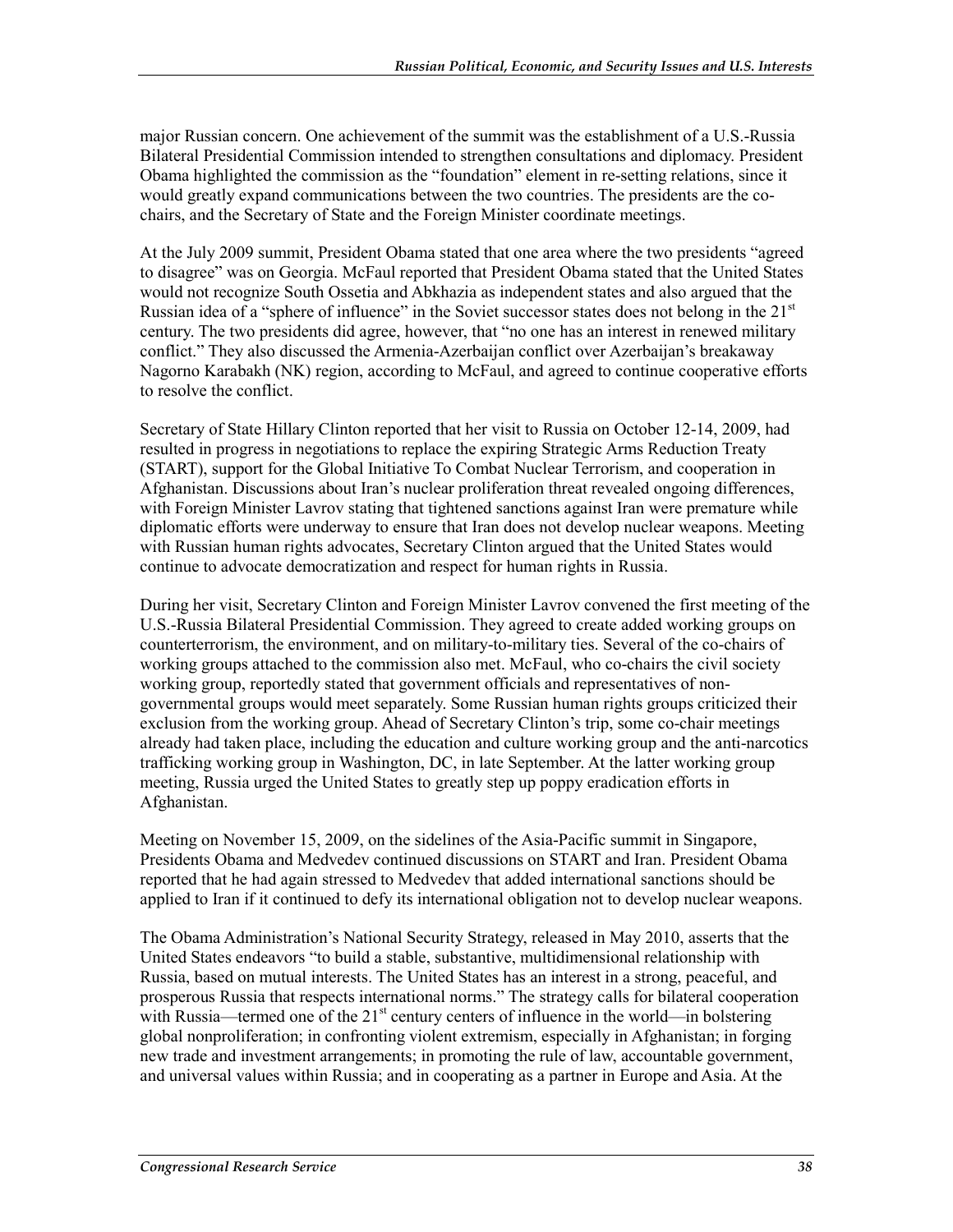major Russian concern. One achievement of the summit was the establishment of a U.S.-Russia Bilateral Presidential Commission intended to strengthen consultations and diplomacy. President Obama highlighted the commission as the "foundation" element in re-setting relations, since it would greatly expand communications between the two countries. The presidents are the co-chairs, and the Secretary of State and the Foreign Minister coordinate meetings.

At the July 2009 summit, President Obama stated that one area where the two presidents "agreed to disagree" was on Georgia. McFaul reported that President Obama stated that the United States would not recognize South Ossetia and Abkhazia as independent states and also argued that the Russian idea of a "sphere of influence" in the Soviet successor states does not belong in the 21st century. The two presidents did agree, however, that "no one has an interest in renewed military conflict." They also discussed the Armenia-Azerbaijan conflict over Azerbaijan's breakaway Nagorno Karabakh (NK) region, according to McFaul, and agreed to continue cooperative efforts to resolve the conflict.

Secretary of State Hillary Clinton reported that her visit to Russia on October 12-14, 2009, had resulted in progress in negotiations to replace the expiring Strategic Arms Reduction Treaty (START), support for the Global Initiative To Combat Nuclear Terrorism, and cooperation in Afghanistan. Discussions about Iran's nuclear proliferation threat revealed ongoing differences, with Foreign Minister Lavrov stating that tightened sanctions against Iran were premature while diplomatic efforts were underway to ensure that Iran does not develop nuclear weapons. Meeting with Russian human rights advocates, Secretary Clinton argued that the United States would continue to advocate democratization and respect for human rights in Russia.

During her visit, Secretary Clinton and Foreign Minister Lavrov convened the first meeting of the U.S.-Russia Bilateral Presidential Commission. They agreed to create added working groups on counterterrorism, the environment, and on military-to-military ties. Several of the co-chairs of working groups attached to the commission also met. McFaul, who co-chairs the civil society working group, reportedly stated that government officials and representatives of non-governmental groups would meet separately. Some Russian human rights groups criticized their exclusion from the working group. Ahead of Secretary Clinton's trip, some co-chair meetings already had taken place, including the education and culture working group and the anti-narcotics trafficking working group in Washington, DC, in late September. At the latter working group meeting, Russia urged the United States to greatly step up poppy eradication efforts in Afghanistan.

Meeting on November 15, 2009, on the sidelines of the Asia-Pacific summit in Singapore, Presidents Obama and Medvedev continued discussions on START and Iran. President Obama reported that he had again stressed to Medvedev that added international sanctions should be applied to Iran if it continued to defy its international obligation not to develop nuclear weapons.

The Obama Administration's National Security Strategy, released in May 2010, asserts that the United States endeavors "to build a stable, substantive, multidimensional relationship with Russia, based on mutual interests. The United States has an interest in a strong, peaceful, and prosperous Russia that respects international norms." The strategy calls for bilateral cooperation with Russia—termed one of the 21st century centers of influence in the world—in bolstering global nonproliferation; in confronting violent extremism, especially in Afghanistan; in forging new trade and investment arrangements; in promoting the rule of law, accountable government, and universal values within Russia; and in cooperating as a partner in Europe and Asia. At the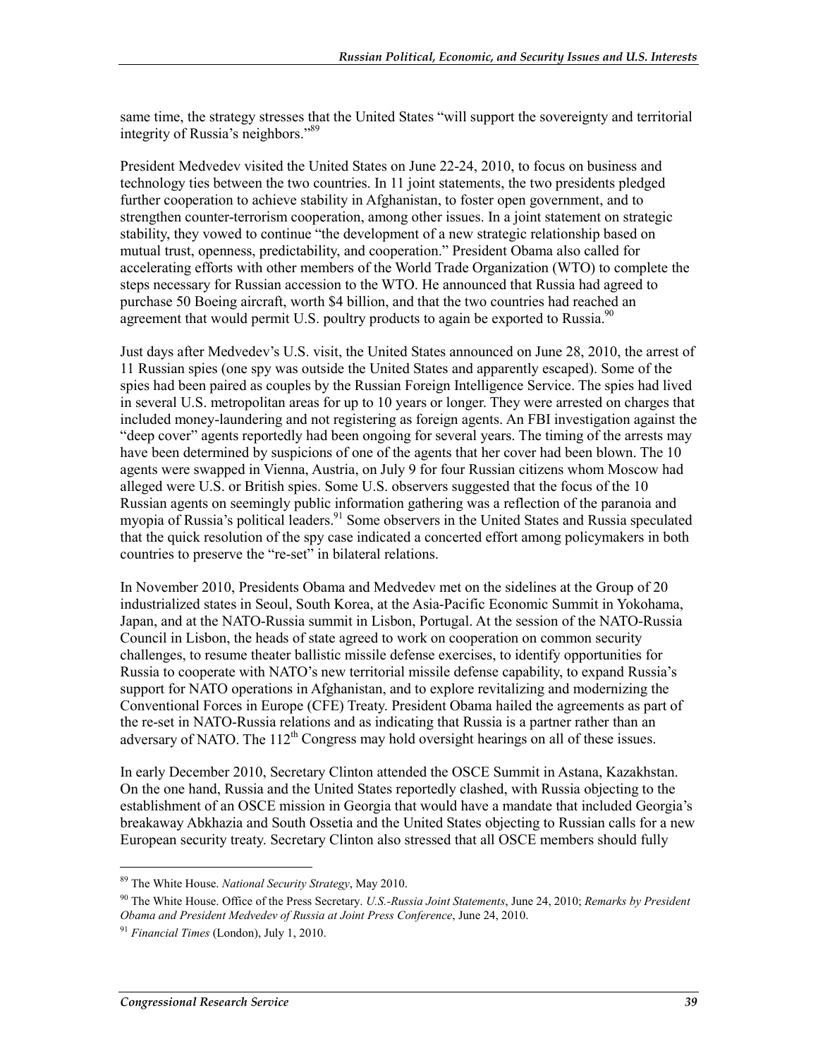same time, the strategy stresses that the United States "will support the sovereignty and territorial integrity of Russia's neighbors."[89]

President Medvedev visited the United States on June 22-24, 2010, to focus on business and technology ties between the two countries. In 11 joint statements, the two presidents pledged further cooperation to achieve stability in Afghanistan, to foster open government, and to strengthen counter-terrorism cooperation, among other issues. In a joint statement on strategic stability, they vowed to continue "the development of a new strategic relationship based on mutual trust, openness, predictability, and cooperation." President Obama also called for accelerating efforts with other members of the World Trade Organization (WTO) to complete the steps necessary for Russian accession to the WTO. He announced that Russia had agreed to purchase 50 Boeing aircraft, worth $4 billion, and that the two countries had reached an agreement that would permit U.S. poultry products to again be exported to Russia.[90]

Just days after Medvedev's U.S. visit, the United States announced on June 28, 2010, the arrest of 11 Russian spies (one spy was outside the United States and apparently escaped). Some of the spies had been paired as couples by the Russian Foreign Intelligence Service. The spies had lived in several U.S. metropolitan areas for up to 10 years or longer. They were arrested on charges that included money-laundering and not registering as foreign agents. An FBI investigation against the "deep cover" agents reportedly had been ongoing for several years. The timing of the arrests may have been determined by suspicions of one of the agents that her cover had been blown. The 10 agents were swapped in Vienna, Austria, on July 9 for four Russian citizens whom Moscow had alleged were U.S. or British spies. Some U.S. observers suggested that the focus of the 10 Russian agents on seemingly public information gathering was a reflection of the paranoia and myopia of Russia's political leaders.[91] Some observers in the United States and Russia speculated that the quick resolution of the spy case indicated a concerted effort among policymakers in both countries to preserve the "re-set" in bilateral relations.

In November 2010, Presidents Obama and Medvedev met on the sidelines at the Group of 20 industrialized states in Seoul, South Korea, at the Asia-Pacific Economic Summit in Yokohama, Japan, and at the NATO-Russia summit in Lisbon, Portugal. At the session of the NATO-Russia Council in Lisbon, the heads of state agreed to work on cooperation on common security challenges, to resume theater ballistic missile defense exercises, to identify opportunities for Russia to cooperate with NATO's new territorial missile defense capability, to expand Russia's support for NATO operations in Afghanistan, and to explore revitalizing and modernizing the Conventional Forces in Europe (CFE) Treaty. President Obama hailed the agreements as part of the re-set in NATO-Russia relations and as indicating that Russia is a partner rather than an adversary of NATO. The 112th Congress may hold oversight hearings on all of these issues.

In early December 2010, Secretary Clinton attended the OSCE Summit in Astana, Kazakhstan. On the one hand, Russia and the United States reportedly clashed, with Russia objecting to the establishment of an OSCE mission in Georgia that would have a mandate that included Georgia's breakaway Abkhazia and South Ossetia and the United States objecting to Russian calls for a new European security treaty. Secretary Clinton also stressed that all OSCE members should fully

---

[89] The White House. *National Security Strategy*, May 2010.

[90] The White House. Office of the Press Secretary. *U.S.-Russia Joint Statements*, June 24, 2010; *Remarks by President Obama and President Medvedev of Russia at Joint Press Conference*, June 24, 2010.

[91] *Financial Times* (London), July 1, 2010.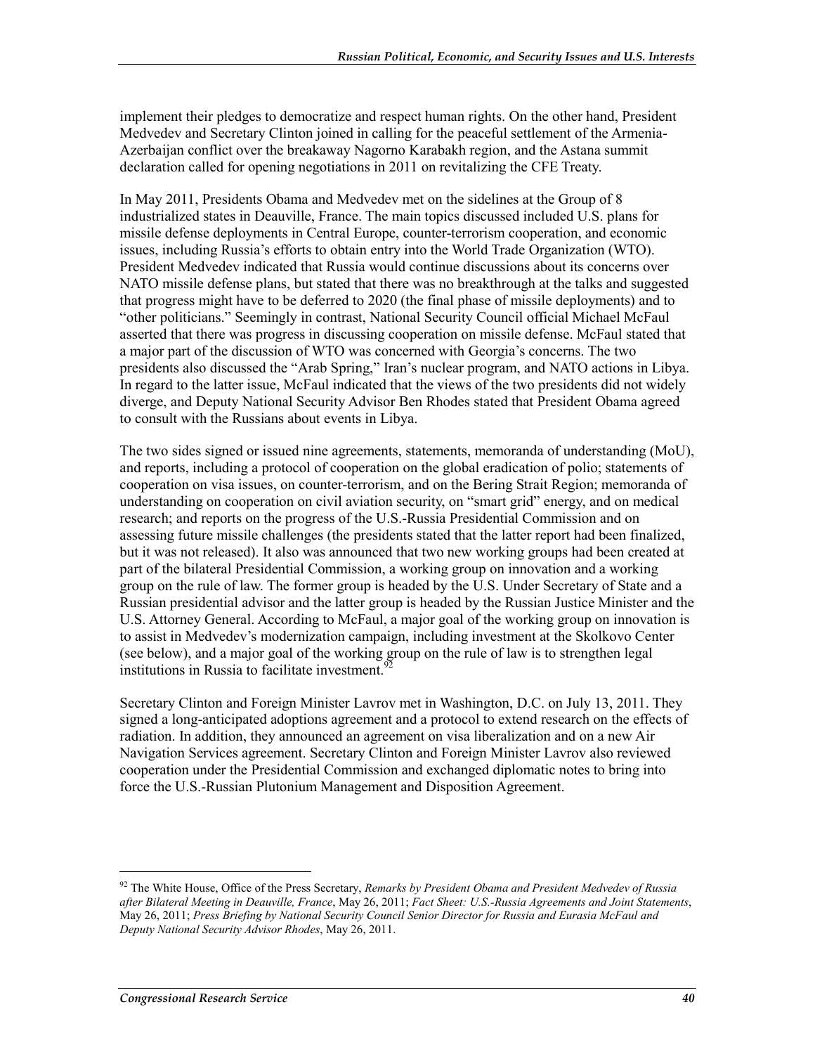implement their pledges to democratize and respect human rights. On the other hand, President Medvedev and Secretary Clinton joined in calling for the peaceful settlement of the Armenia-Azerbaijan conflict over the breakaway Nagorno Karabakh region, and the Astana summit declaration called for opening negotiations in 2011 on revitalizing the CFE Treaty.

In May 2011, Presidents Obama and Medvedev met on the sidelines at the Group of 8 industrialized states in Deauville, France. The main topics discussed included U.S. plans for missile defense deployments in Central Europe, counter-terrorism cooperation, and economic issues, including Russia's efforts to obtain entry into the World Trade Organization (WTO). President Medvedev indicated that Russia would continue discussions about its concerns over NATO missile defense plans, but stated that there was no breakthrough at the talks and suggested that progress might have to be deferred to 2020 (the final phase of missile deployments) and to "other politicians." Seemingly in contrast, National Security Council official Michael McFaul asserted that there was progress in discussing cooperation on missile defense. McFaul stated that a major part of the discussion of WTO was concerned with Georgia's concerns. The two presidents also discussed the "Arab Spring," Iran's nuclear program, and NATO actions in Libya. In regard to the latter issue, McFaul indicated that the views of the two presidents did not widely diverge, and Deputy National Security Advisor Ben Rhodes stated that President Obama agreed to consult with the Russians about events in Libya.

The two sides signed or issued nine agreements, statements, memoranda of understanding (MoU), and reports, including a protocol of cooperation on the global eradication of polio; statements of cooperation on visa issues, on counter-terrorism, and on the Bering Strait Region; memoranda of understanding on cooperation on civil aviation security, on "smart grid" energy, and on medical research; and reports on the progress of the U.S.-Russia Presidential Commission and on assessing future missile challenges (the presidents stated that the latter report had been finalized, but it was not released). It also was announced that two new working groups had been created at part of the bilateral Presidential Commission, a working group on innovation and a working group on the rule of law. The former group is headed by the U.S. Under Secretary of State and a Russian presidential advisor and the latter group is headed by the Russian Justice Minister and the U.S. Attorney General. According to McFaul, a major goal of the working group on innovation is to assist in Medvedev's modernization campaign, including investment at the Skolkovo Center (see below), and a major goal of the working group on the rule of law is to strengthen legal institutions in Russia to facilitate investment.[92]

Secretary Clinton and Foreign Minister Lavrov met in Washington, D.C. on July 13, 2011. They signed a long-anticipated adoptions agreement and a protocol to extend research on the effects of radiation. In addition, they announced an agreement on visa liberalization and on a new Air Navigation Services agreement. Secretary Clinton and Foreign Minister Lavrov also reviewed cooperation under the Presidential Commission and exchanged diplomatic notes to bring into force the U.S.-Russian Plutonium Management and Disposition Agreement.

---

[92] The White House, Office of the Press Secretary, *Remarks by President Obama and President Medvedev of Russia after Bilateral Meeting in Deauville, France*, May 26, 2011; *Fact Sheet: U.S.-Russia Agreements and Joint Statements*, May 26, 2011; *Press Briefing by National Security Council Senior Director for Russia and Eurasia McFaul and Deputy National Security Advisor Rhodes*, May 26, 2011.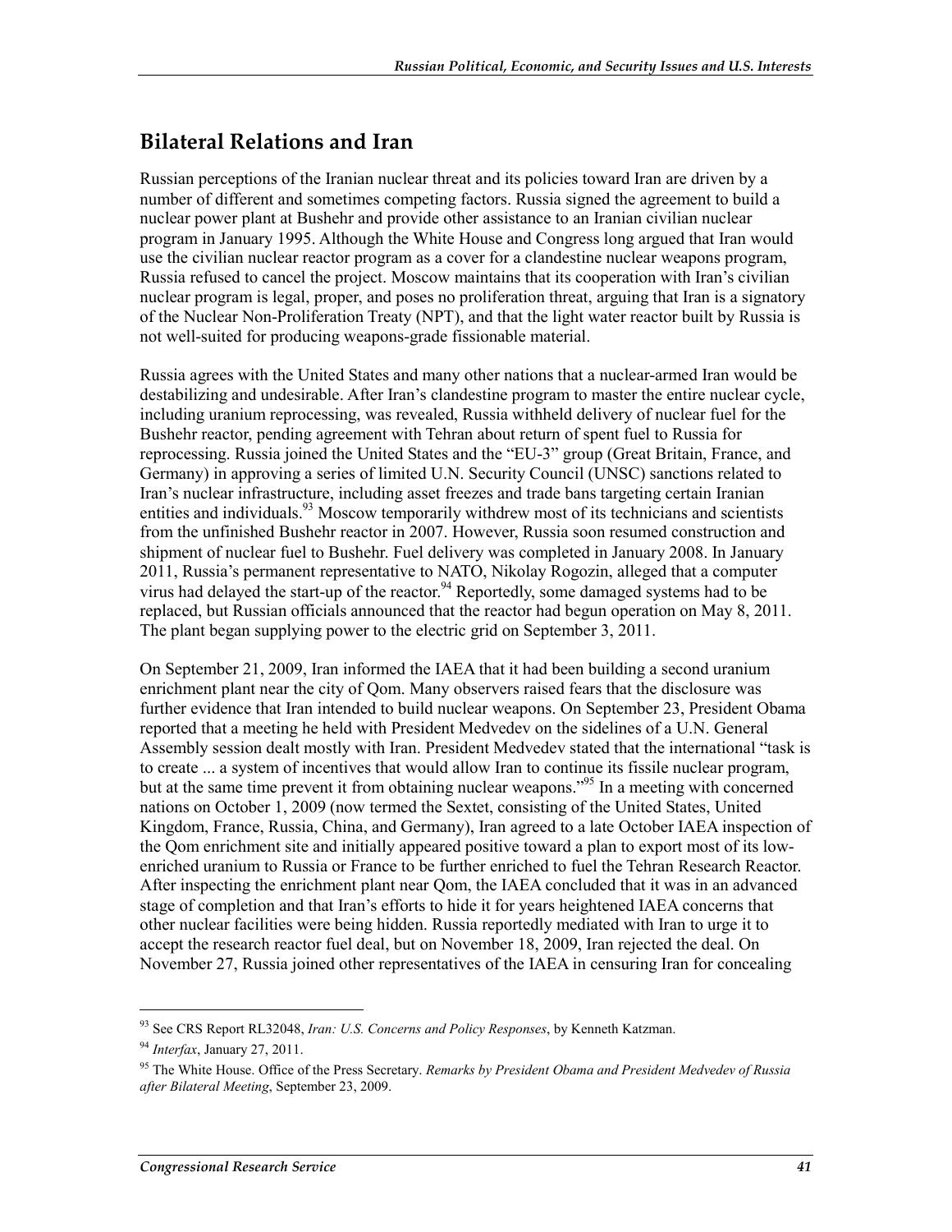## Bilateral Relations and Iran

Russian perceptions of the Iranian nuclear threat and its policies toward Iran are driven by a number of different and sometimes competing factors. Russia signed the agreement to build a nuclear power plant at Bushehr and provide other assistance to an Iranian civilian nuclear program in January 1995. Although the White House and Congress long argued that Iran would use the civilian nuclear reactor program as a cover for a clandestine nuclear weapons program, Russia refused to cancel the project. Moscow maintains that its cooperation with Iran's civilian nuclear program is legal, proper, and poses no proliferation threat, arguing that Iran is a signatory of the Nuclear Non-Proliferation Treaty (NPT), and that the light water reactor built by Russia is not well-suited for producing weapons-grade fissionable material.

Russia agrees with the United States and many other nations that a nuclear-armed Iran would be destabilizing and undesirable. After Iran's clandestine program to master the entire nuclear cycle, including uranium reprocessing, was revealed, Russia withheld delivery of nuclear fuel for the Bushehr reactor, pending agreement with Tehran about return of spent fuel to Russia for reprocessing. Russia joined the United States and the "EU-3" group (Great Britain, France, and Germany) in approving a series of limited U.N. Security Council (UNSC) sanctions related to Iran's nuclear infrastructure, including asset freezes and trade bans targeting certain Iranian entities and individuals.[93] Moscow temporarily withdrew most of its technicians and scientists from the unfinished Bushehr reactor in 2007. However, Russia soon resumed construction and shipment of nuclear fuel to Bushehr. Fuel delivery was completed in January 2008. In January 2011, Russia's permanent representative to NATO, Nikolay Rogozin, alleged that a computer virus had delayed the start-up of the reactor.[94] Reportedly, some damaged systems had to be replaced, but Russian officials announced that the reactor had begun operation on May 8, 2011. The plant began supplying power to the electric grid on September 3, 2011.

On September 21, 2009, Iran informed the IAEA that it had been building a second uranium enrichment plant near the city of Qom. Many observers raised fears that the disclosure was further evidence that Iran intended to build nuclear weapons. On September 23, President Obama reported that a meeting he held with President Medvedev on the sidelines of a U.N. General Assembly session dealt mostly with Iran. President Medvedev stated that the international "task is to create ... a system of incentives that would allow Iran to continue its fissile nuclear program, but at the same time prevent it from obtaining nuclear weapons."[95] In a meeting with concerned nations on October 1, 2009 (now termed the Sextet, consisting of the United States, United Kingdom, France, Russia, China, and Germany), Iran agreed to a late October IAEA inspection of the Qom enrichment site and initially appeared positive toward a plan to export most of its low-enriched uranium to Russia or France to be further enriched to fuel the Tehran Research Reactor. After inspecting the enrichment plant near Qom, the IAEA concluded that it was in an advanced stage of completion and that Iran's efforts to hide it for years heightened IAEA concerns that other nuclear facilities were being hidden. Russia reportedly mediated with Iran to urge it to accept the research reactor fuel deal, but on November 18, 2009, Iran rejected the deal. On November 27, Russia joined other representatives of the IAEA in censuring Iran for concealing

---

[93] See CRS Report RL32048, *Iran: U.S. Concerns and Policy Responses*, by Kenneth Katzman.

[94] *Interfax*, January 27, 2011.

[95] The White House. Office of the Press Secretary. *Remarks by President Obama and President Medvedev of Russia after Bilateral Meeting*, September 23, 2009.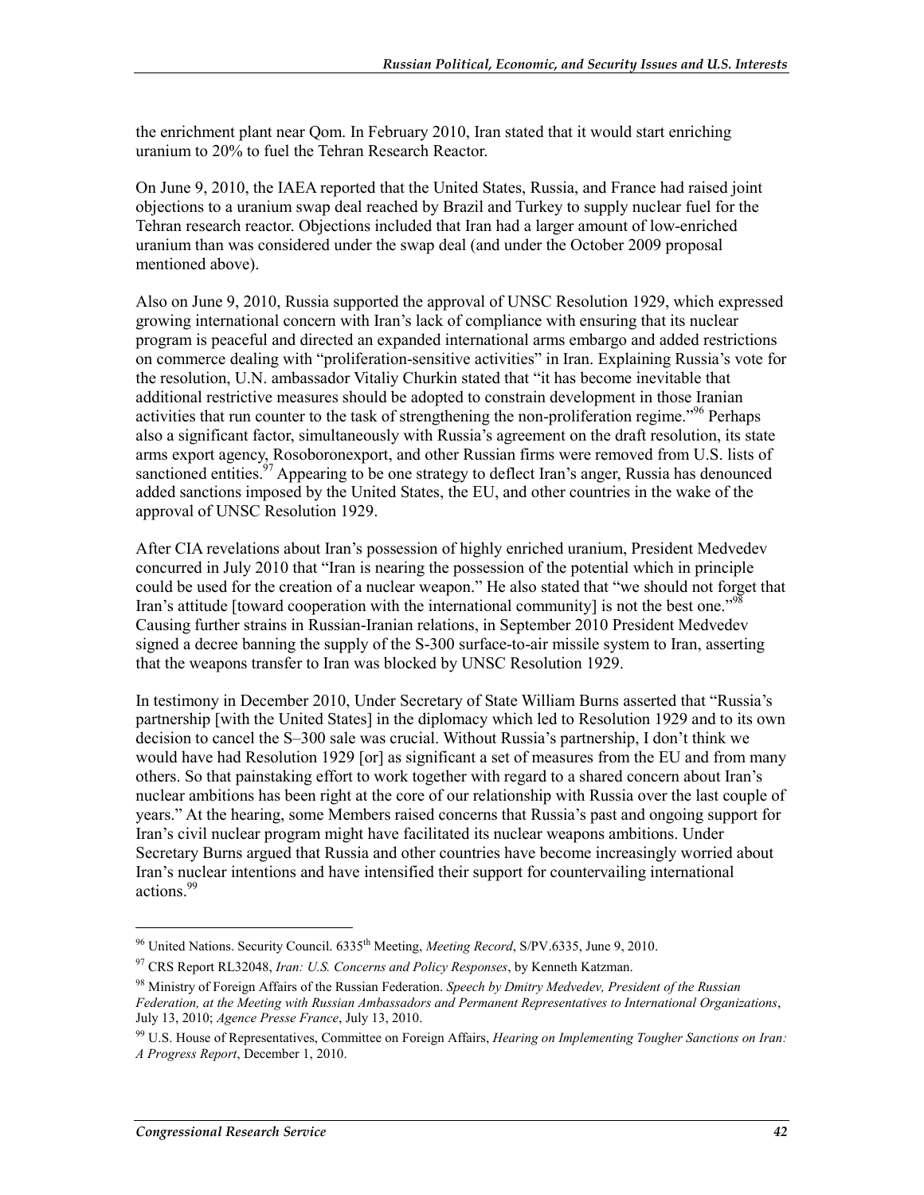the enrichment plant near Qom. In February 2010, Iran stated that it would start enriching uranium to 20% to fuel the Tehran Research Reactor.

On June 9, 2010, the IAEA reported that the United States, Russia, and France had raised joint objections to a uranium swap deal reached by Brazil and Turkey to supply nuclear fuel for the Tehran research reactor. Objections included that Iran had a larger amount of low-enriched uranium than was considered under the swap deal (and under the October 2009 proposal mentioned above).

Also on June 9, 2010, Russia supported the approval of UNSC Resolution 1929, which expressed growing international concern with Iran's lack of compliance with ensuring that its nuclear program is peaceful and directed an expanded international arms embargo and added restrictions on commerce dealing with "proliferation-sensitive activities" in Iran. Explaining Russia's vote for the resolution, U.N. ambassador Vitaliy Churkin stated that "it has become inevitable that additional restrictive measures should be adopted to constrain development in those Iranian activities that run counter to the task of strengthening the non-proliferation regime."[96] Perhaps also a significant factor, simultaneously with Russia's agreement on the draft resolution, its state arms export agency, Rosoboronexport, and other Russian firms were removed from U.S. lists of sanctioned entities.[97] Appearing to be one strategy to deflect Iran's anger, Russia has denounced added sanctions imposed by the United States, the EU, and other countries in the wake of the approval of UNSC Resolution 1929.

After CIA revelations about Iran's possession of highly enriched uranium, President Medvedev concurred in July 2010 that "Iran is nearing the possession of the potential which in principle could be used for the creation of a nuclear weapon." He also stated that "we should not forget that Iran's attitude [toward cooperation with the international community] is not the best one."[98] Causing further strains in Russian-Iranian relations, in September 2010 President Medvedev signed a decree banning the supply of the S-300 surface-to-air missile system to Iran, asserting that the weapons transfer to Iran was blocked by UNSC Resolution 1929.

In testimony in December 2010, Under Secretary of State William Burns asserted that "Russia's partnership [with the United States] in the diplomacy which led to Resolution 1929 and to its own decision to cancel the S–300 sale was crucial. Without Russia's partnership, I don't think we would have had Resolution 1929 [or] as significant a set of measures from the EU and from many others. So that painstaking effort to work together with regard to a shared concern about Iran's nuclear ambitions has been right at the core of our relationship with Russia over the last couple of years." At the hearing, some Members raised concerns that Russia's past and ongoing support for Iran's civil nuclear program might have facilitated its nuclear weapons ambitions. Under Secretary Burns argued that Russia and other countries have become increasingly worried about Iran's nuclear intentions and have intensified their support for countervailing international actions.[99]

---

[96] United Nations. Security Council. 6335th Meeting, *Meeting Record*, S/PV.6335, June 9, 2010.

[97] CRS Report RL32048, *Iran: U.S. Concerns and Policy Responses*, by Kenneth Katzman.

[98] Ministry of Foreign Affairs of the Russian Federation. *Speech by Dmitry Medvedev, President of the Russian Federation, at the Meeting with Russian Ambassadors and Permanent Representatives to International Organizations*, July 13, 2010; *Agence Presse France*, July 13, 2010.

[99] U.S. House of Representatives, Committee on Foreign Affairs, *Hearing on Implementing Tougher Sanctions on Iran: A Progress Report*, December 1, 2010.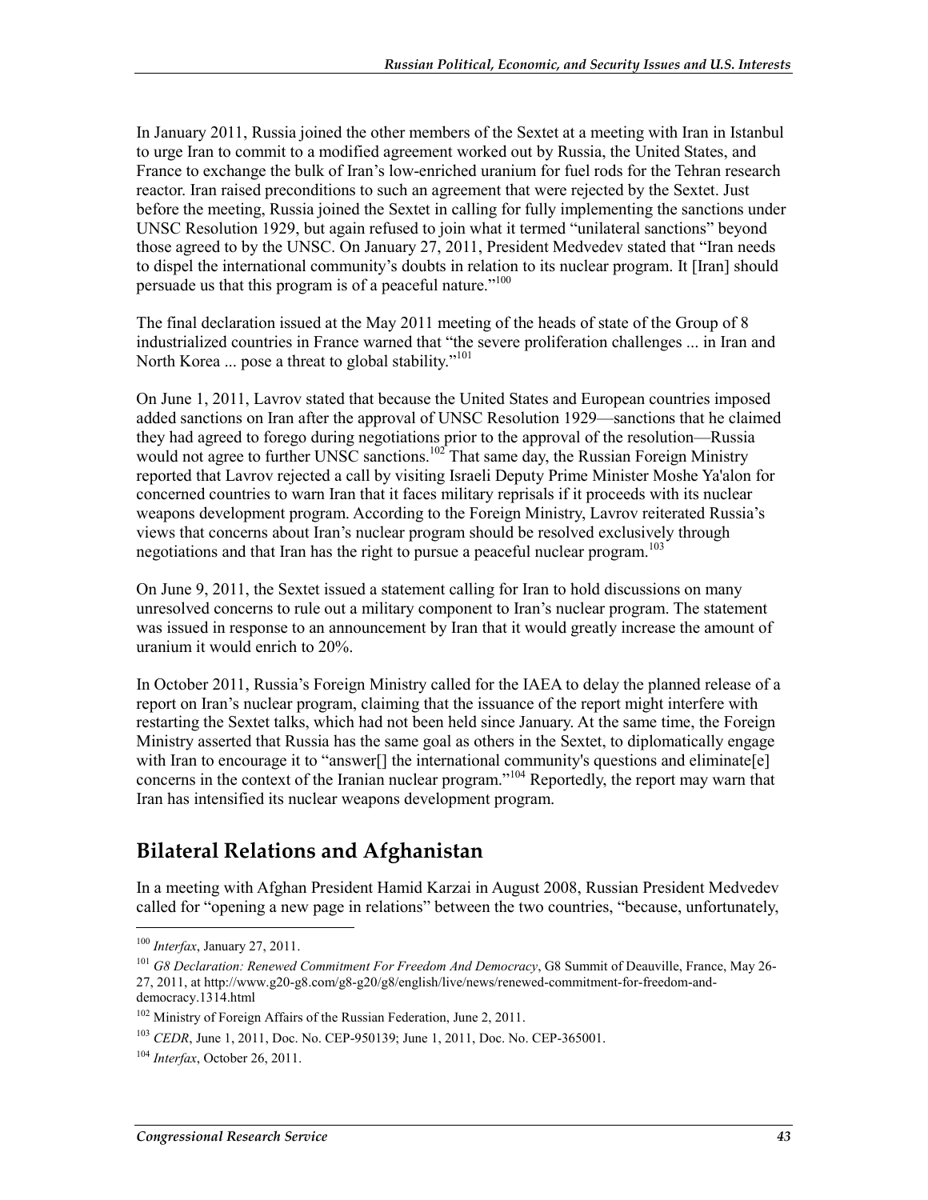In January 2011, Russia joined the other members of the Sextet at a meeting with Iran in Istanbul to urge Iran to commit to a modified agreement worked out by Russia, the United States, and France to exchange the bulk of Iran's low-enriched uranium for fuel rods for the Tehran research reactor. Iran raised preconditions to such an agreement that were rejected by the Sextet. Just before the meeting, Russia joined the Sextet in calling for fully implementing the sanctions under UNSC Resolution 1929, but again refused to join what it termed "unilateral sanctions" beyond those agreed to by the UNSC. On January 27, 2011, President Medvedev stated that "Iran needs to dispel the international community's doubts in relation to its nuclear program. It [Iran] should persuade us that this program is of a peaceful nature."[100]

The final declaration issued at the May 2011 meeting of the heads of state of the Group of 8 industrialized countries in France warned that "the severe proliferation challenges ... in Iran and North Korea ... pose a threat to global stability."[101]

On June 1, 2011, Lavrov stated that because the United States and European countries imposed added sanctions on Iran after the approval of UNSC Resolution 1929—sanctions that he claimed they had agreed to forego during negotiations prior to the approval of the resolution—Russia would not agree to further UNSC sanctions.[102] That same day, the Russian Foreign Ministry reported that Lavrov rejected a call by visiting Israeli Deputy Prime Minister Moshe Ya'alon for concerned countries to warn Iran that it faces military reprisals if it proceeds with its nuclear weapons development program. According to the Foreign Ministry, Lavrov reiterated Russia's views that concerns about Iran's nuclear program should be resolved exclusively through negotiations and that Iran has the right to pursue a peaceful nuclear program.[103]

On June 9, 2011, the Sextet issued a statement calling for Iran to hold discussions on many unresolved concerns to rule out a military component to Iran's nuclear program. The statement was issued in response to an announcement by Iran that it would greatly increase the amount of uranium it would enrich to 20%.

In October 2011, Russia's Foreign Ministry called for the IAEA to delay the planned release of a report on Iran's nuclear program, claiming that the issuance of the report might interfere with restarting the Sextet talks, which had not been held since January. At the same time, the Foreign Ministry asserted that Russia has the same goal as others in the Sextet, to diplomatically engage with Iran to encourage it to "answer[] the international community's questions and eliminate[e] concerns in the context of the Iranian nuclear program."[104] Reportedly, the report may warn that Iran has intensified its nuclear weapons development program.

## Bilateral Relations and Afghanistan

In a meeting with Afghan President Hamid Karzai in August 2008, Russian President Medvedev called for "opening a new page in relations" between the two countries, "because, unfortunately,

---

[100] *Interfax*, January 27, 2011.

[101] *G8 Declaration: Renewed Commitment For Freedom And Democracy*, G8 Summit of Deauville, France, May 26-27, 2011, at http://www.g20-g8.com/g8-g20/g8/english/live/news/renewed-commitment-for-freedom-and-democracy.1314.html

[102] Ministry of Foreign Affairs of the Russian Federation, June 2, 2011.

[103] *CEDR*, June 1, 2011, Doc. No. CEP-950139; June 1, 2011, Doc. No. CEP-365001.

[104] *Interfax*, October 26, 2011.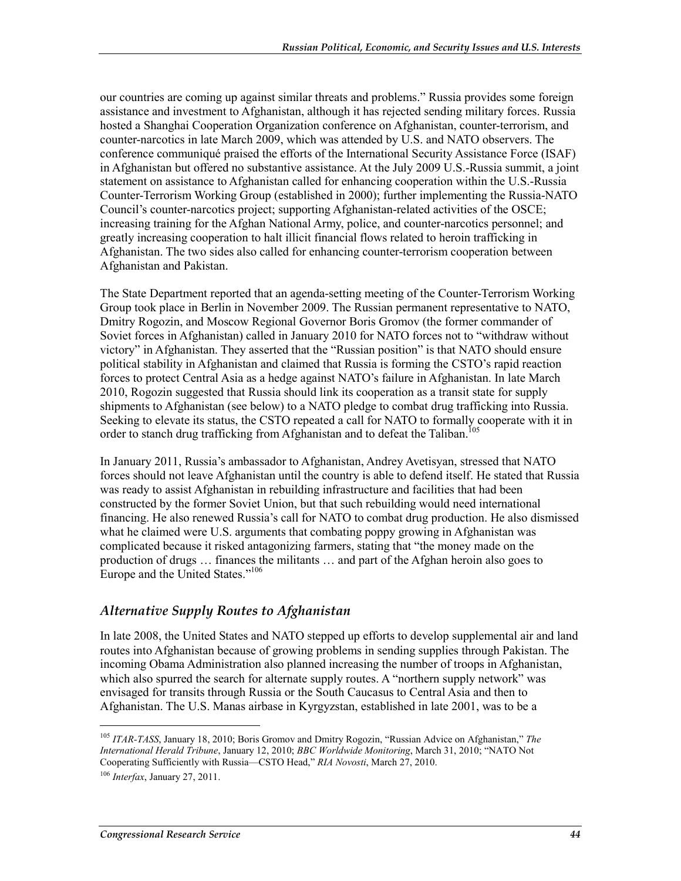our countries are coming up against similar threats and problems." Russia provides some foreign assistance and investment to Afghanistan, although it has rejected sending military forces. Russia hosted a Shanghai Cooperation Organization conference on Afghanistan, counter-terrorism, and counter-narcotics in late March 2009, which was attended by U.S. and NATO observers. The conference communiqué praised the efforts of the International Security Assistance Force (ISAF) in Afghanistan but offered no substantive assistance. At the July 2009 U.S.-Russia summit, a joint statement on assistance to Afghanistan called for enhancing cooperation within the U.S.-Russia Counter-Terrorism Working Group (established in 2000); further implementing the Russia-NATO Council's counter-narcotics project; supporting Afghanistan-related activities of the OSCE; increasing training for the Afghan National Army, police, and counter-narcotics personnel; and greatly increasing cooperation to halt illicit financial flows related to heroin trafficking in Afghanistan. The two sides also called for enhancing counter-terrorism cooperation between Afghanistan and Pakistan.

The State Department reported that an agenda-setting meeting of the Counter-Terrorism Working Group took place in Berlin in November 2009. The Russian permanent representative to NATO, Dmitry Rogozin, and Moscow Regional Governor Boris Gromov (the former commander of Soviet forces in Afghanistan) called in January 2010 for NATO forces not to "withdraw without victory" in Afghanistan. They asserted that the "Russian position" is that NATO should ensure political stability in Afghanistan and claimed that Russia is forming the CSTO's rapid reaction forces to protect Central Asia as a hedge against NATO's failure in Afghanistan. In late March 2010, Rogozin suggested that Russia should link its cooperation as a transit state for supply shipments to Afghanistan (see below) to a NATO pledge to combat drug trafficking into Russia. Seeking to elevate its status, the CSTO repeated a call for NATO to formally cooperate with it in order to stanch drug trafficking from Afghanistan and to defeat the Taliban.[105]

In January 2011, Russia's ambassador to Afghanistan, Andrey Avetisyan, stressed that NATO forces should not leave Afghanistan until the country is able to defend itself. He stated that Russia was ready to assist Afghanistan in rebuilding infrastructure and facilities that had been constructed by the former Soviet Union, but that such rebuilding would need international financing. He also renewed Russia's call for NATO to combat drug production. He also dismissed what he claimed were U.S. arguments that combating poppy growing in Afghanistan was complicated because it risked antagonizing farmers, stating that "the money made on the production of drugs … finances the militants … and part of the Afghan heroin also goes to Europe and the United States."[106]

### *Alternative Supply Routes to Afghanistan*

In late 2008, the United States and NATO stepped up efforts to develop supplemental air and land routes into Afghanistan because of growing problems in sending supplies through Pakistan. The incoming Obama Administration also planned increasing the number of troops in Afghanistan, which also spurred the search for alternate supply routes. A "northern supply network" was envisaged for transits through Russia or the South Caucasus to Central Asia and then to Afghanistan. The U.S. Manas airbase in Kyrgyzstan, established in late 2001, was to be a

---

[105] *ITAR-TASS*, January 18, 2010; Boris Gromov and Dmitry Rogozin, "Russian Advice on Afghanistan," *The International Herald Tribune*, January 12, 2010; *BBC Worldwide Monitoring*, March 31, 2010; "NATO Not Cooperating Sufficiently with Russia—CSTO Head," *RIA Novosti*, March 27, 2010.

[106] *Interfax*, January 27, 2011.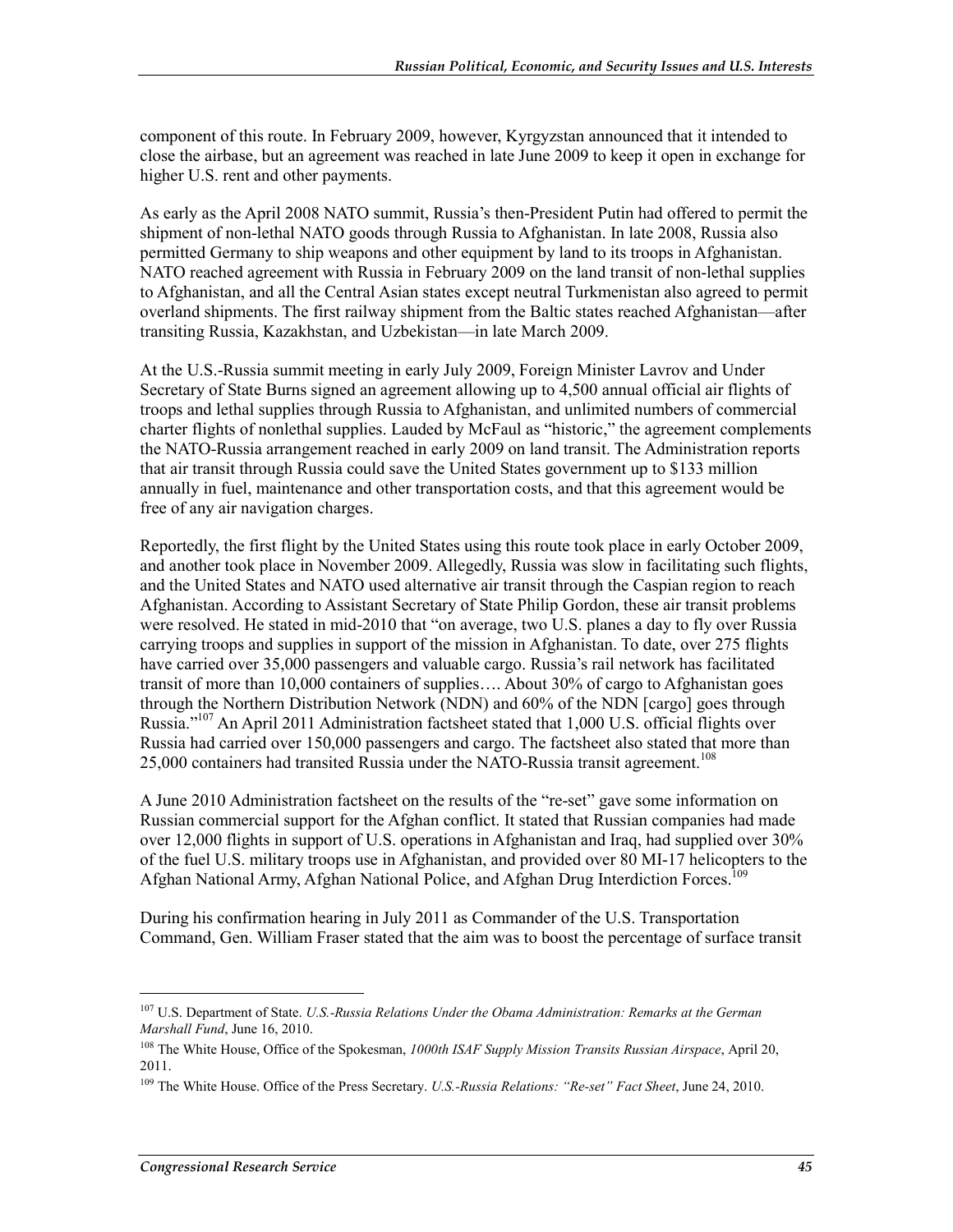component of this route. In February 2009, however, Kyrgyzstan announced that it intended to close the airbase, but an agreement was reached in late June 2009 to keep it open in exchange for higher U.S. rent and other payments.

As early as the April 2008 NATO summit, Russia's then-President Putin had offered to permit the shipment of non-lethal NATO goods through Russia to Afghanistan. In late 2008, Russia also permitted Germany to ship weapons and other equipment by land to its troops in Afghanistan. NATO reached agreement with Russia in February 2009 on the land transit of non-lethal supplies to Afghanistan, and all the Central Asian states except neutral Turkmenistan also agreed to permit overland shipments. The first railway shipment from the Baltic states reached Afghanistan—after transiting Russia, Kazakhstan, and Uzbekistan—in late March 2009.

At the U.S.-Russia summit meeting in early July 2009, Foreign Minister Lavrov and Under Secretary of State Burns signed an agreement allowing up to 4,500 annual official air flights of troops and lethal supplies through Russia to Afghanistan, and unlimited numbers of commercial charter flights of nonlethal supplies. Lauded by McFaul as "historic," the agreement complements the NATO-Russia arrangement reached in early 2009 on land transit. The Administration reports that air transit through Russia could save the United States government up to $133 million annually in fuel, maintenance and other transportation costs, and that this agreement would be free of any air navigation charges.

Reportedly, the first flight by the United States using this route took place in early October 2009, and another took place in November 2009. Allegedly, Russia was slow in facilitating such flights, and the United States and NATO used alternative air transit through the Caspian region to reach Afghanistan. According to Assistant Secretary of State Philip Gordon, these air transit problems were resolved. He stated in mid-2010 that "on average, two U.S. planes a day to fly over Russia carrying troops and supplies in support of the mission in Afghanistan. To date, over 275 flights have carried over 35,000 passengers and valuable cargo. Russia's rail network has facilitated transit of more than 10,000 containers of supplies…. About 30% of cargo to Afghanistan goes through the Northern Distribution Network (NDN) and 60% of the NDN [cargo] goes through Russia."[107] An April 2011 Administration factsheet stated that 1,000 U.S. official flights over Russia had carried over 150,000 passengers and cargo. The factsheet also stated that more than 25,000 containers had transited Russia under the NATO-Russia transit agreement.[108]

A June 2010 Administration factsheet on the results of the "re-set" gave some information on Russian commercial support for the Afghan conflict. It stated that Russian companies had made over 12,000 flights in support of U.S. operations in Afghanistan and Iraq, had supplied over 30% of the fuel U.S. military troops use in Afghanistan, and provided over 80 MI-17 helicopters to the Afghan National Army, Afghan National Police, and Afghan Drug Interdiction Forces.[109]

During his confirmation hearing in July 2011 as Commander of the U.S. Transportation Command, Gen. William Fraser stated that the aim was to boost the percentage of surface transit

---

[107] U.S. Department of State. *U.S.-Russia Relations Under the Obama Administration: Remarks at the German Marshall Fund*, June 16, 2010.

[108] The White House, Office of the Spokesman, *1000th ISAF Supply Mission Transits Russian Airspace*, April 20, 2011.

[109] The White House. Office of the Press Secretary. *U.S.-Russia Relations: "Re-set" Fact Sheet*, June 24, 2010.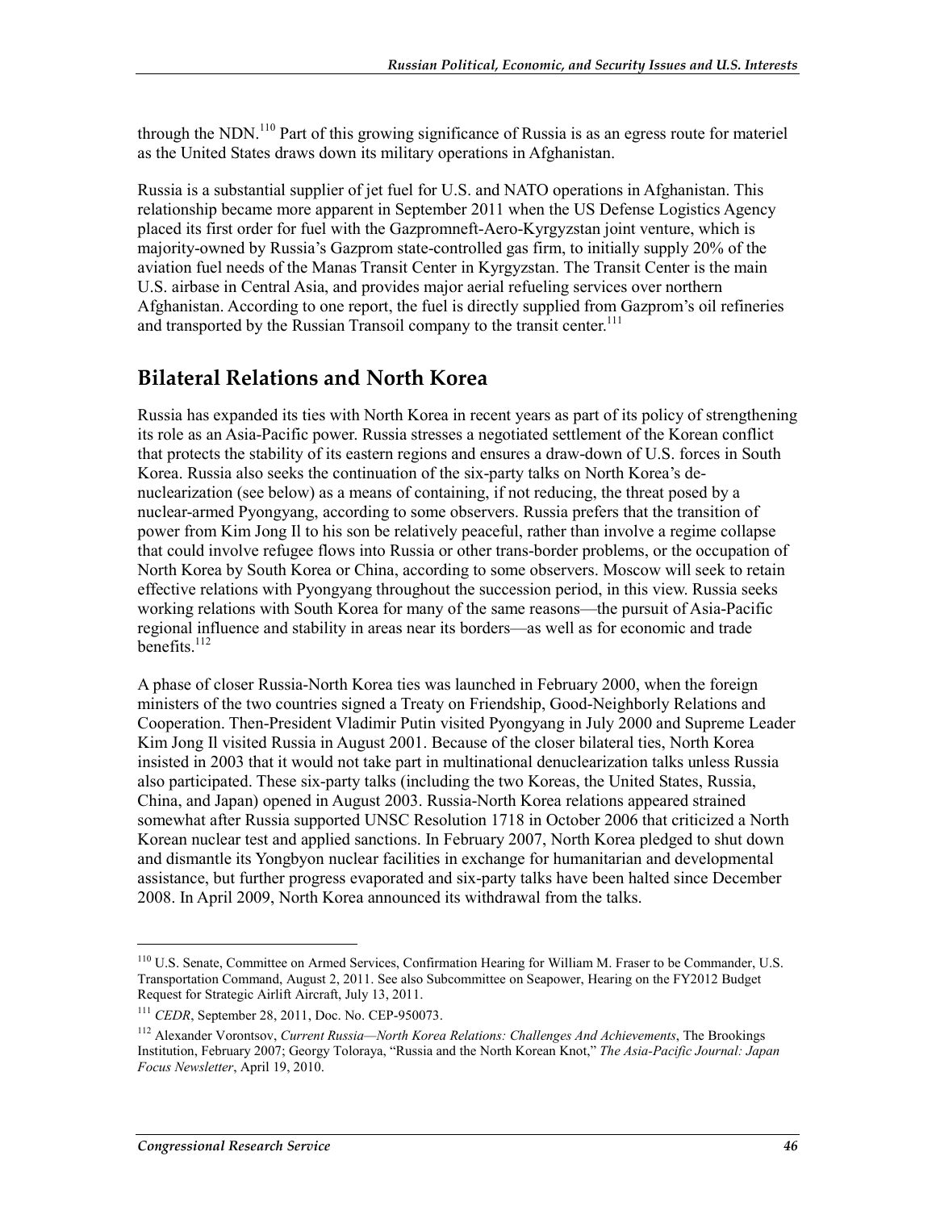through the NDN.[110] Part of this growing significance of Russia is as an egress route for materiel as the United States draws down its military operations in Afghanistan.

Russia is a substantial supplier of jet fuel for U.S. and NATO operations in Afghanistan. This relationship became more apparent in September 2011 when the US Defense Logistics Agency placed its first order for fuel with the Gazpromneft-Aero-Kyrgyzstan joint venture, which is majority-owned by Russia's Gazprom state-controlled gas firm, to initially supply 20% of the aviation fuel needs of the Manas Transit Center in Kyrgyzstan. The Transit Center is the main U.S. airbase in Central Asia, and provides major aerial refueling services over northern Afghanistan. According to one report, the fuel is directly supplied from Gazprom's oil refineries and transported by the Russian Transoil company to the transit center.[111]

## Bilateral Relations and North Korea

Russia has expanded its ties with North Korea in recent years as part of its policy of strengthening its role as an Asia-Pacific power. Russia stresses a negotiated settlement of the Korean conflict that protects the stability of its eastern regions and ensures a draw-down of U.S. forces in South Korea. Russia also seeks the continuation of the six-party talks on North Korea's de-nuclearization (see below) as a means of containing, if not reducing, the threat posed by a nuclear-armed Pyongyang, according to some observers. Russia prefers that the transition of power from Kim Jong Il to his son be relatively peaceful, rather than involve a regime collapse that could involve refugee flows into Russia or other trans-border problems, or the occupation of North Korea by South Korea or China, according to some observers. Moscow will seek to retain effective relations with Pyongyang throughout the succession period, in this view. Russia seeks working relations with South Korea for many of the same reasons—the pursuit of Asia-Pacific regional influence and stability in areas near its borders—as well as for economic and trade benefits.[112]

A phase of closer Russia-North Korea ties was launched in February 2000, when the foreign ministers of the two countries signed a Treaty on Friendship, Good-Neighborly Relations and Cooperation. Then-President Vladimir Putin visited Pyongyang in July 2000 and Supreme Leader Kim Jong Il visited Russia in August 2001. Because of the closer bilateral ties, North Korea insisted in 2003 that it would not take part in multinational denuclearization talks unless Russia also participated. These six-party talks (including the two Koreas, the United States, Russia, China, and Japan) opened in August 2003. Russia-North Korea relations appeared strained somewhat after Russia supported UNSC Resolution 1718 in October 2006 that criticized a North Korean nuclear test and applied sanctions. In February 2007, North Korea pledged to shut down and dismantle its Yongbyon nuclear facilities in exchange for humanitarian and developmental assistance, but further progress evaporated and six-party talks have been halted since December 2008. In April 2009, North Korea announced its withdrawal from the talks.

---

[110] U.S. Senate, Committee on Armed Services, Confirmation Hearing for William M. Fraser to be Commander, U.S. Transportation Command, August 2, 2011. See also Subcommittee on Seapower, Hearing on the FY2012 Budget Request for Strategic Airlift Aircraft, July 13, 2011.

[111] *CEDR*, September 28, 2011, Doc. No. CEP-950073.

[112] Alexander Vorontsov, *Current Russia—North Korea Relations: Challenges And Achievements*, The Brookings Institution, February 2007; Georgy Toloraya, "Russia and the North Korean Knot," *The Asia-Pacific Journal: Japan Focus Newsletter*, April 19, 2010.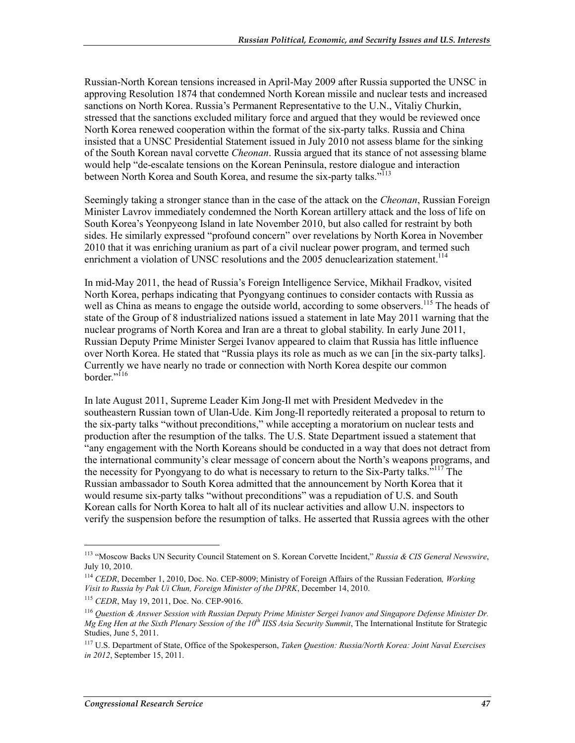Russian-North Korean tensions increased in April-May 2009 after Russia supported the UNSC in approving Resolution 1874 that condemned North Korean missile and nuclear tests and increased sanctions on North Korea. Russia's Permanent Representative to the U.N., Vitaliy Churkin, stressed that the sanctions excluded military force and argued that they would be reviewed once North Korea renewed cooperation within the format of the six-party talks. Russia and China insisted that a UNSC Presidential Statement issued in July 2010 not assess blame for the sinking of the South Korean naval corvette *Cheonan*. Russia argued that its stance of not assessing blame would help "de-escalate tensions on the Korean Peninsula, restore dialogue and interaction between North Korea and South Korea, and resume the six-party talks."[113]

Seemingly taking a stronger stance than in the case of the attack on the *Cheonan*, Russian Foreign Minister Lavrov immediately condemned the North Korean artillery attack and the loss of life on South Korea's Yeonpyeong Island in late November 2010, but also called for restraint by both sides. He similarly expressed "profound concern" over revelations by North Korea in November 2010 that it was enriching uranium as part of a civil nuclear power program, and termed such enrichment a violation of UNSC resolutions and the 2005 denuclearization statement.[114]

In mid-May 2011, the head of Russia's Foreign Intelligence Service, Mikhail Fradkov, visited North Korea, perhaps indicating that Pyongyang continues to consider contacts with Russia as well as China as means to engage the outside world, according to some observers.[115] The heads of state of the Group of 8 industrialized nations issued a statement in late May 2011 warning that the nuclear programs of North Korea and Iran are a threat to global stability. In early June 2011, Russian Deputy Prime Minister Sergei Ivanov appeared to claim that Russia has little influence over North Korea. He stated that "Russia plays its role as much as we can [in the six-party talks]. Currently we have nearly no trade or connection with North Korea despite our common border."[116]

In late August 2011, Supreme Leader Kim Jong-Il met with President Medvedev in the southeastern Russian town of Ulan-Ude. Kim Jong-Il reportedly reiterated a proposal to return to the six-party talks "without preconditions," while accepting a moratorium on nuclear tests and production after the resumption of the talks. The U.S. State Department issued a statement that "any engagement with the North Koreans should be conducted in a way that does not detract from the international community's clear message of concern about the North's weapons programs, and the necessity for Pyongyang to do what is necessary to return to the Six-Party talks."[117] The Russian ambassador to South Korea admitted that the announcement by North Korea that it would resume six-party talks "without preconditions" was a repudiation of U.S. and South Korean calls for North Korea to halt all of its nuclear activities and allow U.N. inspectors to verify the suspension before the resumption of talks. He asserted that Russia agrees with the other

---

[113] "Moscow Backs UN Security Council Statement on S. Korean Corvette Incident," *Russia & CIS General Newswire*, July 10, 2010.

[114] *CEDR*, December 1, 2010, Doc. No. CEP-8009; Ministry of Foreign Affairs of the Russian Federation*, Working Visit to Russia by Pak Ui Chun, Foreign Minister of the DPRK*, December 14, 2010.

[115] *CEDR*, May 19, 2011, Doc. No. CEP-9016.

[116] *Question & Answer Session with Russian Deputy Prime Minister Sergei Ivanov and Singapore Defense Minister Dr. Mg Eng Hen at the Sixth Plenary Session of the 10th IISS Asia Security Summit*, The International Institute for Strategic Studies, June 5, 2011.

[117] U.S. Department of State, Office of the Spokesperson, *Taken Question: Russia/North Korea: Joint Naval Exercises in 2012*, September 15, 2011.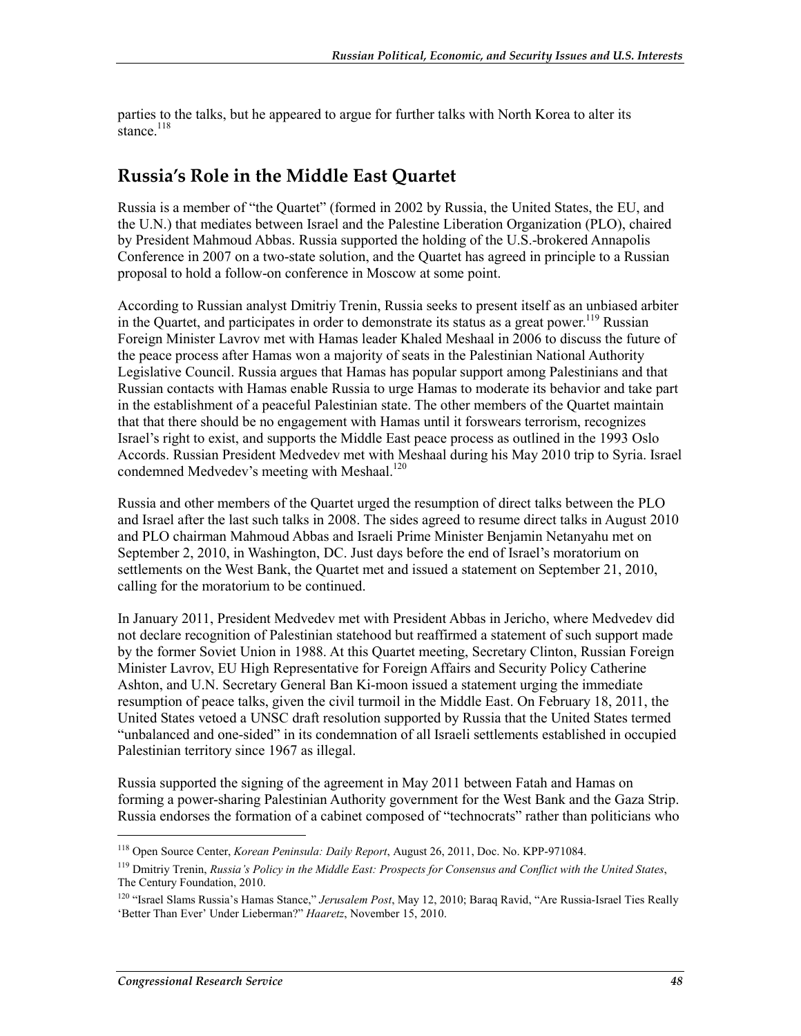parties to the talks, but he appeared to argue for further talks with North Korea to alter its stance.[118]

## Russia's Role in the Middle East Quartet

Russia is a member of "the Quartet" (formed in 2002 by Russia, the United States, the EU, and the U.N.) that mediates between Israel and the Palestine Liberation Organization (PLO), chaired by President Mahmoud Abbas. Russia supported the holding of the U.S.-brokered Annapolis Conference in 2007 on a two-state solution, and the Quartet has agreed in principle to a Russian proposal to hold a follow-on conference in Moscow at some point.

According to Russian analyst Dmitriy Trenin, Russia seeks to present itself as an unbiased arbiter in the Quartet, and participates in order to demonstrate its status as a great power.[119] Russian Foreign Minister Lavrov met with Hamas leader Khaled Meshaal in 2006 to discuss the future of the peace process after Hamas won a majority of seats in the Palestinian National Authority Legislative Council. Russia argues that Hamas has popular support among Palestinians and that Russian contacts with Hamas enable Russia to urge Hamas to moderate its behavior and take part in the establishment of a peaceful Palestinian state. The other members of the Quartet maintain that that there should be no engagement with Hamas until it forswears terrorism, recognizes Israel's right to exist, and supports the Middle East peace process as outlined in the 1993 Oslo Accords. Russian President Medvedev met with Meshaal during his May 2010 trip to Syria. Israel condemned Medvedev's meeting with Meshaal.[120]

Russia and other members of the Quartet urged the resumption of direct talks between the PLO and Israel after the last such talks in 2008. The sides agreed to resume direct talks in August 2010 and PLO chairman Mahmoud Abbas and Israeli Prime Minister Benjamin Netanyahu met on September 2, 2010, in Washington, DC. Just days before the end of Israel's moratorium on settlements on the West Bank, the Quartet met and issued a statement on September 21, 2010, calling for the moratorium to be continued.

In January 2011, President Medvedev met with President Abbas in Jericho, where Medvedev did not declare recognition of Palestinian statehood but reaffirmed a statement of such support made by the former Soviet Union in 1988. At this Quartet meeting, Secretary Clinton, Russian Foreign Minister Lavrov, EU High Representative for Foreign Affairs and Security Policy Catherine Ashton, and U.N. Secretary General Ban Ki-moon issued a statement urging the immediate resumption of peace talks, given the civil turmoil in the Middle East. On February 18, 2011, the United States vetoed a UNSC draft resolution supported by Russia that the United States termed "unbalanced and one-sided" in its condemnation of all Israeli settlements established in occupied Palestinian territory since 1967 as illegal.

Russia supported the signing of the agreement in May 2011 between Fatah and Hamas on forming a power-sharing Palestinian Authority government for the West Bank and the Gaza Strip. Russia endorses the formation of a cabinet composed of "technocrats" rather than politicians who

---

[118] Open Source Center, *Korean Peninsula: Daily Report*, August 26, 2011, Doc. No. KPP-971084.

[119] Dmitriy Trenin, *Russia's Policy in the Middle East: Prospects for Consensus and Conflict with the United States*, The Century Foundation, 2010.

[120] "Israel Slams Russia's Hamas Stance," *Jerusalem Post*, May 12, 2010; Baraq Ravid, "Are Russia-Israel Ties Really 'Better Than Ever' Under Lieberman?" *Haaretz*, November 15, 2010.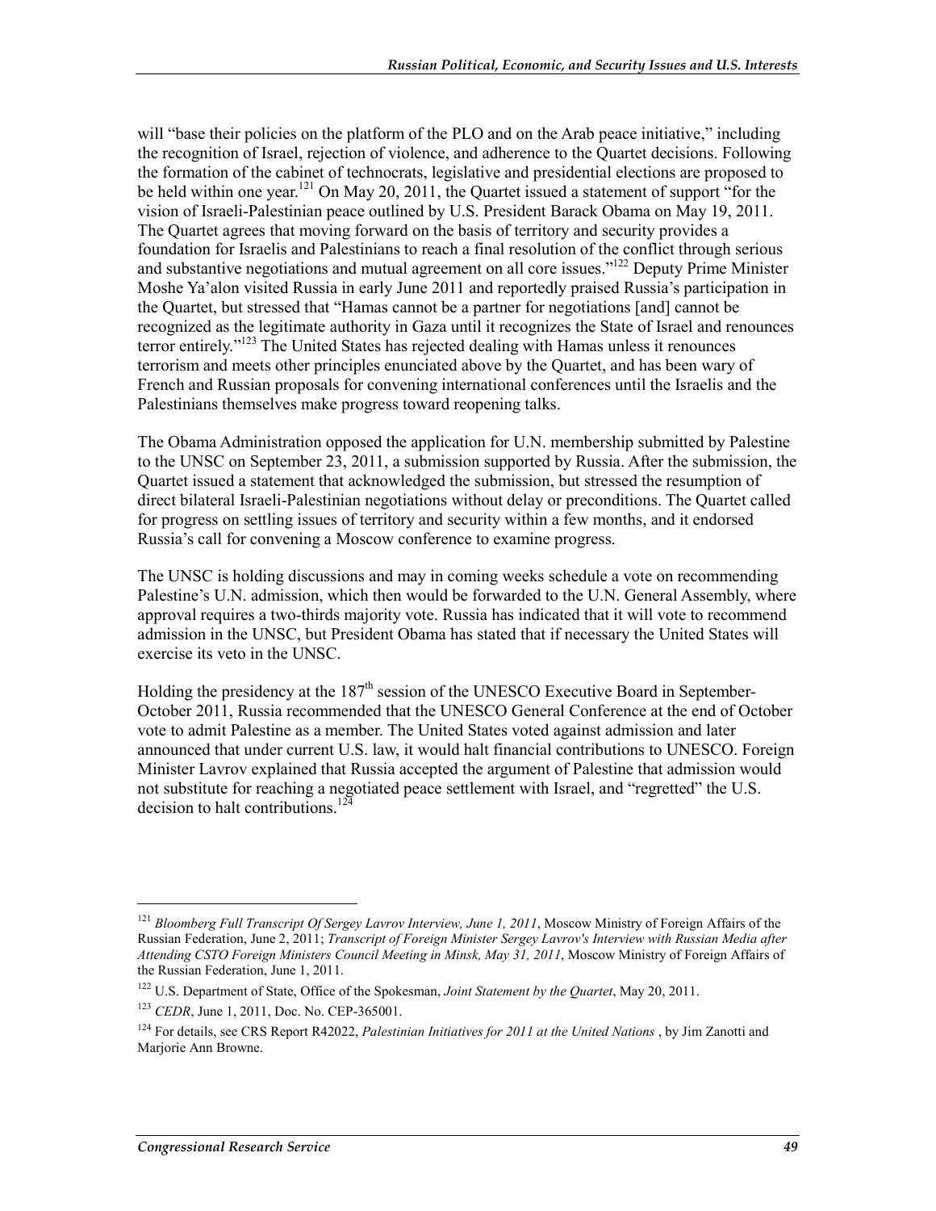will "base their policies on the platform of the PLO and on the Arab peace initiative," including the recognition of Israel, rejection of violence, and adherence to the Quartet decisions. Following the formation of the cabinet of technocrats, legislative and presidential elections are proposed to be held within one year.[121] On May 20, 2011, the Quartet issued a statement of support "for the vision of Israeli-Palestinian peace outlined by U.S. President Barack Obama on May 19, 2011. The Quartet agrees that moving forward on the basis of territory and security provides a foundation for Israelis and Palestinians to reach a final resolution of the conflict through serious and substantive negotiations and mutual agreement on all core issues."[122] Deputy Prime Minister Moshe Ya'alon visited Russia in early June 2011 and reportedly praised Russia's participation in the Quartet, but stressed that "Hamas cannot be a partner for negotiations [and] cannot be recognized as the legitimate authority in Gaza until it recognizes the State of Israel and renounces terror entirely."[123] The United States has rejected dealing with Hamas unless it renounces terrorism and meets other principles enunciated above by the Quartet, and has been wary of French and Russian proposals for convening international conferences until the Israelis and the Palestinians themselves make progress toward reopening talks.

The Obama Administration opposed the application for U.N. membership submitted by Palestine to the UNSC on September 23, 2011, a submission supported by Russia. After the submission, the Quartet issued a statement that acknowledged the submission, but stressed the resumption of direct bilateral Israeli-Palestinian negotiations without delay or preconditions. The Quartet called for progress on settling issues of territory and security within a few months, and it endorsed Russia's call for convening a Moscow conference to examine progress.

The UNSC is holding discussions and may in coming weeks schedule a vote on recommending Palestine's U.N. admission, which then would be forwarded to the U.N. General Assembly, where approval requires a two-thirds majority vote. Russia has indicated that it will vote to recommend admission in the UNSC, but President Obama has stated that if necessary the United States will exercise its veto in the UNSC.

Holding the presidency at the 187th session of the UNESCO Executive Board in September-October 2011, Russia recommended that the UNESCO General Conference at the end of October vote to admit Palestine as a member. The United States voted against admission and later announced that under current U.S. law, it would halt financial contributions to UNESCO. Foreign Minister Lavrov explained that Russia accepted the argument of Palestine that admission would not substitute for reaching a negotiated peace settlement with Israel, and "regretted" the U.S. decision to halt contributions.[124]

---

[121] *Bloomberg Full Transcript Of Sergey Lavrov Interview, June 1, 2011*, Moscow Ministry of Foreign Affairs of the Russian Federation, June 2, 2011; *Transcript of Foreign Minister Sergey Lavrov's Interview with Russian Media after Attending CSTO Foreign Ministers Council Meeting in Minsk, May 31, 2011*, Moscow Ministry of Foreign Affairs of the Russian Federation, June 1, 2011.

[122] U.S. Department of State, Office of the Spokesman, *Joint Statement by the Quartet*, May 20, 2011.

[123] *CEDR*, June 1, 2011, Doc. No. CEP-365001.

[124] For details, see CRS Report R42022, *Palestinian Initiatives for 2011 at the United Nations* , by Jim Zanotti and Marjorie Ann Browne.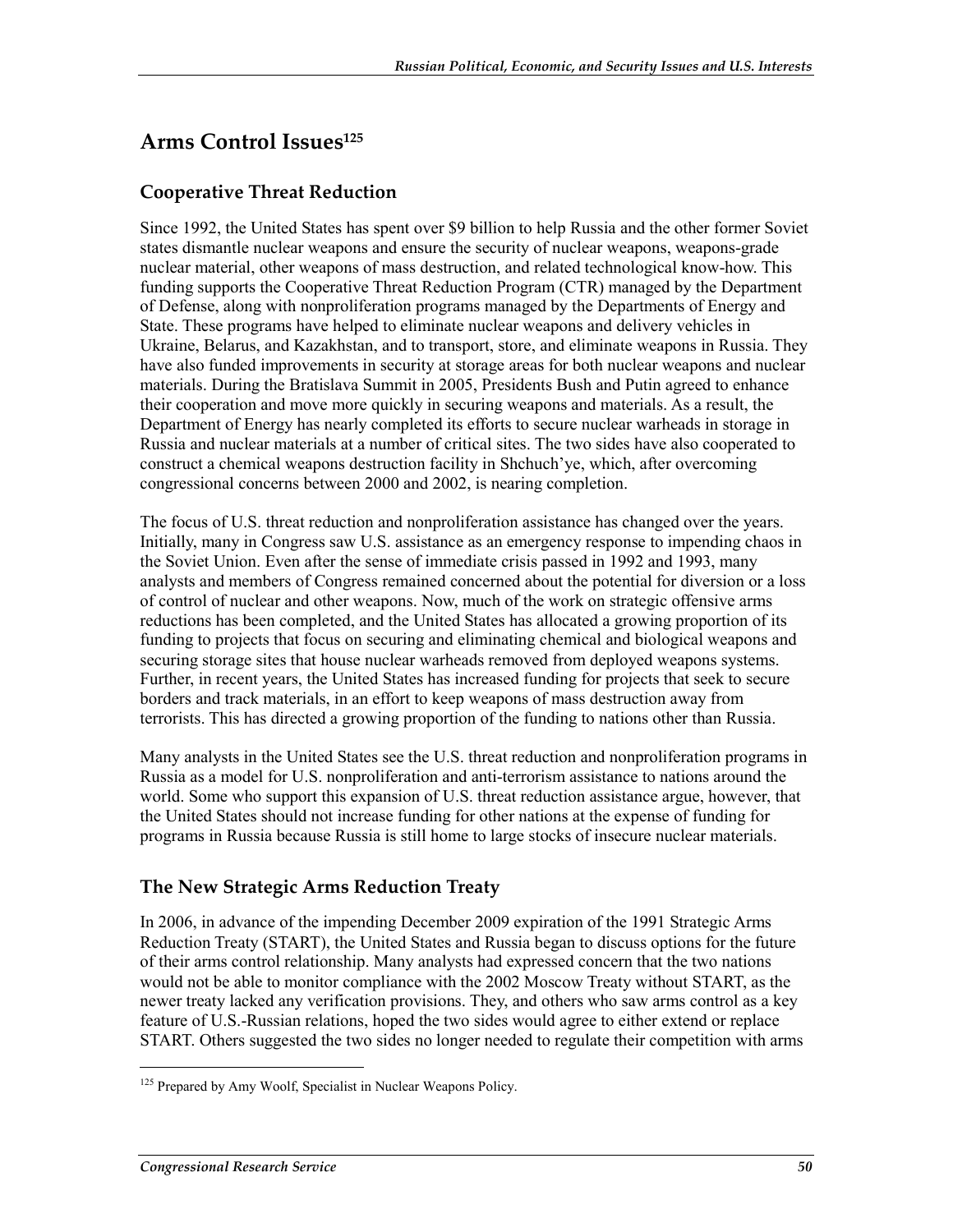## Arms Control Issues[125]

### Cooperative Threat Reduction

Since 1992, the United States has spent over $9 billion to help Russia and the other former Soviet states dismantle nuclear weapons and ensure the security of nuclear weapons, weapons-grade nuclear material, other weapons of mass destruction, and related technological know-how. This funding supports the Cooperative Threat Reduction Program (CTR) managed by the Department of Defense, along with nonproliferation programs managed by the Departments of Energy and State. These programs have helped to eliminate nuclear weapons and delivery vehicles in Ukraine, Belarus, and Kazakhstan, and to transport, store, and eliminate weapons in Russia. They have also funded improvements in security at storage areas for both nuclear weapons and nuclear materials. During the Bratislava Summit in 2005, Presidents Bush and Putin agreed to enhance their cooperation and move more quickly in securing weapons and materials. As a result, the Department of Energy has nearly completed its efforts to secure nuclear warheads in storage in Russia and nuclear materials at a number of critical sites. The two sides have also cooperated to construct a chemical weapons destruction facility in Shchuch'ye, which, after overcoming congressional concerns between 2000 and 2002, is nearing completion.

The focus of U.S. threat reduction and nonproliferation assistance has changed over the years. Initially, many in Congress saw U.S. assistance as an emergency response to impending chaos in the Soviet Union. Even after the sense of immediate crisis passed in 1992 and 1993, many analysts and members of Congress remained concerned about the potential for diversion or a loss of control of nuclear and other weapons. Now, much of the work on strategic offensive arms reductions has been completed, and the United States has allocated a growing proportion of its funding to projects that focus on securing and eliminating chemical and biological weapons and securing storage sites that house nuclear warheads removed from deployed weapons systems. Further, in recent years, the United States has increased funding for projects that seek to secure borders and track materials, in an effort to keep weapons of mass destruction away from terrorists. This has directed a growing proportion of the funding to nations other than Russia.

Many analysts in the United States see the U.S. threat reduction and nonproliferation programs in Russia as a model for U.S. nonproliferation and anti-terrorism assistance to nations around the world. Some who support this expansion of U.S. threat reduction assistance argue, however, that the United States should not increase funding for other nations at the expense of funding for programs in Russia because Russia is still home to large stocks of insecure nuclear materials.

### The New Strategic Arms Reduction Treaty

In 2006, in advance of the impending December 2009 expiration of the 1991 Strategic Arms Reduction Treaty (START), the United States and Russia began to discuss options for the future of their arms control relationship. Many analysts had expressed concern that the two nations would not be able to monitor compliance with the 2002 Moscow Treaty without START, as the newer treaty lacked any verification provisions. They, and others who saw arms control as a key feature of U.S.-Russian relations, hoped the two sides would agree to either extend or replace START. Others suggested the two sides no longer needed to regulate their competition with arms

[125] Prepared by Amy Woolf, Specialist in Nuclear Weapons Policy.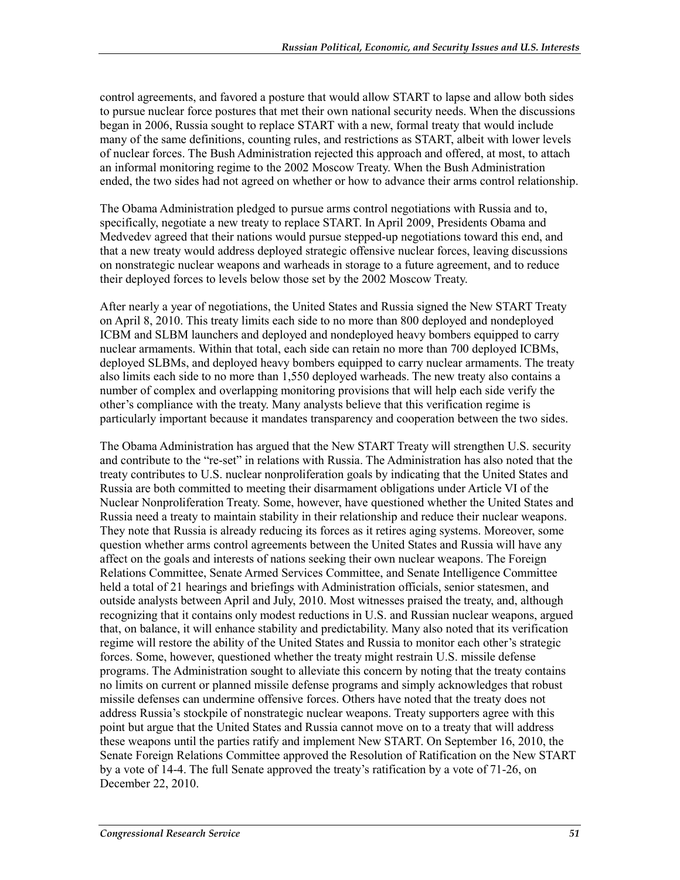control agreements, and favored a posture that would allow START to lapse and allow both sides to pursue nuclear force postures that met their own national security needs. When the discussions began in 2006, Russia sought to replace START with a new, formal treaty that would include many of the same definitions, counting rules, and restrictions as START, albeit with lower levels of nuclear forces. The Bush Administration rejected this approach and offered, at most, to attach an informal monitoring regime to the 2002 Moscow Treaty. When the Bush Administration ended, the two sides had not agreed on whether or how to advance their arms control relationship.

The Obama Administration pledged to pursue arms control negotiations with Russia and to, specifically, negotiate a new treaty to replace START. In April 2009, Presidents Obama and Medvedev agreed that their nations would pursue stepped-up negotiations toward this end, and that a new treaty would address deployed strategic offensive nuclear forces, leaving discussions on nonstrategic nuclear weapons and warheads in storage to a future agreement, and to reduce their deployed forces to levels below those set by the 2002 Moscow Treaty.

After nearly a year of negotiations, the United States and Russia signed the New START Treaty on April 8, 2010. This treaty limits each side to no more than 800 deployed and nondeployed ICBM and SLBM launchers and deployed and nondeployed heavy bombers equipped to carry nuclear armaments. Within that total, each side can retain no more than 700 deployed ICBMs, deployed SLBMs, and deployed heavy bombers equipped to carry nuclear armaments. The treaty also limits each side to no more than 1,550 deployed warheads. The new treaty also contains a number of complex and overlapping monitoring provisions that will help each side verify the other's compliance with the treaty. Many analysts believe that this verification regime is particularly important because it mandates transparency and cooperation between the two sides.

The Obama Administration has argued that the New START Treaty will strengthen U.S. security and contribute to the "re-set" in relations with Russia. The Administration has also noted that the treaty contributes to U.S. nuclear nonproliferation goals by indicating that the United States and Russia are both committed to meeting their disarmament obligations under Article VI of the Nuclear Nonproliferation Treaty. Some, however, have questioned whether the United States and Russia need a treaty to maintain stability in their relationship and reduce their nuclear weapons. They note that Russia is already reducing its forces as it retires aging systems. Moreover, some question whether arms control agreements between the United States and Russia will have any affect on the goals and interests of nations seeking their own nuclear weapons. The Foreign Relations Committee, Senate Armed Services Committee, and Senate Intelligence Committee held a total of 21 hearings and briefings with Administration officials, senior statesmen, and outside analysts between April and July, 2010. Most witnesses praised the treaty, and, although recognizing that it contains only modest reductions in U.S. and Russian nuclear weapons, argued that, on balance, it will enhance stability and predictability. Many also noted that its verification regime will restore the ability of the United States and Russia to monitor each other's strategic forces. Some, however, questioned whether the treaty might restrain U.S. missile defense programs. The Administration sought to alleviate this concern by noting that the treaty contains no limits on current or planned missile defense programs and simply acknowledges that robust missile defenses can undermine offensive forces. Others have noted that the treaty does not address Russia's stockpile of nonstrategic nuclear weapons. Treaty supporters agree with this point but argue that the United States and Russia cannot move on to a treaty that will address these weapons until the parties ratify and implement New START. On September 16, 2010, the Senate Foreign Relations Committee approved the Resolution of Ratification on the New START by a vote of 14-4. The full Senate approved the treaty's ratification by a vote of 71-26, on December 22, 2010.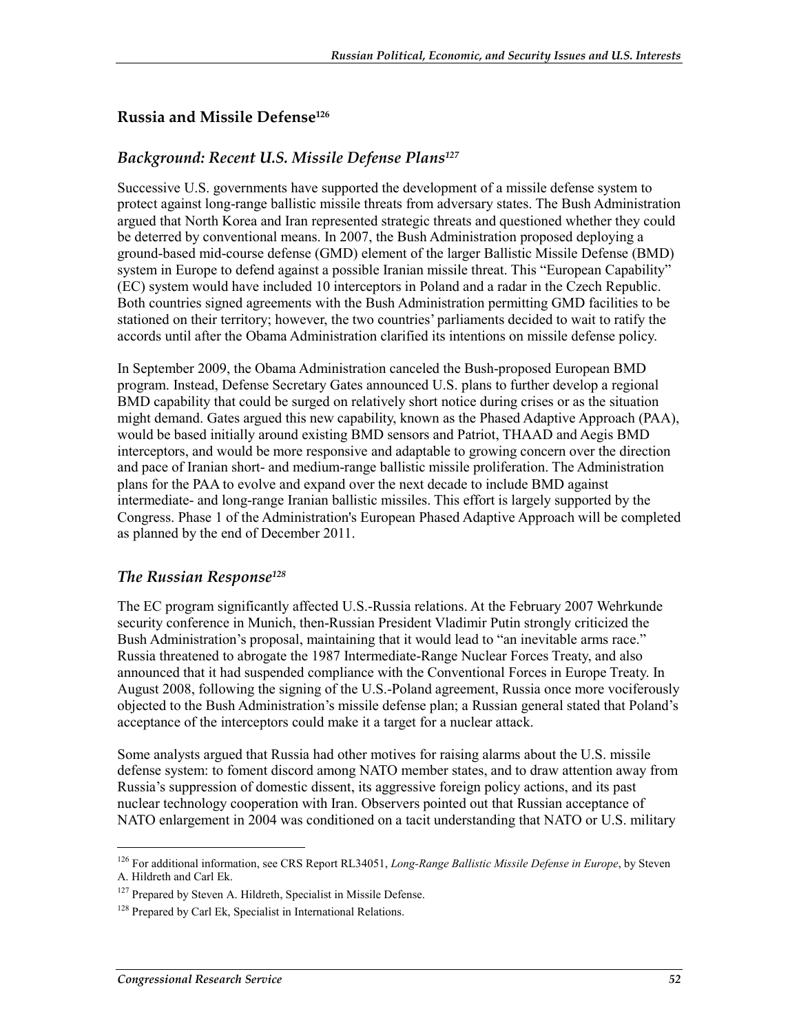## Russia and Missile Defense[126]

### *Background: Recent U.S. Missile Defense Plans*[127]

Successive U.S. governments have supported the development of a missile defense system to protect against long-range ballistic missile threats from adversary states. The Bush Administration argued that North Korea and Iran represented strategic threats and questioned whether they could be deterred by conventional means. In 2007, the Bush Administration proposed deploying a ground-based mid-course defense (GMD) element of the larger Ballistic Missile Defense (BMD) system in Europe to defend against a possible Iranian missile threat. This "European Capability" (EC) system would have included 10 interceptors in Poland and a radar in the Czech Republic. Both countries signed agreements with the Bush Administration permitting GMD facilities to be stationed on their territory; however, the two countries' parliaments decided to wait to ratify the accords until after the Obama Administration clarified its intentions on missile defense policy.

In September 2009, the Obama Administration canceled the Bush-proposed European BMD program. Instead, Defense Secretary Gates announced U.S. plans to further develop a regional BMD capability that could be surged on relatively short notice during crises or as the situation might demand. Gates argued this new capability, known as the Phased Adaptive Approach (PAA), would be based initially around existing BMD sensors and Patriot, THAAD and Aegis BMD interceptors, and would be more responsive and adaptable to growing concern over the direction and pace of Iranian short- and medium-range ballistic missile proliferation. The Administration plans for the PAA to evolve and expand over the next decade to include BMD against intermediate- and long-range Iranian ballistic missiles. This effort is largely supported by the Congress. Phase 1 of the Administration's European Phased Adaptive Approach will be completed as planned by the end of December 2011.

### *The Russian Response*[128]

The EC program significantly affected U.S.-Russia relations. At the February 2007 Wehrkunde security conference in Munich, then-Russian President Vladimir Putin strongly criticized the Bush Administration's proposal, maintaining that it would lead to "an inevitable arms race." Russia threatened to abrogate the 1987 Intermediate-Range Nuclear Forces Treaty, and also announced that it had suspended compliance with the Conventional Forces in Europe Treaty. In August 2008, following the signing of the U.S.-Poland agreement, Russia once more vociferously objected to the Bush Administration's missile defense plan; a Russian general stated that Poland's acceptance of the interceptors could make it a target for a nuclear attack.

Some analysts argued that Russia had other motives for raising alarms about the U.S. missile defense system: to foment discord among NATO member states, and to draw attention away from Russia's suppression of domestic dissent, its aggressive foreign policy actions, and its past nuclear technology cooperation with Iran. Observers pointed out that Russian acceptance of NATO enlargement in 2004 was conditioned on a tacit understanding that NATO or U.S. military

---

[126] For additional information, see CRS Report RL34051, *Long-Range Ballistic Missile Defense in Europe*, by Steven A. Hildreth and Carl Ek.

[127] Prepared by Steven A. Hildreth, Specialist in Missile Defense.

[128] Prepared by Carl Ek, Specialist in International Relations.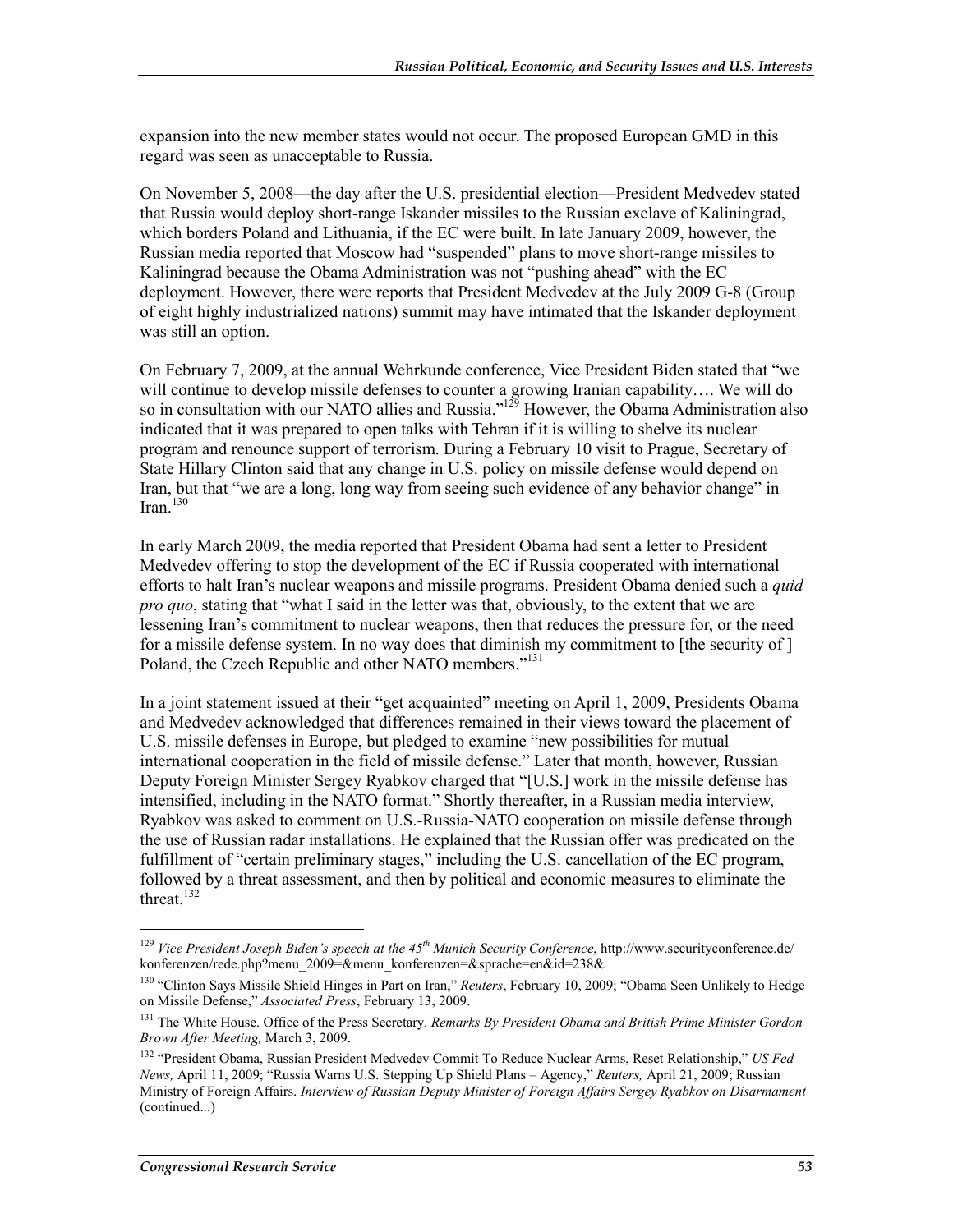expansion into the new member states would not occur. The proposed European GMD in this regard was seen as unacceptable to Russia.

On November 5, 2008—the day after the U.S. presidential election—President Medvedev stated that Russia would deploy short-range Iskander missiles to the Russian exclave of Kaliningrad, which borders Poland and Lithuania, if the EC were built. In late January 2009, however, the Russian media reported that Moscow had "suspended" plans to move short-range missiles to Kaliningrad because the Obama Administration was not "pushing ahead" with the EC deployment. However, there were reports that President Medvedev at the July 2009 G-8 (Group of eight highly industrialized nations) summit may have intimated that the Iskander deployment was still an option.

On February 7, 2009, at the annual Wehrkunde conference, Vice President Biden stated that "we will continue to develop missile defenses to counter a growing Iranian capability…. We will do so in consultation with our NATO allies and Russia."[129] However, the Obama Administration also indicated that it was prepared to open talks with Tehran if it is willing to shelve its nuclear program and renounce support of terrorism. During a February 10 visit to Prague, Secretary of State Hillary Clinton said that any change in U.S. policy on missile defense would depend on Iran, but that "we are a long, long way from seeing such evidence of any behavior change" in Iran.[130]

In early March 2009, the media reported that President Obama had sent a letter to President Medvedev offering to stop the development of the EC if Russia cooperated with international efforts to halt Iran's nuclear weapons and missile programs. President Obama denied such a *quid pro quo*, stating that "what I said in the letter was that, obviously, to the extent that we are lessening Iran's commitment to nuclear weapons, then that reduces the pressure for, or the need for a missile defense system. In no way does that diminish my commitment to [the security of ] Poland, the Czech Republic and other NATO members."[131]

In a joint statement issued at their "get acquainted" meeting on April 1, 2009, Presidents Obama and Medvedev acknowledged that differences remained in their views toward the placement of U.S. missile defenses in Europe, but pledged to examine "new possibilities for mutual international cooperation in the field of missile defense." Later that month, however, Russian Deputy Foreign Minister Sergey Ryabkov charged that "[U.S.] work in the missile defense has intensified, including in the NATO format." Shortly thereafter, in a Russian media interview, Ryabkov was asked to comment on U.S.-Russia-NATO cooperation on missile defense through the use of Russian radar installations. He explained that the Russian offer was predicated on the fulfillment of "certain preliminary stages," including the U.S. cancellation of the EC program, followed by a threat assessment, and then by political and economic measures to eliminate the threat.[132]

---

[129] *Vice President Joseph Biden's speech at the 45th Munich Security Conference*, http://www.securityconference.de/konferenzen/rede.php?menu_2009=&menu_konferenzen=&sprache=en&id=238&

[130] "Clinton Says Missile Shield Hinges in Part on Iran," *Reuters*, February 10, 2009; "Obama Seen Unlikely to Hedge on Missile Defense," *Associated Press*, February 13, 2009.

[131] The White House. Office of the Press Secretary. *Remarks By President Obama and British Prime Minister Gordon Brown After Meeting,* March 3, 2009.

[132] "President Obama, Russian President Medvedev Commit To Reduce Nuclear Arms, Reset Relationship," *US Fed News,* April 11, 2009; "Russia Warns U.S. Stepping Up Shield Plans – Agency," *Reuters,* April 21, 2009; Russian Ministry of Foreign Affairs. *Interview of Russian Deputy Minister of Foreign Affairs Sergey Ryabkov on Disarmament* (continued...)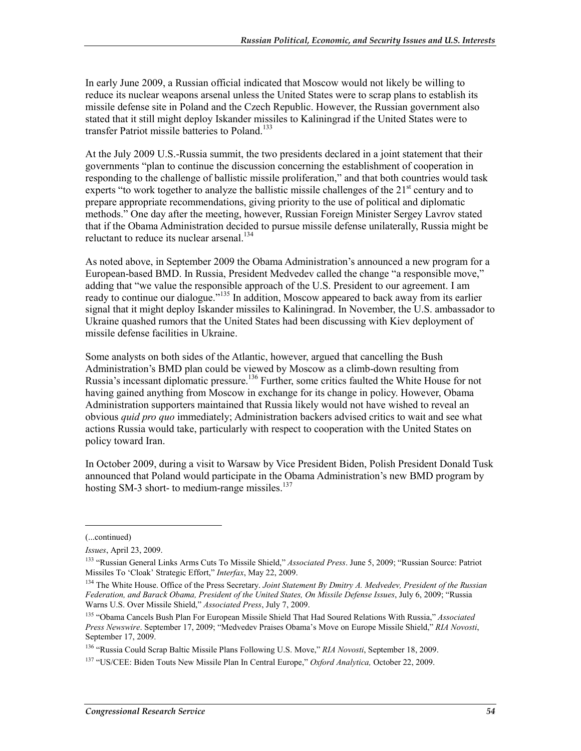In early June 2009, a Russian official indicated that Moscow would not likely be willing to reduce its nuclear weapons arsenal unless the United States were to scrap plans to establish its missile defense site in Poland and the Czech Republic. However, the Russian government also stated that it still might deploy Iskander missiles to Kaliningrad if the United States were to transfer Patriot missile batteries to Poland.[133]

At the July 2009 U.S.-Russia summit, the two presidents declared in a joint statement that their governments "plan to continue the discussion concerning the establishment of cooperation in responding to the challenge of ballistic missile proliferation," and that both countries would task experts "to work together to analyze the ballistic missile challenges of the 21st century and to prepare appropriate recommendations, giving priority to the use of political and diplomatic methods." One day after the meeting, however, Russian Foreign Minister Sergey Lavrov stated that if the Obama Administration decided to pursue missile defense unilaterally, Russia might be reluctant to reduce its nuclear arsenal.[134]

As noted above, in September 2009 the Obama Administration's announced a new program for a European-based BMD. In Russia, President Medvedev called the change "a responsible move," adding that "we value the responsible approach of the U.S. President to our agreement. I am ready to continue our dialogue."[135] In addition, Moscow appeared to back away from its earlier signal that it might deploy Iskander missiles to Kaliningrad. In November, the U.S. ambassador to Ukraine quashed rumors that the United States had been discussing with Kiev deployment of missile defense facilities in Ukraine.

Some analysts on both sides of the Atlantic, however, argued that cancelling the Bush Administration's BMD plan could be viewed by Moscow as a climb-down resulting from Russia's incessant diplomatic pressure.[136] Further, some critics faulted the White House for not having gained anything from Moscow in exchange for its change in policy. However, Obama Administration supporters maintained that Russia likely would not have wished to reveal an obvious *quid pro quo* immediately; Administration backers advised critics to wait and see what actions Russia would take, particularly with respect to cooperation with the United States on policy toward Iran.

In October 2009, during a visit to Warsaw by Vice President Biden, Polish President Donald Tusk announced that Poland would participate in the Obama Administration's new BMD program by hosting SM-3 short- to medium-range missiles.[137]

---

(...continued)

*Issues*, April 23, 2009.

[133] "Russian General Links Arms Cuts To Missile Shield," *Associated Press*. June 5, 2009; "Russian Source: Patriot Missiles To 'Cloak' Strategic Effort," *Interfax*, May 22, 2009.

[134] The White House. Office of the Press Secretary. *Joint Statement By Dmitry A. Medvedev, President of the Russian Federation, and Barack Obama, President of the United States, On Missile Defense Issues*, July 6, 2009; "Russia Warns U.S. Over Missile Shield," *Associated Press*, July 7, 2009.

[135] "Obama Cancels Bush Plan For European Missile Shield That Had Soured Relations With Russia," *Associated Press Newswire*. September 17, 2009; "Medvedev Praises Obama's Move on Europe Missile Shield," *RIA Novosti*, September 17, 2009.

[136] "Russia Could Scrap Baltic Missile Plans Following U.S. Move," *RIA Novosti*, September 18, 2009.

[137] "US/CEE: Biden Touts New Missile Plan In Central Europe," *Oxford Analytica,* October 22, 2009.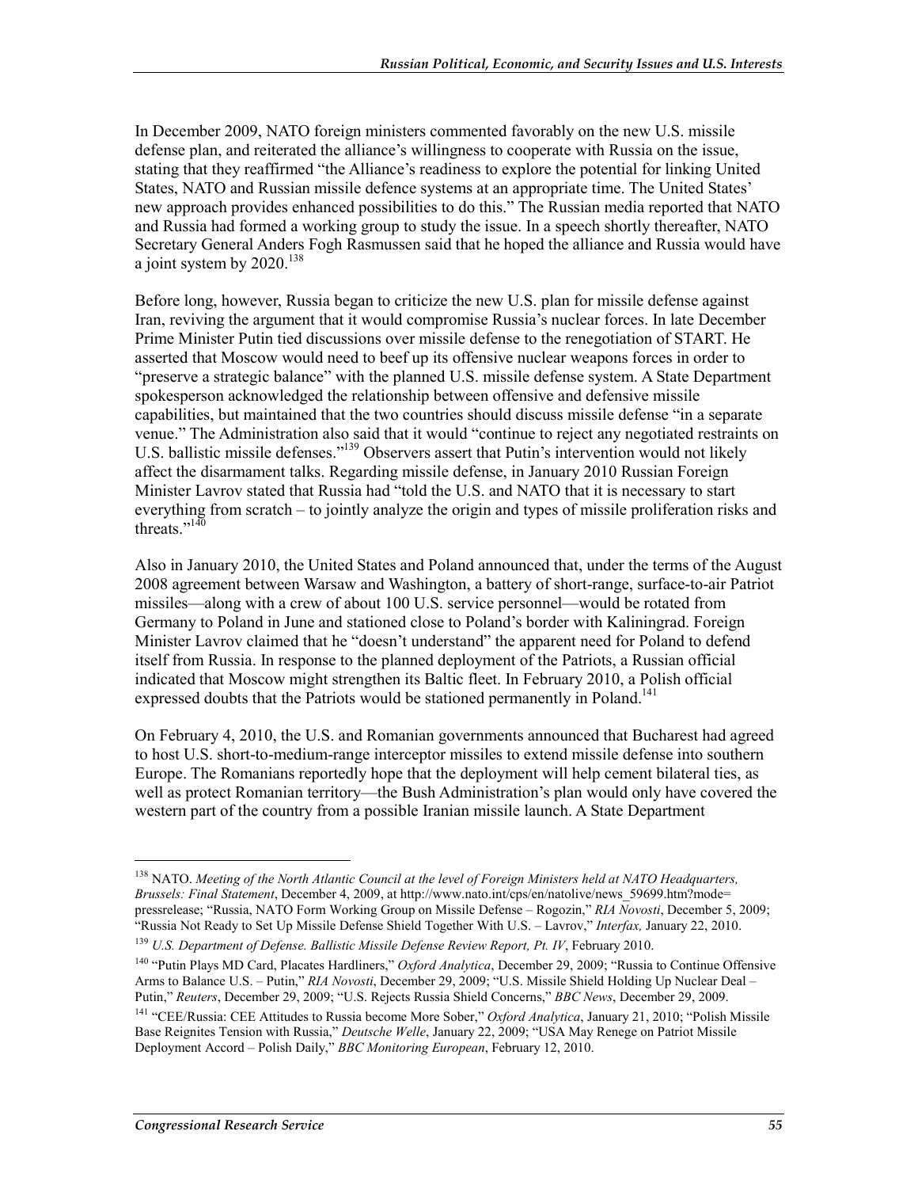In December 2009, NATO foreign ministers commented favorably on the new U.S. missile defense plan, and reiterated the alliance's willingness to cooperate with Russia on the issue, stating that they reaffirmed "the Alliance's readiness to explore the potential for linking United States, NATO and Russian missile defence systems at an appropriate time. The United States' new approach provides enhanced possibilities to do this." The Russian media reported that NATO and Russia had formed a working group to study the issue. In a speech shortly thereafter, NATO Secretary General Anders Fogh Rasmussen said that he hoped the alliance and Russia would have a joint system by 2020.[138]

Before long, however, Russia began to criticize the new U.S. plan for missile defense against Iran, reviving the argument that it would compromise Russia's nuclear forces. In late December Prime Minister Putin tied discussions over missile defense to the renegotiation of START. He asserted that Moscow would need to beef up its offensive nuclear weapons forces in order to "preserve a strategic balance" with the planned U.S. missile defense system. A State Department spokesperson acknowledged the relationship between offensive and defensive missile capabilities, but maintained that the two countries should discuss missile defense "in a separate venue." The Administration also said that it would "continue to reject any negotiated restraints on U.S. ballistic missile defenses."[139] Observers assert that Putin's intervention would not likely affect the disarmament talks. Regarding missile defense, in January 2010 Russian Foreign Minister Lavrov stated that Russia had "told the U.S. and NATO that it is necessary to start everything from scratch – to jointly analyze the origin and types of missile proliferation risks and threats."[140]

Also in January 2010, the United States and Poland announced that, under the terms of the August 2008 agreement between Warsaw and Washington, a battery of short-range, surface-to-air Patriot missiles—along with a crew of about 100 U.S. service personnel—would be rotated from Germany to Poland in June and stationed close to Poland's border with Kaliningrad. Foreign Minister Lavrov claimed that he "doesn't understand" the apparent need for Poland to defend itself from Russia. In response to the planned deployment of the Patriots, a Russian official indicated that Moscow might strengthen its Baltic fleet. In February 2010, a Polish official expressed doubts that the Patriots would be stationed permanently in Poland.[141]

On February 4, 2010, the U.S. and Romanian governments announced that Bucharest had agreed to host U.S. short-to-medium-range interceptor missiles to extend missile defense into southern Europe. The Romanians reportedly hope that the deployment will help cement bilateral ties, as well as protect Romanian territory—the Bush Administration's plan would only have covered the western part of the country from a possible Iranian missile launch. A State Department

---

[138] NATO. *Meeting of the North Atlantic Council at the level of Foreign Ministers held at NATO Headquarters, Brussels: Final Statement*, December 4, 2009, at http://www.nato.int/cps/en/natolive/news_59699.htm?mode=pressrelease; "Russia, NATO Form Working Group on Missile Defense – Rogozin," *RIA Novosti*, December 5, 2009; "Russia Not Ready to Set Up Missile Defense Shield Together With U.S. – Lavrov," *Interfax,* January 22, 2010.

[139] *U.S. Department of Defense. Ballistic Missile Defense Review Report, Pt. IV*, February 2010.

[140] "Putin Plays MD Card, Placates Hardliners," *Oxford Analytica*, December 29, 2009; "Russia to Continue Offensive Arms to Balance U.S. – Putin," *RIA Novosti*, December 29, 2009; "U.S. Missile Shield Holding Up Nuclear Deal – Putin," *Reuters*, December 29, 2009; "U.S. Rejects Russia Shield Concerns," *BBC News*, December 29, 2009.

[141] "CEE/Russia: CEE Attitudes to Russia become More Sober," *Oxford Analytica*, January 21, 2010; "Polish Missile Base Reignites Tension with Russia," *Deutsche Welle*, January 22, 2009; "USA May Renege on Patriot Missile Deployment Accord – Polish Daily," *BBC Monitoring European*, February 12, 2010.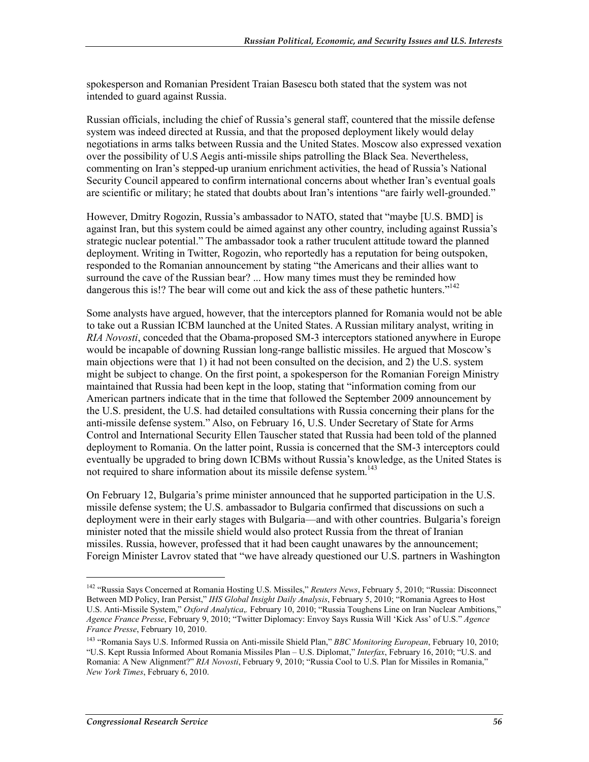spokesperson and Romanian President Traian Basescu both stated that the system was not intended to guard against Russia.

Russian officials, including the chief of Russia's general staff, countered that the missile defense system was indeed directed at Russia, and that the proposed deployment likely would delay negotiations in arms talks between Russia and the United States. Moscow also expressed vexation over the possibility of U.S Aegis anti-missile ships patrolling the Black Sea. Nevertheless, commenting on Iran's stepped-up uranium enrichment activities, the head of Russia's National Security Council appeared to confirm international concerns about whether Iran's eventual goals are scientific or military; he stated that doubts about Iran's intentions "are fairly well-grounded."

However, Dmitry Rogozin, Russia's ambassador to NATO, stated that "maybe [U.S. BMD] is against Iran, but this system could be aimed against any other country, including against Russia's strategic nuclear potential." The ambassador took a rather truculent attitude toward the planned deployment. Writing in Twitter, Rogozin, who reportedly has a reputation for being outspoken, responded to the Romanian announcement by stating "the Americans and their allies want to surround the cave of the Russian bear? ... How many times must they be reminded how dangerous this is!? The bear will come out and kick the ass of these pathetic hunters."[142]

Some analysts have argued, however, that the interceptors planned for Romania would not be able to take out a Russian ICBM launched at the United States. A Russian military analyst, writing in *RIA Novosti*, conceded that the Obama-proposed SM-3 interceptors stationed anywhere in Europe would be incapable of downing Russian long-range ballistic missiles. He argued that Moscow's main objections were that 1) it had not been consulted on the decision, and 2) the U.S. system might be subject to change. On the first point, a spokesperson for the Romanian Foreign Ministry maintained that Russia had been kept in the loop, stating that "information coming from our American partners indicate that in the time that followed the September 2009 announcement by the U.S. president, the U.S. had detailed consultations with Russia concerning their plans for the anti-missile defense system." Also, on February 16, U.S. Under Secretary of State for Arms Control and International Security Ellen Tauscher stated that Russia had been told of the planned deployment to Romania. On the latter point, Russia is concerned that the SM-3 interceptors could eventually be upgraded to bring down ICBMs without Russia's knowledge, as the United States is not required to share information about its missile defense system.[143]

On February 12, Bulgaria's prime minister announced that he supported participation in the U.S. missile defense system; the U.S. ambassador to Bulgaria confirmed that discussions on such a deployment were in their early stages with Bulgaria—and with other countries. Bulgaria's foreign minister noted that the missile shield would also protect Russia from the threat of Iranian missiles. Russia, however, professed that it had been caught unawares by the announcement; Foreign Minister Lavrov stated that "we have already questioned our U.S. partners in Washington

---

[142] "Russia Says Concerned at Romania Hosting U.S. Missiles," *Reuters News*, February 5, 2010; "Russia: Disconnect Between MD Policy, Iran Persist," *IHS Global Insight Daily Analysis*, February 5, 2010; "Romania Agrees to Host U.S. Anti-Missile System," *Oxford Analytica*,. February 10, 2010; "Russia Toughens Line on Iran Nuclear Ambitions," *Agence France Presse*, February 9, 2010; "Twitter Diplomacy: Envoy Says Russia Will 'Kick Ass' of U.S." *Agence France Presse*, February 10, 2010.

[143] "Romania Says U.S. Informed Russia on Anti-missile Shield Plan," *BBC Monitoring European*, February 10, 2010; "U.S. Kept Russia Informed About Romania Missiles Plan – U.S. Diplomat," *Interfax*, February 16, 2010; "U.S. and Romania: A New Alignment?" *RIA Novosti*, February 9, 2010; "Russia Cool to U.S. Plan for Missiles in Romania," *New York Times*, February 6, 2010.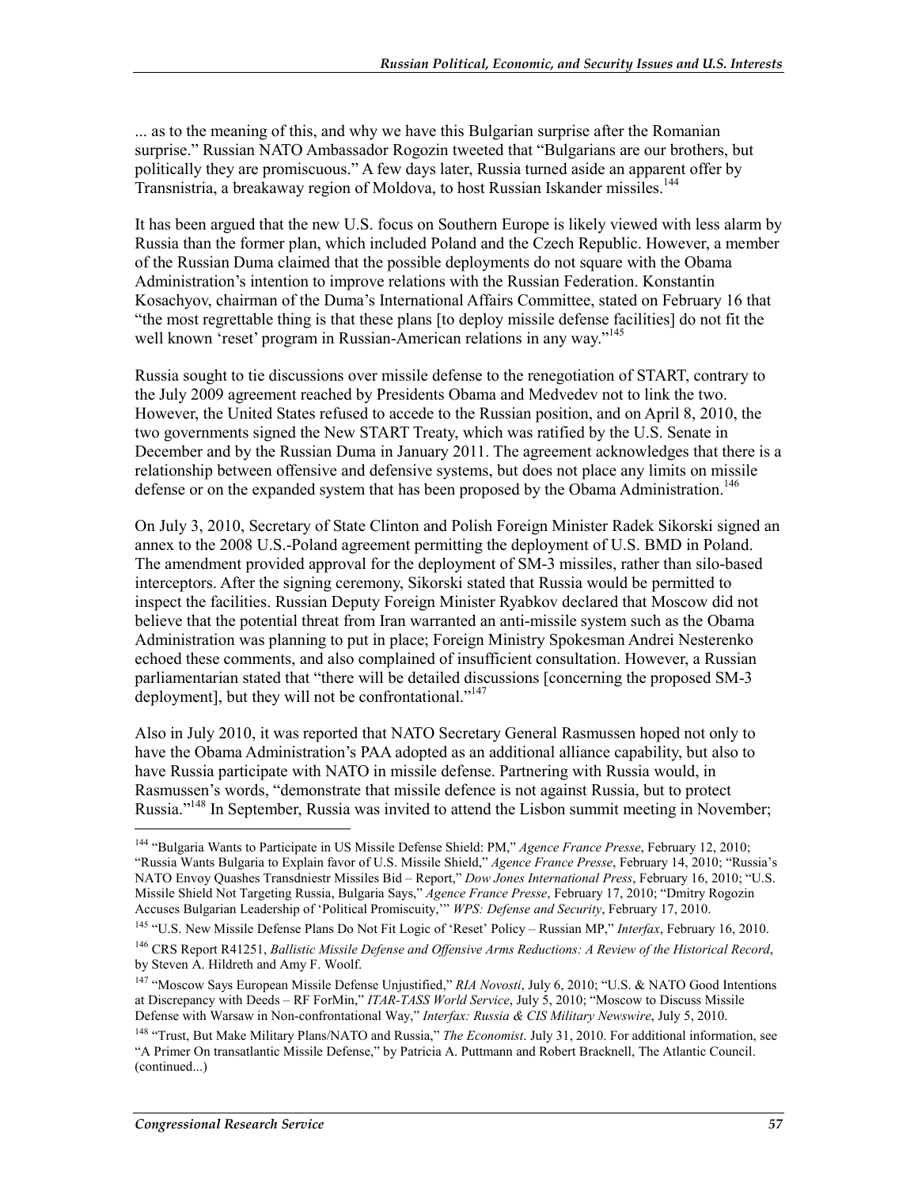... as to the meaning of this, and why we have this Bulgarian surprise after the Romanian surprise." Russian NATO Ambassador Rogozin tweeted that "Bulgarians are our brothers, but politically they are promiscuous." A few days later, Russia turned aside an apparent offer by Transnistria, a breakaway region of Moldova, to host Russian Iskander missiles.[144]

It has been argued that the new U.S. focus on Southern Europe is likely viewed with less alarm by Russia than the former plan, which included Poland and the Czech Republic. However, a member of the Russian Duma claimed that the possible deployments do not square with the Obama Administration's intention to improve relations with the Russian Federation. Konstantin Kosachyov, chairman of the Duma's International Affairs Committee, stated on February 16 that "the most regrettable thing is that these plans [to deploy missile defense facilities] do not fit the well known 'reset' program in Russian-American relations in any way."[145]

Russia sought to tie discussions over missile defense to the renegotiation of START, contrary to the July 2009 agreement reached by Presidents Obama and Medvedev not to link the two. However, the United States refused to accede to the Russian position, and on April 8, 2010, the two governments signed the New START Treaty, which was ratified by the U.S. Senate in December and by the Russian Duma in January 2011. The agreement acknowledges that there is a relationship between offensive and defensive systems, but does not place any limits on missile defense or on the expanded system that has been proposed by the Obama Administration.[146]

On July 3, 2010, Secretary of State Clinton and Polish Foreign Minister Radek Sikorski signed an annex to the 2008 U.S.-Poland agreement permitting the deployment of U.S. BMD in Poland. The amendment provided approval for the deployment of SM-3 missiles, rather than silo-based interceptors. After the signing ceremony, Sikorski stated that Russia would be permitted to inspect the facilities. Russian Deputy Foreign Minister Ryabkov declared that Moscow did not believe that the potential threat from Iran warranted an anti-missile system such as the Obama Administration was planning to put in place; Foreign Ministry Spokesman Andrei Nesterenko echoed these comments, and also complained of insufficient consultation. However, a Russian parliamentarian stated that "there will be detailed discussions [concerning the proposed SM-3 deployment], but they will not be confrontational."[147]

Also in July 2010, it was reported that NATO Secretary General Rasmussen hoped not only to have the Obama Administration's PAA adopted as an additional alliance capability, but also to have Russia participate with NATO in missile defense. Partnering with Russia would, in Rasmussen's words, "demonstrate that missile defence is not against Russia, but to protect Russia."[148] In September, Russia was invited to attend the Lisbon summit meeting in November;

---

[144] "Bulgaria Wants to Participate in US Missile Defense Shield: PM," *Agence France Presse*, February 12, 2010; "Russia Wants Bulgaria to Explain favor of U.S. Missile Shield," *Agence France Presse*, February 14, 2010; "Russia's NATO Envoy Quashes Transdniestr Missiles Bid – Report," *Dow Jones International Press*, February 16, 2010; "U.S. Missile Shield Not Targeting Russia, Bulgaria Says," *Agence France Presse*, February 17, 2010; "Dmitry Rogozin Accuses Bulgarian Leadership of 'Political Promiscuity,'" *WPS: Defense and Security*, February 17, 2010.

[145] "U.S. New Missile Defense Plans Do Not Fit Logic of 'Reset' Policy – Russian MP," *Interfax*, February 16, 2010.

[146] CRS Report R41251, *Ballistic Missile Defense and Offensive Arms Reductions: A Review of the Historical Record*, by Steven A. Hildreth and Amy F. Woolf.

[147] "Moscow Says European Missile Defense Unjustified," *RIA Novosti*, July 6, 2010; "U.S. & NATO Good Intentions at Discrepancy with Deeds – RF ForMin," *ITAR-TASS World Service*, July 5, 2010; "Moscow to Discuss Missile Defense with Warsaw in Non-confrontational Way," *Interfax: Russia & CIS Military Newswire*, July 5, 2010.

[148] "Trust, But Make Military Plans/NATO and Russia," *The Economist*. July 31, 2010. For additional information, see "A Primer On transatlantic Missile Defense," by Patricia A. Puttmann and Robert Bracknell, The Atlantic Council. (continued...)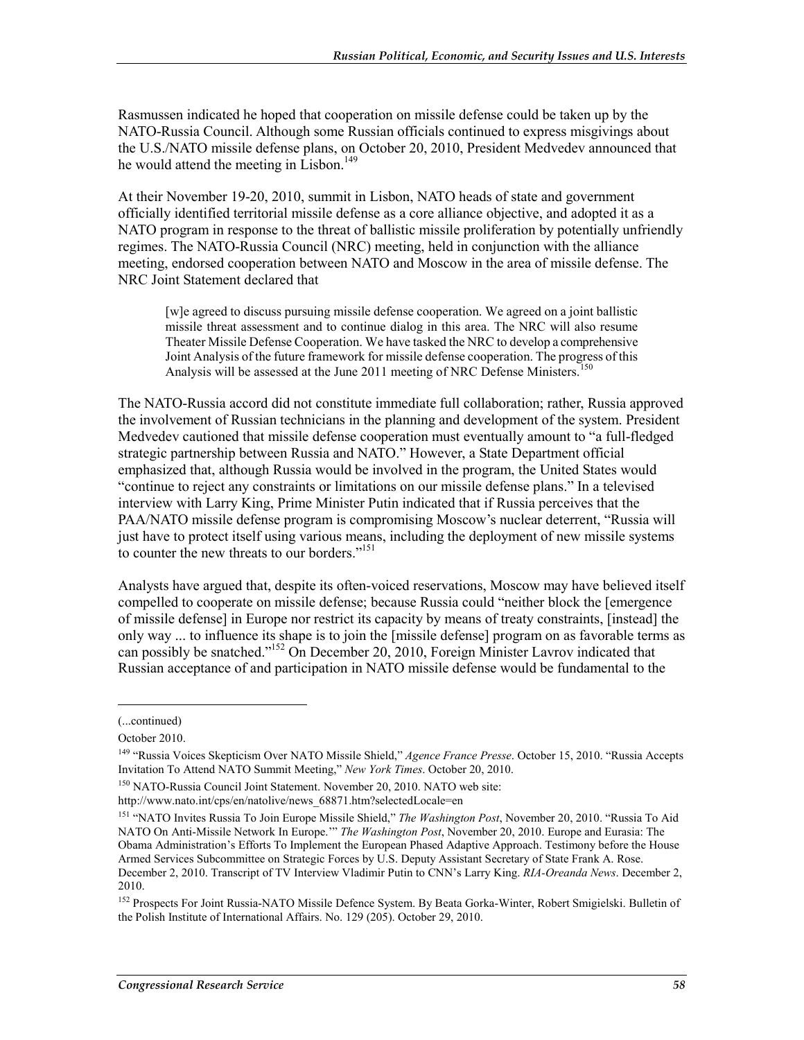Rasmussen indicated he hoped that cooperation on missile defense could be taken up by the NATO-Russia Council. Although some Russian officials continued to express misgivings about the U.S./NATO missile defense plans, on October 20, 2010, President Medvedev announced that he would attend the meeting in Lisbon.[149]

At their November 19-20, 2010, summit in Lisbon, NATO heads of state and government officially identified territorial missile defense as a core alliance objective, and adopted it as a NATO program in response to the threat of ballistic missile proliferation by potentially unfriendly regimes. The NATO-Russia Council (NRC) meeting, held in conjunction with the alliance meeting, endorsed cooperation between NATO and Moscow in the area of missile defense. The NRC Joint Statement declared that

> [w]e agreed to discuss pursuing missile defense cooperation. We agreed on a joint ballistic missile threat assessment and to continue dialog in this area. The NRC will also resume Theater Missile Defense Cooperation. We have tasked the NRC to develop a comprehensive Joint Analysis of the future framework for missile defense cooperation. The progress of this Analysis will be assessed at the June 2011 meeting of NRC Defense Ministers.[150]

The NATO-Russia accord did not constitute immediate full collaboration; rather, Russia approved the involvement of Russian technicians in the planning and development of the system. President Medvedev cautioned that missile defense cooperation must eventually amount to "a full-fledged strategic partnership between Russia and NATO." However, a State Department official emphasized that, although Russia would be involved in the program, the United States would "continue to reject any constraints or limitations on our missile defense plans." In a televised interview with Larry King, Prime Minister Putin indicated that if Russia perceives that the PAA/NATO missile defense program is compromising Moscow's nuclear deterrent, "Russia will just have to protect itself using various means, including the deployment of new missile systems to counter the new threats to our borders."[151]

Analysts have argued that, despite its often-voiced reservations, Moscow may have believed itself compelled to cooperate on missile defense; because Russia could "neither block the [emergence of missile defense] in Europe nor restrict its capacity by means of treaty constraints, [instead] the only way ... to influence its shape is to join the [missile defense] program on as favorable terms as can possibly be snatched."[152] On December 20, 2010, Foreign Minister Lavrov indicated that Russian acceptance of and participation in NATO missile defense would be fundamental to the

---

(...continued)

October 2010.

[149] "Russia Voices Skepticism Over NATO Missile Shield," *Agence France Presse*. October 15, 2010. "Russia Accepts Invitation To Attend NATO Summit Meeting," *New York Times*. October 20, 2010.

[150] NATO-Russia Council Joint Statement. November 20, 2010. NATO web site: http://www.nato.int/cps/en/natolive/news_68871.htm?selectedLocale=en

[151] "NATO Invites Russia To Join Europe Missile Shield," *The Washington Post*, November 20, 2010. "Russia To Aid NATO On Anti-Missile Network In Europe.'" *The Washington Post*, November 20, 2010. Europe and Eurasia: The Obama Administration's Efforts To Implement the European Phased Adaptive Approach. Testimony before the House Armed Services Subcommittee on Strategic Forces by U.S. Deputy Assistant Secretary of State Frank A. Rose. December 2, 2010. Transcript of TV Interview Vladimir Putin to CNN's Larry King. *RIA-Oreanda News*. December 2, 2010.

[152] Prospects For Joint Russia-NATO Missile Defence System. By Beata Gorka-Winter, Robert Smigielski. Bulletin of the Polish Institute of International Affairs. No. 129 (205). October 29, 2010.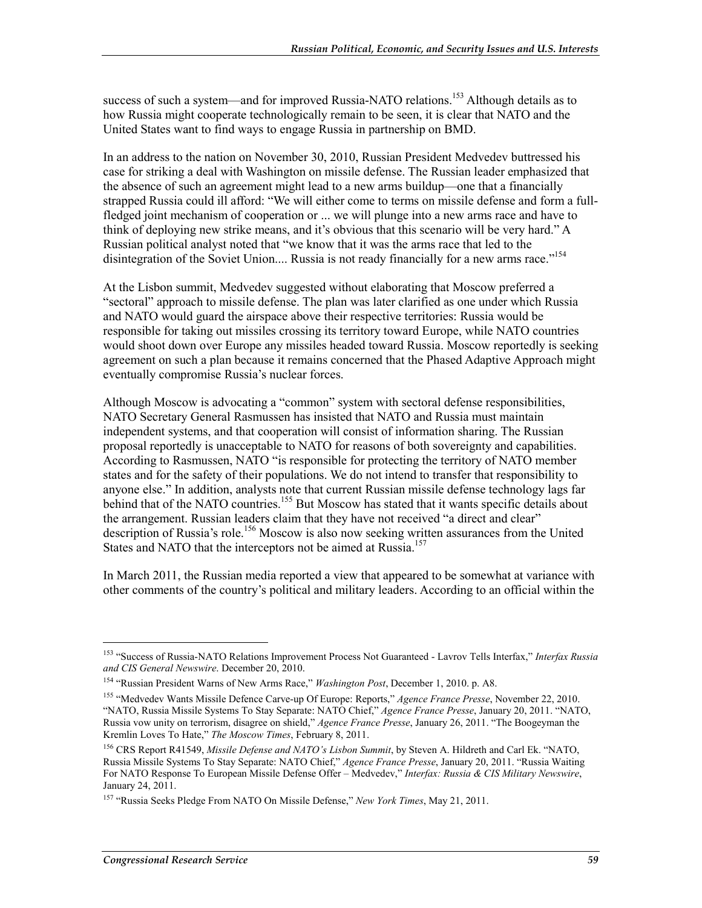success of such a system—and for improved Russia-NATO relations.[153] Although details as to how Russia might cooperate technologically remain to be seen, it is clear that NATO and the United States want to find ways to engage Russia in partnership on BMD.

In an address to the nation on November 30, 2010, Russian President Medvedev buttressed his case for striking a deal with Washington on missile defense. The Russian leader emphasized that the absence of such an agreement might lead to a new arms buildup—one that a financially strapped Russia could ill afford: "We will either come to terms on missile defense and form a full-fledged joint mechanism of cooperation or ... we will plunge into a new arms race and have to think of deploying new strike means, and it's obvious that this scenario will be very hard." A Russian political analyst noted that "we know that it was the arms race that led to the disintegration of the Soviet Union.... Russia is not ready financially for a new arms race."[154]

At the Lisbon summit, Medvedev suggested without elaborating that Moscow preferred a "sectoral" approach to missile defense. The plan was later clarified as one under which Russia and NATO would guard the airspace above their respective territories: Russia would be responsible for taking out missiles crossing its territory toward Europe, while NATO countries would shoot down over Europe any missiles headed toward Russia. Moscow reportedly is seeking agreement on such a plan because it remains concerned that the Phased Adaptive Approach might eventually compromise Russia's nuclear forces.

Although Moscow is advocating a "common" system with sectoral defense responsibilities, NATO Secretary General Rasmussen has insisted that NATO and Russia must maintain independent systems, and that cooperation will consist of information sharing. The Russian proposal reportedly is unacceptable to NATO for reasons of both sovereignty and capabilities. According to Rasmussen, NATO "is responsible for protecting the territory of NATO member states and for the safety of their populations. We do not intend to transfer that responsibility to anyone else." In addition, analysts note that current Russian missile defense technology lags far behind that of the NATO countries.[155] But Moscow has stated that it wants specific details about the arrangement. Russian leaders claim that they have not received "a direct and clear" description of Russia's role.[156] Moscow is also now seeking written assurances from the United States and NATO that the interceptors not be aimed at Russia.[157]

In March 2011, the Russian media reported a view that appeared to be somewhat at variance with other comments of the country's political and military leaders. According to an official within the

---

[153] "Success of Russia-NATO Relations Improvement Process Not Guaranteed - Lavrov Tells Interfax," *Interfax Russia and CIS General Newswire*. December 20, 2010.

[154] "Russian President Warns of New Arms Race," *Washington Post*, December 1, 2010. p. A8.

[155] "Medvedev Wants Missile Defence Carve-up Of Europe: Reports," *Agence France Presse*, November 22, 2010. "NATO, Russia Missile Systems To Stay Separate: NATO Chief," *Agence France Presse*, January 20, 2011. "NATO, Russia vow unity on terrorism, disagree on shield," *Agence France Presse*, January 26, 2011. "The Boogeyman the Kremlin Loves To Hate," *The Moscow Times*, February 8, 2011.

[156] CRS Report R41549, *Missile Defense and NATO's Lisbon Summit*, by Steven A. Hildreth and Carl Ek. "NATO, Russia Missile Systems To Stay Separate: NATO Chief," *Agence France Presse*, January 20, 2011. "Russia Waiting For NATO Response To European Missile Defense Offer – Medvedev," *Interfax: Russia & CIS Military Newswire*, January 24, 2011.

[157] "Russia Seeks Pledge From NATO On Missile Defense," *New York Times*, May 21, 2011.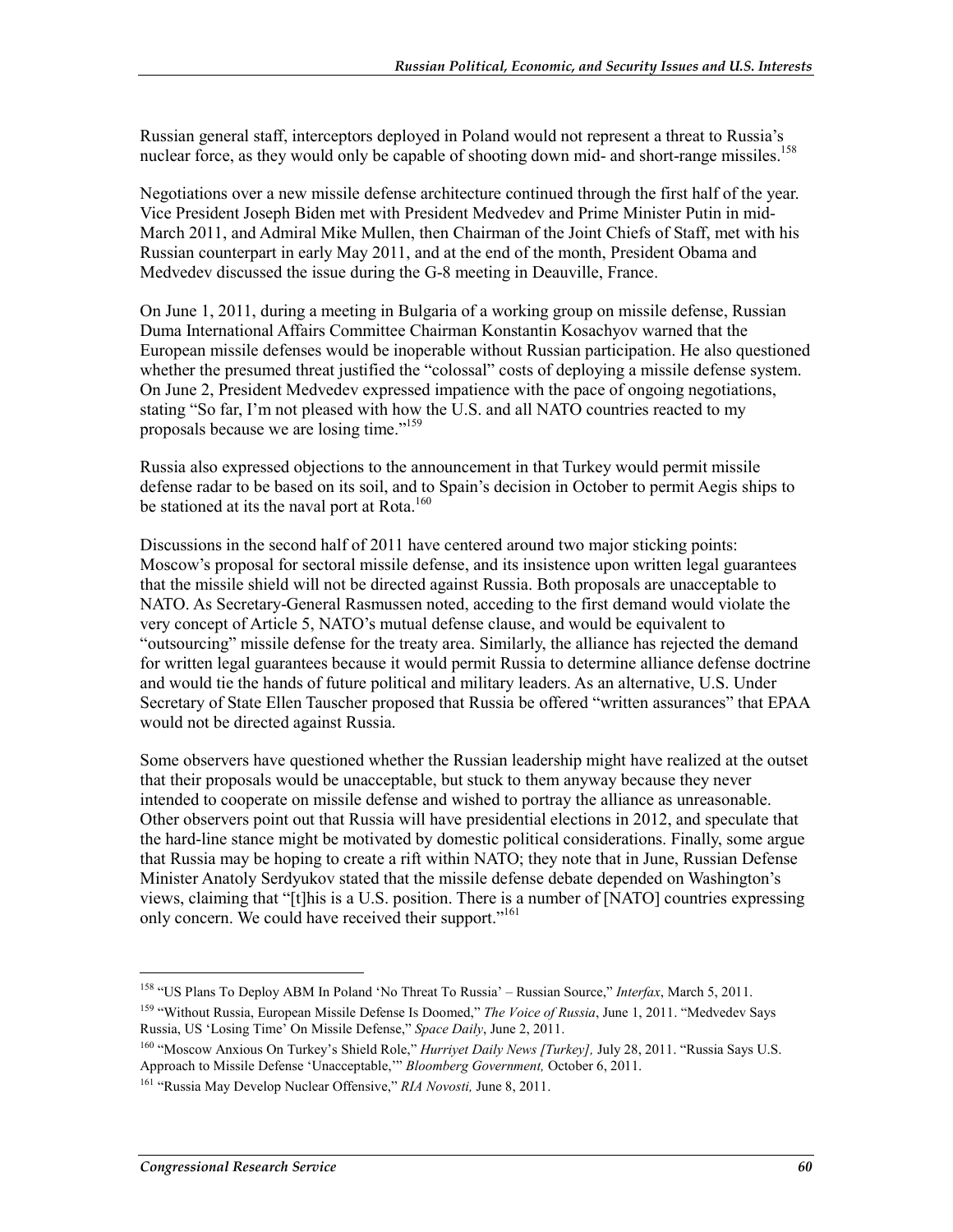Russian general staff, interceptors deployed in Poland would not represent a threat to Russia's nuclear force, as they would only be capable of shooting down mid- and short-range missiles.[158]

Negotiations over a new missile defense architecture continued through the first half of the year. Vice President Joseph Biden met with President Medvedev and Prime Minister Putin in mid-March 2011, and Admiral Mike Mullen, then Chairman of the Joint Chiefs of Staff, met with his Russian counterpart in early May 2011, and at the end of the month, President Obama and Medvedev discussed the issue during the G-8 meeting in Deauville, France.

On June 1, 2011, during a meeting in Bulgaria of a working group on missile defense, Russian Duma International Affairs Committee Chairman Konstantin Kosachyov warned that the European missile defenses would be inoperable without Russian participation. He also questioned whether the presumed threat justified the "colossal" costs of deploying a missile defense system. On June 2, President Medvedev expressed impatience with the pace of ongoing negotiations, stating "So far, I'm not pleased with how the U.S. and all NATO countries reacted to my proposals because we are losing time."[159]

Russia also expressed objections to the announcement in that Turkey would permit missile defense radar to be based on its soil, and to Spain's decision in October to permit Aegis ships to be stationed at its the naval port at Rota.[160]

Discussions in the second half of 2011 have centered around two major sticking points: Moscow's proposal for sectoral missile defense, and its insistence upon written legal guarantees that the missile shield will not be directed against Russia. Both proposals are unacceptable to NATO. As Secretary-General Rasmussen noted, acceding to the first demand would violate the very concept of Article 5, NATO's mutual defense clause, and would be equivalent to "outsourcing" missile defense for the treaty area. Similarly, the alliance has rejected the demand for written legal guarantees because it would permit Russia to determine alliance defense doctrine and would tie the hands of future political and military leaders. As an alternative, U.S. Under Secretary of State Ellen Tauscher proposed that Russia be offered "written assurances" that EPAA would not be directed against Russia.

Some observers have questioned whether the Russian leadership might have realized at the outset that their proposals would be unacceptable, but stuck to them anyway because they never intended to cooperate on missile defense and wished to portray the alliance as unreasonable. Other observers point out that Russia will have presidential elections in 2012, and speculate that the hard-line stance might be motivated by domestic political considerations. Finally, some argue that Russia may be hoping to create a rift within NATO; they note that in June, Russian Defense Minister Anatoly Serdyukov stated that the missile defense debate depended on Washington's views, claiming that "[t]his is a U.S. position. There is a number of [NATO] countries expressing only concern. We could have received their support."[161]

---

[158] "US Plans To Deploy ABM In Poland 'No Threat To Russia' – Russian Source," *Interfax*, March 5, 2011.

[159] "Without Russia, European Missile Defense Is Doomed," *The Voice of Russia*, June 1, 2011. "Medvedev Says Russia, US 'Losing Time' On Missile Defense," *Space Daily*, June 2, 2011.

[160] "Moscow Anxious On Turkey's Shield Role," *Hurriyet Daily News [Turkey],* July 28, 2011. "Russia Says U.S. Approach to Missile Defense 'Unacceptable,'" *Bloomberg Government,* October 6, 2011.

[161] "Russia May Develop Nuclear Offensive," *RIA Novosti,* June 8, 2011.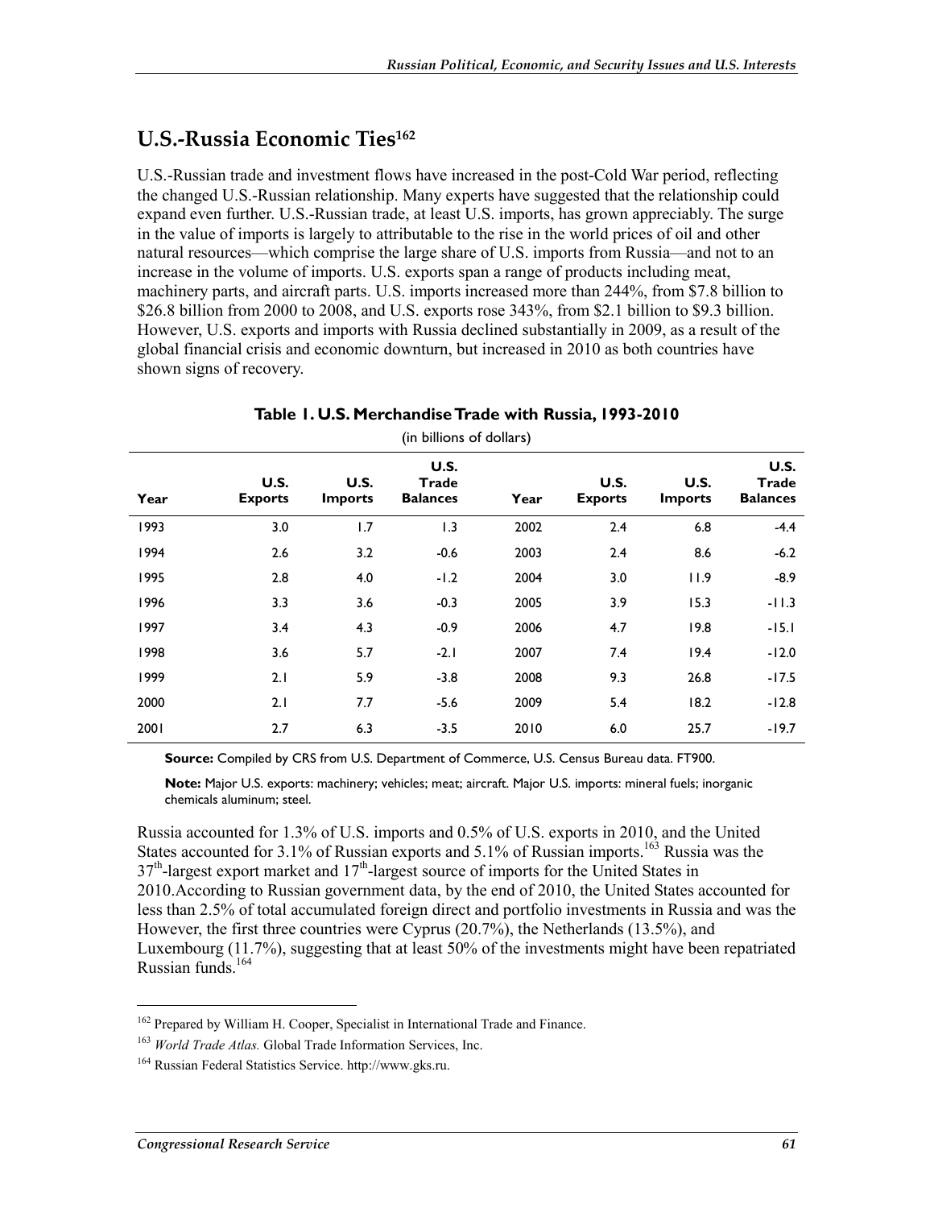## U.S.-Russia Economic Ties[162]

U.S.-Russian trade and investment flows have increased in the post-Cold War period, reflecting the changed U.S.-Russian relationship. Many experts have suggested that the relationship could expand even further. U.S.-Russian trade, at least U.S. imports, has grown appreciably. The surge in the value of imports is largely to attributable to the rise in the world prices of oil and other natural resources—which comprise the large share of U.S. imports from Russia—and not to an increase in the volume of imports. U.S. exports span a range of products including meat, machinery parts, and aircraft parts. U.S. imports increased more than 244%, from $7.8 billion to $26.8 billion from 2000 to 2008, and U.S. exports rose 343%, from $2.1 billion to $9.3 billion. However, U.S. exports and imports with Russia declined substantially in 2009, as a result of the global financial crisis and economic downturn, but increased in 2010 as both countries have shown signs of recovery.

**Table 1. U.S. Merchandise Trade with Russia, 1993-2010**

(in billions of dollars)

| Year | U.S. Exports | U.S. Imports | U.S. Trade Balances | Year | U.S. Exports | U.S. Imports | U.S. Trade Balances |
|---|---|---|---|---|---|---|---|
| 1993 | 3.0 | 1.7 | 1.3 | 2002 | 2.4 | 6.8 | -4.4 |
| 1994 | 2.6 | 3.2 | -0.6 | 2003 | 2.4 | 8.6 | -6.2 |
| 1995 | 2.8 | 4.0 | -1.2 | 2004 | 3.0 | 11.9 | -8.9 |
| 1996 | 3.3 | 3.6 | -0.3 | 2005 | 3.9 | 15.3 | -11.3 |
| 1997 | 3.4 | 4.3 | -0.9 | 2006 | 4.7 | 19.8 | -15.1 |
| 1998 | 3.6 | 5.7 | -2.1 | 2007 | 7.4 | 19.4 | -12.0 |
| 1999 | 2.1 | 5.9 | -3.8 | 2008 | 9.3 | 26.8 | -17.5 |
| 2000 | 2.1 | 7.7 | -5.6 | 2009 | 5.4 | 18.2 | -12.8 |
| 2001 | 2.7 | 6.3 | -3.5 | 2010 | 6.0 | 25.7 | -19.7 |

**Source:** Compiled by CRS from U.S. Department of Commerce, U.S. Census Bureau data. FT900.

**Note:** Major U.S. exports: machinery; vehicles; meat; aircraft. Major U.S. imports: mineral fuels; inorganic chemicals aluminum; steel.

Russia accounted for 1.3% of U.S. imports and 0.5% of U.S. exports in 2010, and the United States accounted for 3.1% of Russian exports and 5.1% of Russian imports.[163] Russia was the 37th-largest export market and 17th-largest source of imports for the United States in 2010.According to Russian government data, by the end of 2010, the United States accounted for less than 2.5% of total accumulated foreign direct and portfolio investments in Russia and was the However, the first three countries were Cyprus (20.7%), the Netherlands (13.5%), and Luxembourg (11.7%), suggesting that at least 50% of the investments might have been repatriated Russian funds.[164]

---

[162] Prepared by William H. Cooper, Specialist in International Trade and Finance.

[163] *World Trade Atlas.* Global Trade Information Services, Inc.

[164] Russian Federal Statistics Service. http://www.gks.ru.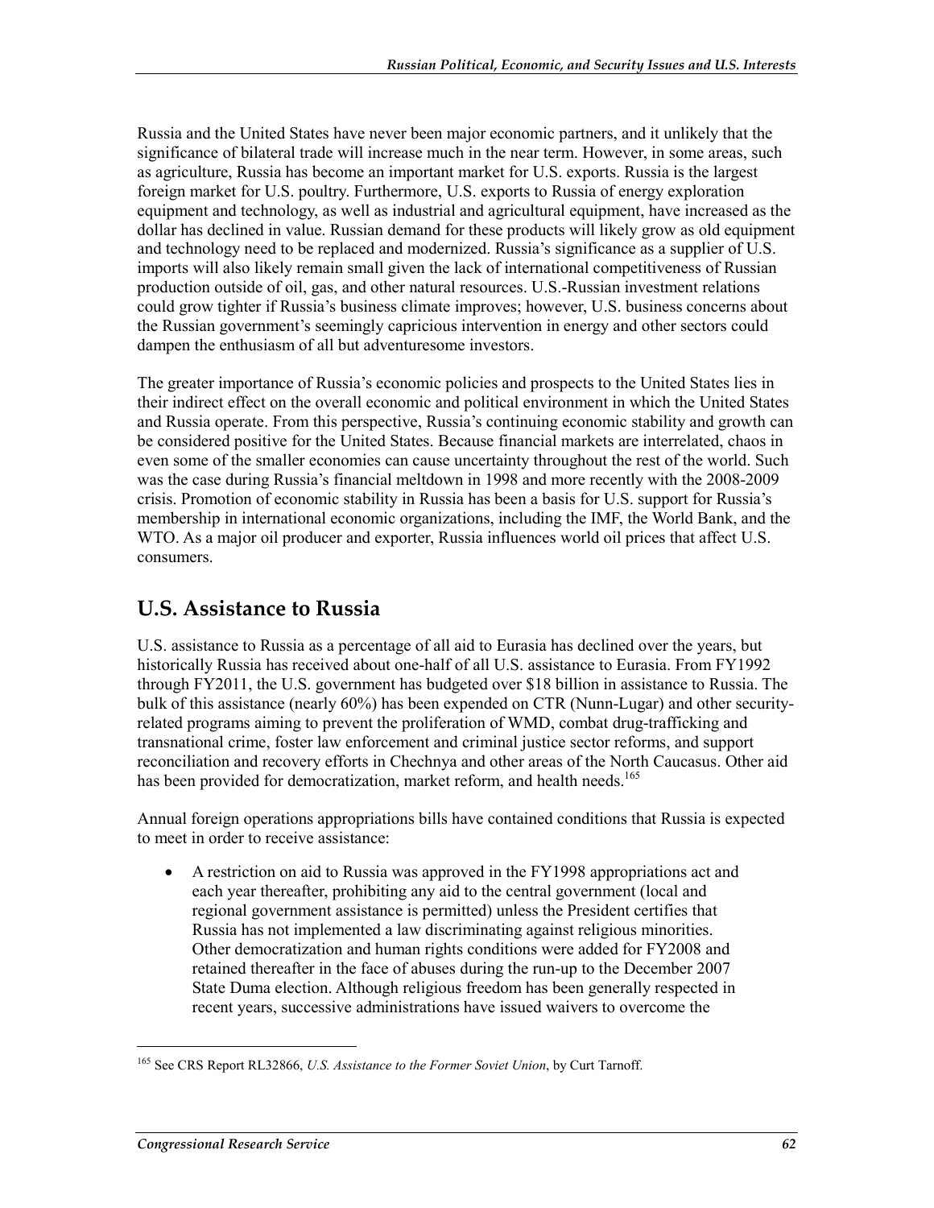Russia and the United States have never been major economic partners, and it unlikely that the significance of bilateral trade will increase much in the near term. However, in some areas, such as agriculture, Russia has become an important market for U.S. exports. Russia is the largest foreign market for U.S. poultry. Furthermore, U.S. exports to Russia of energy exploration equipment and technology, as well as industrial and agricultural equipment, have increased as the dollar has declined in value. Russian demand for these products will likely grow as old equipment and technology need to be replaced and modernized. Russia's significance as a supplier of U.S. imports will also likely remain small given the lack of international competitiveness of Russian production outside of oil, gas, and other natural resources. U.S.-Russian investment relations could grow tighter if Russia's business climate improves; however, U.S. business concerns about the Russian government's seemingly capricious intervention in energy and other sectors could dampen the enthusiasm of all but adventuresome investors.

The greater importance of Russia's economic policies and prospects to the United States lies in their indirect effect on the overall economic and political environment in which the United States and Russia operate. From this perspective, Russia's continuing economic stability and growth can be considered positive for the United States. Because financial markets are interrelated, chaos in even some of the smaller economies can cause uncertainty throughout the rest of the world. Such was the case during Russia's financial meltdown in 1998 and more recently with the 2008-2009 crisis. Promotion of economic stability in Russia has been a basis for U.S. support for Russia's membership in international economic organizations, including the IMF, the World Bank, and the WTO. As a major oil producer and exporter, Russia influences world oil prices that affect U.S. consumers.

## U.S. Assistance to Russia

U.S. assistance to Russia as a percentage of all aid to Eurasia has declined over the years, but historically Russia has received about one-half of all U.S. assistance to Eurasia. From FY1992 through FY2011, the U.S. government has budgeted over $18 billion in assistance to Russia. The bulk of this assistance (nearly 60%) has been expended on CTR (Nunn-Lugar) and other security-related programs aiming to prevent the proliferation of WMD, combat drug-trafficking and transnational crime, foster law enforcement and criminal justice sector reforms, and support reconciliation and recovery efforts in Chechnya and other areas of the North Caucasus. Other aid has been provided for democratization, market reform, and health needs.[165]

Annual foreign operations appropriations bills have contained conditions that Russia is expected to meet in order to receive assistance:

- A restriction on aid to Russia was approved in the FY1998 appropriations act and each year thereafter, prohibiting any aid to the central government (local and regional government assistance is permitted) unless the President certifies that Russia has not implemented a law discriminating against religious minorities. Other democratization and human rights conditions were added for FY2008 and retained thereafter in the face of abuses during the run-up to the December 2007 State Duma election. Although religious freedom has been generally respected in recent years, successive administrations have issued waivers to overcome the

---

[165] See CRS Report RL32866, *U.S. Assistance to the Former Soviet Union*, by Curt Tarnoff.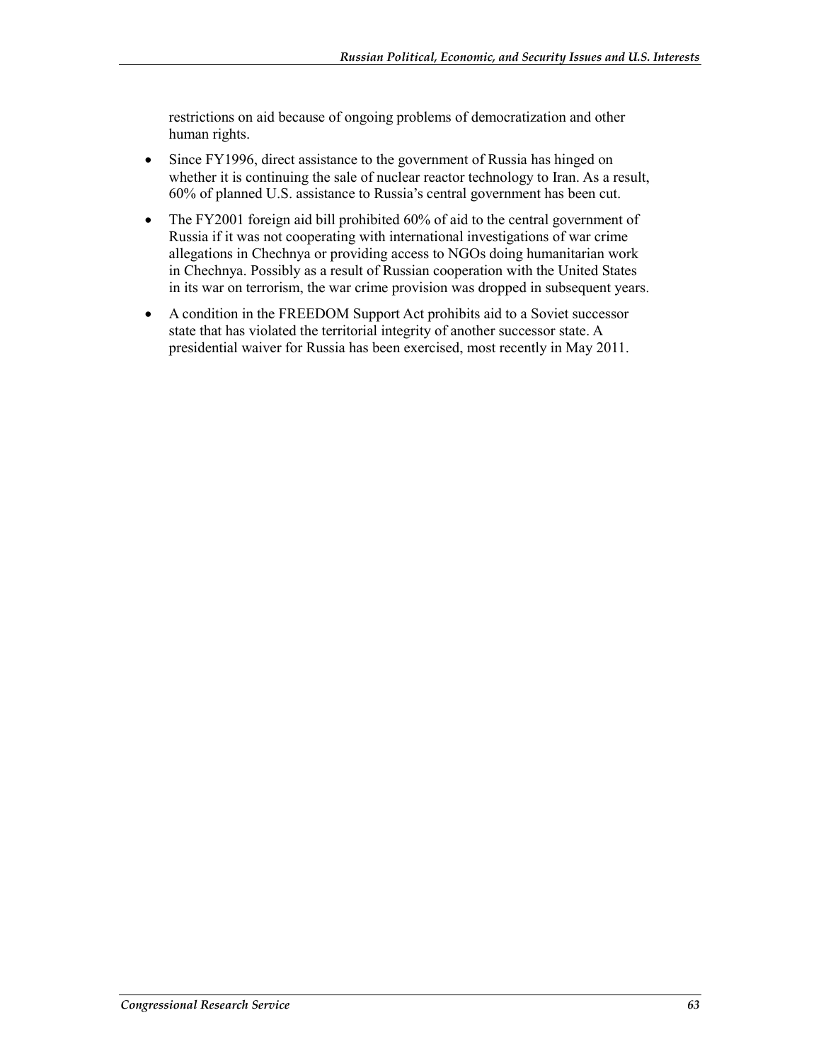restrictions on aid because of ongoing problems of democratization and other human rights.

- Since FY1996, direct assistance to the government of Russia has hinged on whether it is continuing the sale of nuclear reactor technology to Iran. As a result, 60% of planned U.S. assistance to Russia's central government has been cut.
- The FY2001 foreign aid bill prohibited 60% of aid to the central government of Russia if it was not cooperating with international investigations of war crime allegations in Chechnya or providing access to NGOs doing humanitarian work in Chechnya. Possibly as a result of Russian cooperation with the United States in its war on terrorism, the war crime provision was dropped in subsequent years.
- A condition in the FREEDOM Support Act prohibits aid to a Soviet successor state that has violated the territorial integrity of another successor state. A presidential waiver for Russia has been exercised, most recently in May 2011.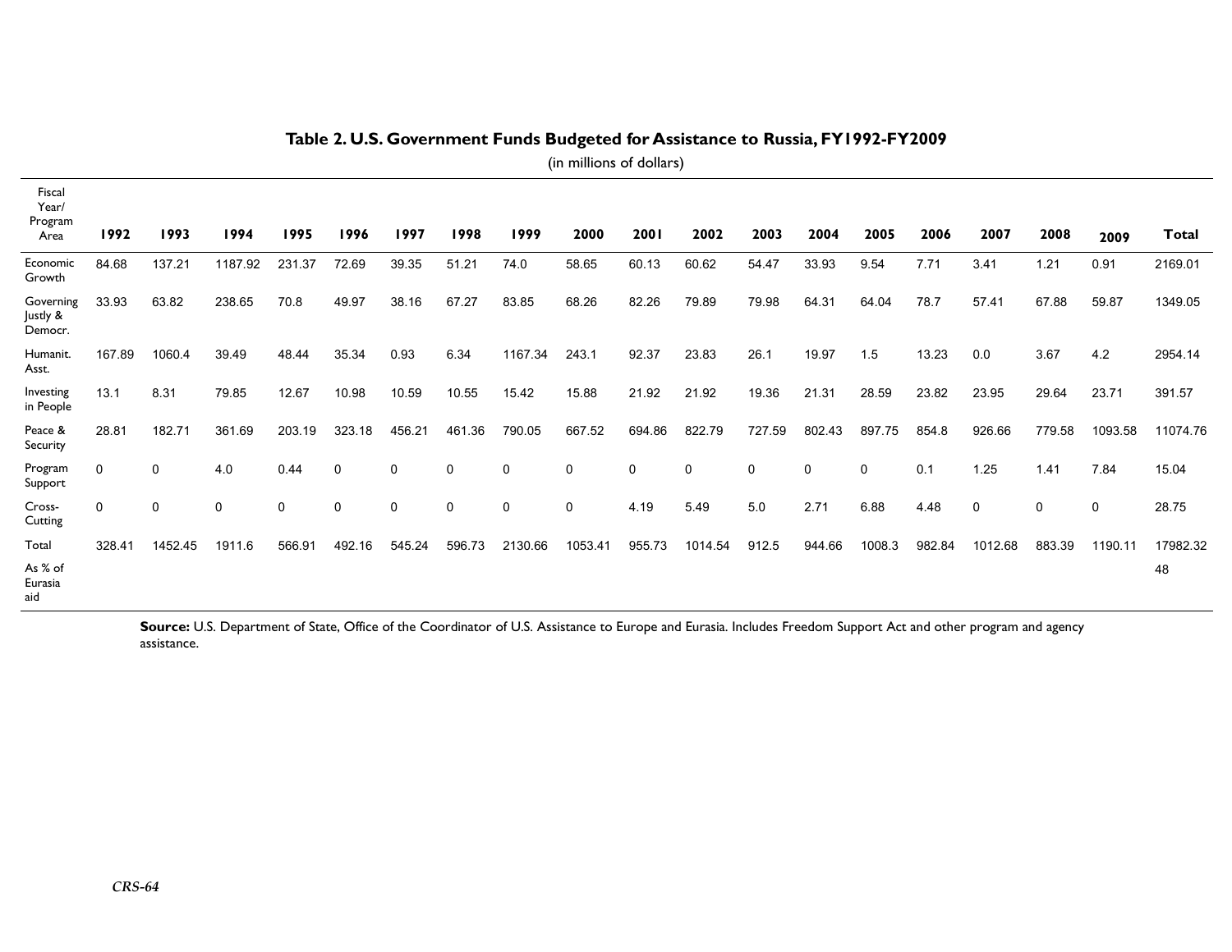## Table 2. U.S. Government Funds Budgeted for Assistance to Russia, FY1992-FY2009

(in millions of dollars)

| Fiscal Year/ Program Area | 1992 | 1993 | 1994 | 1995 | 1996 | 1997 | 1998 | 1999 | 2000 | 2001 | 2002 | 2003 | 2004 | 2005 | 2006 | 2007 | 2008 | 2009 | Total |
|---|---|---|---|---|---|---|---|---|---|---|---|---|---|---|---|---|---|---|---|
| Economic Growth | 84.68 | 137.21 | 1187.92 | 231.37 | 72.69 | 39.35 | 51.21 | 74.0 | 58.65 | 60.13 | 60.62 | 54.47 | 33.93 | 9.54 | 7.71 | 3.41 | 1.21 | 0.91 | 2169.01 |
| Governing Justly & Democr. | 33.93 | 63.82 | 238.65 | 70.8 | 49.97 | 38.16 | 67.27 | 83.85 | 68.26 | 82.26 | 79.89 | 79.98 | 64.31 | 64.04 | 78.7 | 57.41 | 67.88 | 59.87 | 1349.05 |
| Humanit. Asst. | 167.89 | 1060.4 | 39.49 | 48.44 | 35.34 | 0.93 | 6.34 | 1167.34 | 243.1 | 92.37 | 23.83 | 26.1 | 19.97 | 1.5 | 13.23 | 0.0 | 3.67 | 4.2 | 2954.14 |
| Investing in People | 13.1 | 8.31 | 79.85 | 12.67 | 10.98 | 10.59 | 10.55 | 15.42 | 15.88 | 21.92 | 21.92 | 19.36 | 21.31 | 28.59 | 23.82 | 23.95 | 29.64 | 23.71 | 391.57 |
| Peace & Security | 28.81 | 182.71 | 361.69 | 203.19 | 323.18 | 456.21 | 461.36 | 790.05 | 667.52 | 694.86 | 822.79 | 727.59 | 802.43 | 897.75 | 854.8 | 926.66 | 779.58 | 1093.58 | 11074.76 |
| Program Support | 0 | 0 | 4.0 | 0.44 | 0 | 0 | 0 | 0 | 0 | 0 | 0 | 0 | 0 | 0 | 0.1 | 1.25 | 1.41 | 7.84 | 15.04 |
| Cross-Cutting | 0 | 0 | 0 | 0 | 0 | 0 | 0 | 0 | 0 | 4.19 | 5.49 | 5.0 | 2.71 | 6.88 | 4.48 | 0 | 0 | 0 | 28.75 |
| Total | 328.41 | 1452.45 | 1911.6 | 566.91 | 492.16 | 545.24 | 596.73 | 2130.66 | 1053.41 | 955.73 | 1014.54 | 912.5 | 944.66 | 1008.3 | 982.84 | 1012.68 | 883.39 | 1190.11 | 17982.32 |
| As % of Eurasia aid | | | | | | | | | | | | | | | | | | | 48 |

**Source:** U.S. Department of State, Office of the Coordinator of U.S. Assistance to Europe and Eurasia. Includes Freedom Support Act and other program and agency assistance.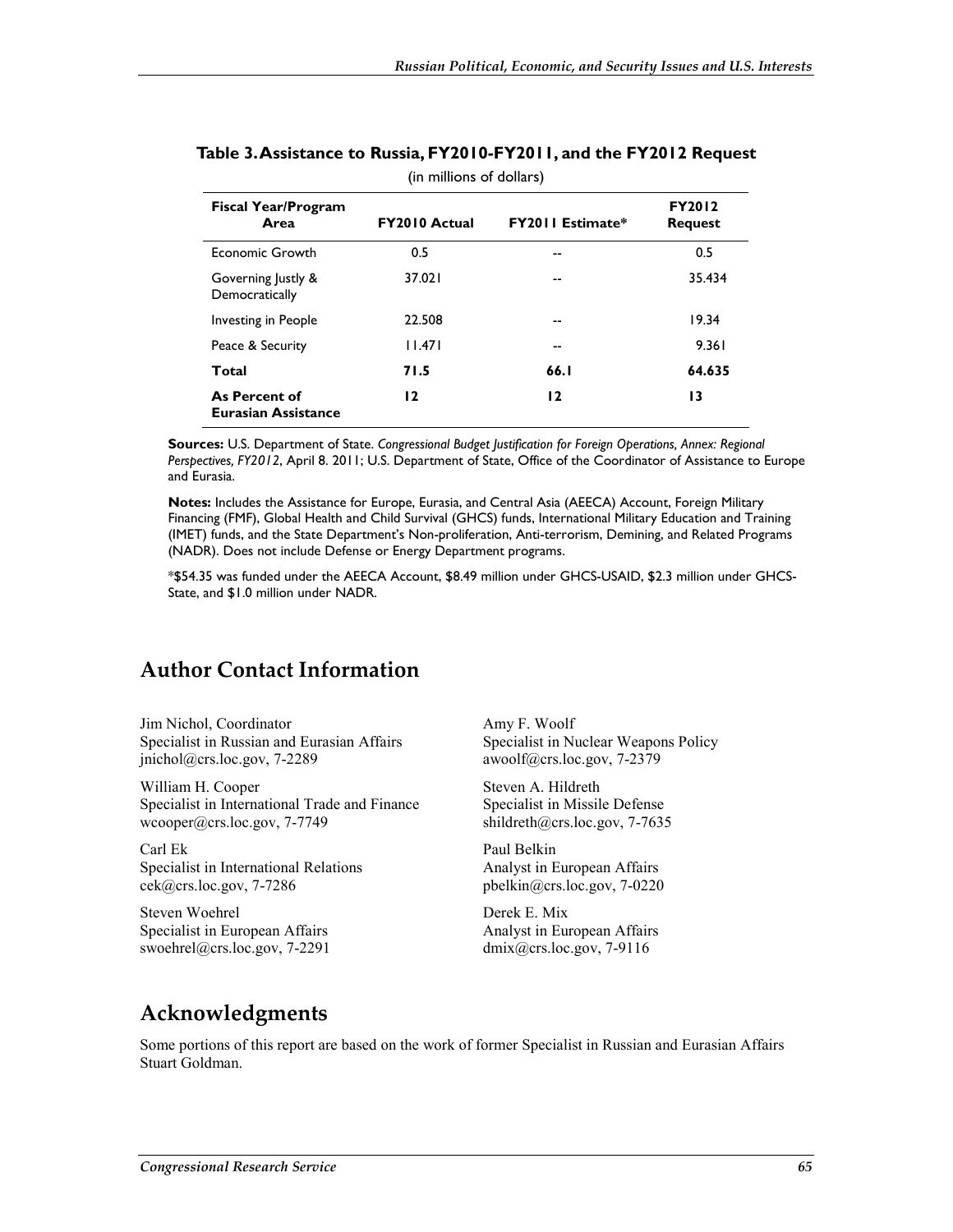**Table 3. Assistance to Russia, FY2010-FY2011, and the FY2012 Request**

(in millions of dollars)

| Fiscal Year/Program Area | FY2010 Actual | FY2011 Estimate* | FY2012 Request |
|---|---|---|---|
| Economic Growth | 0.5 | -- | 0.5 |
| Governing Justly & Democratically | 37.021 | -- | 35.434 |
| Investing in People | 22.508 | -- | 19.34 |
| Peace & Security | 11.471 | -- | 9.361 |
| **Total** | **71.5** | **66.1** | **64.635** |
| **As Percent of Eurasian Assistance** | **12** | **12** | **13** |

**Sources:** U.S. Department of State. *Congressional Budget Justification for Foreign Operations, Annex: Regional Perspectives, FY2012*, April 8. 2011; U.S. Department of State, Office of the Coordinator of Assistance to Europe and Eurasia.

**Notes:** Includes the Assistance for Europe, Eurasia, and Central Asia (AEECA) Account, Foreign Military Financing (FMF), Global Health and Child Survival (GHCS) funds, International Military Education and Training (IMET) funds, and the State Department's Non-proliferation, Anti-terrorism, Demining, and Related Programs (NADR). Does not include Defense or Energy Department programs.

*$54.35 was funded under the AEECA Account, $8.49 million under GHCS-USAID, $2.3 million under GHCS-State, and $1.0 million under NADR.

## Author Contact Information

Jim Nichol, Coordinator
Specialist in Russian and Eurasian Affairs
jnichol@crs.loc.gov, 7-2289

William H. Cooper
Specialist in International Trade and Finance
wcooper@crs.loc.gov, 7-7749

Carl Ek
Specialist in International Relations
cek@crs.loc.gov, 7-7286

Steven Woehrel
Specialist in European Affairs
swoehrel@crs.loc.gov, 7-2291

Amy F. Woolf
Specialist in Nuclear Weapons Policy
awoolf@crs.loc.gov, 7-2379

Steven A. Hildreth
Specialist in Missile Defense
shildreth@crs.loc.gov, 7-7635

Paul Belkin
Analyst in European Affairs
pbelkin@crs.loc.gov, 7-0220

Derek E. Mix
Analyst in European Affairs
dmix@crs.loc.gov, 7-9116

## Acknowledgments

Some portions of this report are based on the work of former Specialist in Russian and Eurasian Affairs Stuart Goldman.